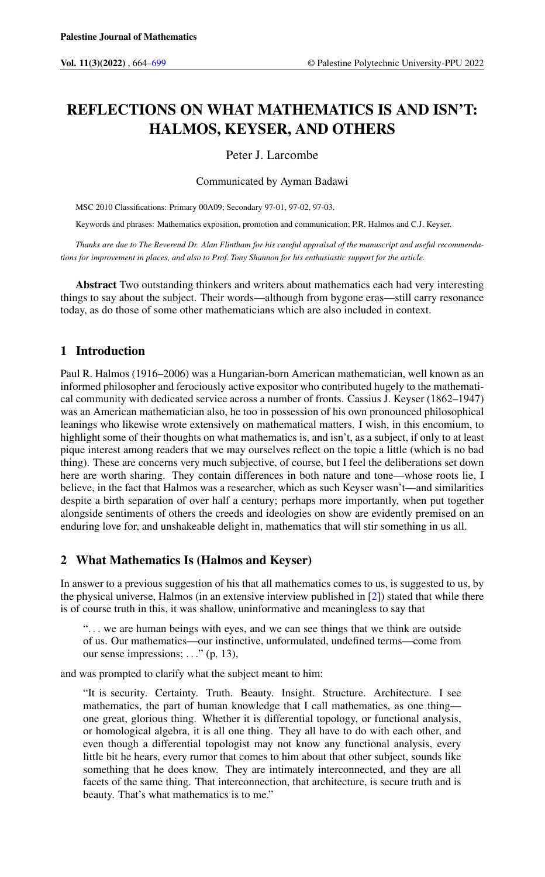# REFLECTIONS ON WHAT MATHEMATICS IS AND ISN'T: HALMOS, KEYSER, AND OTHERS

Peter J. Larcombe

Communicated by Ayman Badawi

MSC 2010 Classifications: Primary 00A09; Secondary 97-01, 97-02, 97-03.

Keywords and phrases: Mathematics exposition, promotion and communication; P.R. Halmos and C.J. Keyser.

*Thanks are due to The Reverend Dr. Alan Flintham for his careful appraisal of the manuscript and useful recommendations for improvement in places, and also to Prof. Tony Shannon for his enthusiastic support for the article.*

**Abstract** Two outstanding thinkers and writers about mathematics each had very interesting things to say about the subject. Their words—although from bygone eras—still carry resonance today, as do those of some other mathematicians which are also included in context.

## 1 Introduction

Paul R. Halmos (1916–2006) was a Hungarian-born American mathematician, well known as an informed philosopher and ferociously active expositor who contributed hugely to the mathematical community with dedicated service across a number of fronts. Cassius J. Keyser (1862–1947) was an American mathematician also, he too in possession of his own pronounced philosophical leanings who likewise wrote extensively on mathematical matters. I wish, in this encomium, to highlight some of their thoughts on what mathematics is, and isn't, as a subject, if only to at least pique interest among readers that we may ourselves reflect on the topic a little (which is no bad thing). These are concerns very much subjective, of course, but I feel the deliberations set down here are worth sharing. They contain differences in both nature and tone—whose roots lie, I believe, in the fact that Halmos was a researcher, which as such Keyser wasn't—and similarities despite a birth separation of over half a century; perhaps more importantly, when put together alongside sentiments of others the creeds and ideologies on show are evidently premised on an enduring love for, and unshakeable delight in, mathematics that will stir something in us all.

## 2 What Mathematics Is (Halmos and Keyser)

In answer to a previous suggestion of his that all mathematics comes to us, is suggested to us, by the physical universe, Halmos (in an extensive interview published in [2]) stated that while there is of course truth in this, it was shallow, uninformative and meaningless to say that

> ". . . we are human beings with eyes, and we can see things that we think are outside of us. Our mathematics—our instinctive, unformulated, undefined terms—come from our sense impressions; . . ." (p. 13),

and was prompted to clarify what the subject meant to him:

> "It is security. Certainty. Truth. Beauty. Insight. Structure. Architecture. I see mathematics, the part of human knowledge that I call mathematics, as one thing—one great, glorious thing. Whether it is differential topology, or functional analysis, or homological algebra, it is all one thing. They all have to do with each other, and even though a differential topologist may not know any functional analysis, every little bit he hears, every rumor that comes to him about that other subject, sounds like something that he does know. They are intimately interconnected, and they are all facets of the same thing. That interconnection, that architecture, is secure truth and is beauty. That's what mathematics is to me."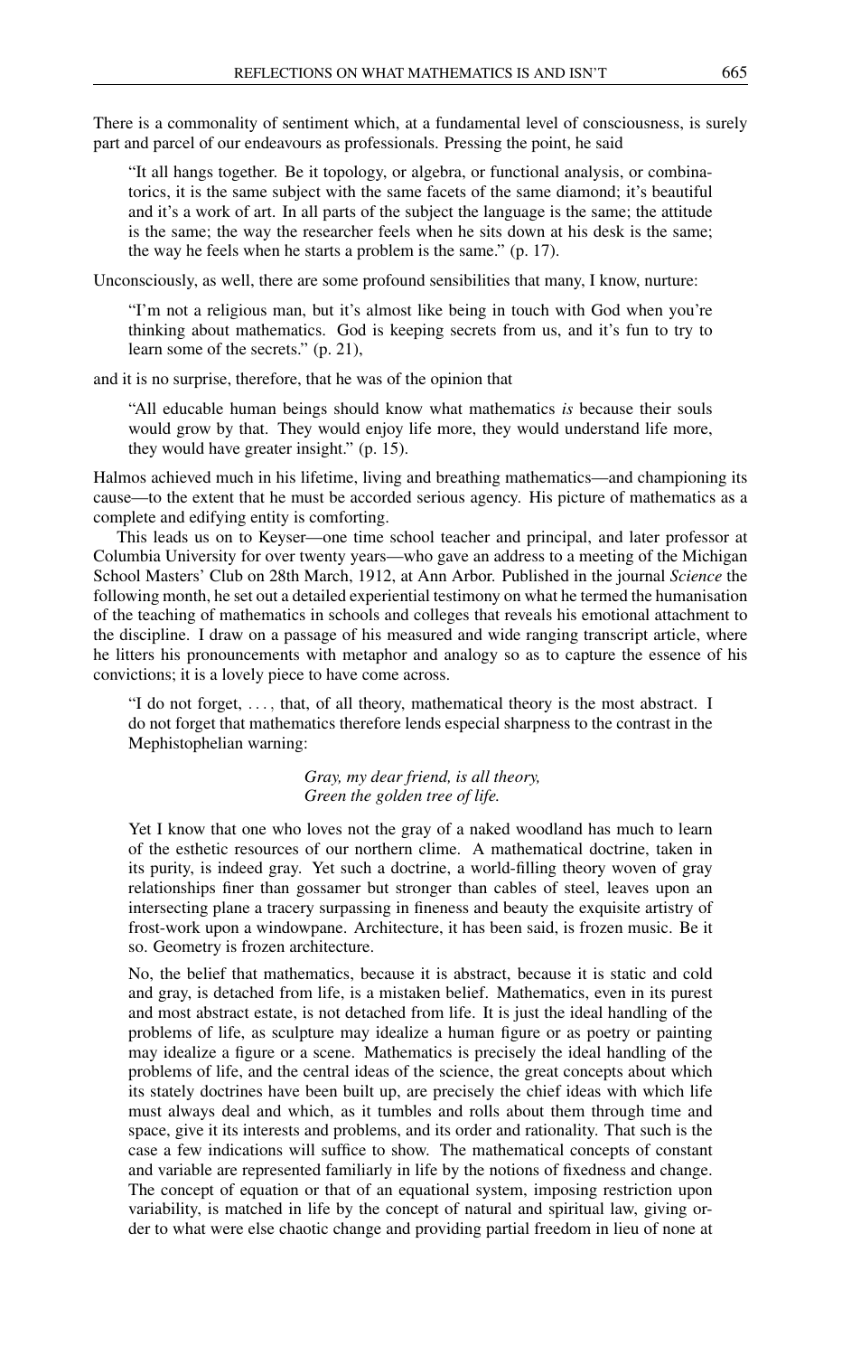There is a commonality of sentiment which, at a fundamental level of consciousness, is surely part and parcel of our endeavours as professionals. Pressing the point, he said

> "It all hangs together. Be it topology, or algebra, or functional analysis, or combinatorics, it is the same subject with the same facets of the same diamond; it's beautiful and it's a work of art. In all parts of the subject the language is the same; the attitude is the same; the way the researcher feels when he sits down at his desk is the same; the way he feels when he starts a problem is the same." (p. 17).

Unconsciously, as well, there are some profound sensibilities that many, I know, nurture:

> "I'm not a religious man, but it's almost like being in touch with God when you're thinking about mathematics. God is keeping secrets from us, and it's fun to try to learn some of the secrets." (p. 21),

and it is no surprise, therefore, that he was of the opinion that

> "All educable human beings should know what mathematics *is* because their souls would grow by that. They would enjoy life more, they would understand life more, they would have greater insight." (p. 15).

Halmos achieved much in his lifetime, living and breathing mathematics—and championing its cause—to the extent that he must be accorded serious agency. His picture of mathematics as a complete and edifying entity is comforting.

This leads us on to Keyser—one time school teacher and principal, and later professor at Columbia University for over twenty years—who gave an address to a meeting of the Michigan School Masters' Club on 28th March, 1912, at Ann Arbor. Published in the journal *Science* the following month, he set out a detailed experiential testimony on what he termed the humanisation of the teaching of mathematics in schools and colleges that reveals his emotional attachment to the discipline. I draw on a passage of his measured and wide ranging transcript article, where he litters his pronouncements with metaphor and analogy so as to capture the essence of his convictions; it is a lovely piece to have come across.

> "I do not forget, ..., that, of all theory, mathematical theory is the most abstract. I do not forget that mathematics therefore lends especial sharpness to the contrast in the Mephistophelian warning:
>
> *Gray, my dear friend, is all theory,*
> *Green the golden tree of life.*
>
> Yet I know that one who loves not the gray of a naked woodland has much to learn of the esthetic resources of our northern clime. A mathematical doctrine, taken in its purity, is indeed gray. Yet such a doctrine, a world-filling theory woven of gray relationships finer than gossamer but stronger than cables of steel, leaves upon an intersecting plane a tracery surpassing in fineness and beauty the exquisite artistry of frost-work upon a windowpane. Architecture, it has been said, is frozen music. Be it so. Geometry is frozen architecture.
>
> No, the belief that mathematics, because it is abstract, because it is static and cold and gray, is detached from life, is a mistaken belief. Mathematics, even in its purest and most abstract estate, is not detached from life. It is just the ideal handling of the problems of life, as sculpture may idealize a human figure or as poetry or painting may idealize a figure or a scene. Mathematics is precisely the ideal handling of the problems of life, and the central ideas of the science, the great concepts about which its stately doctrines have been built up, are precisely the chief ideas with which life must always deal and which, as it tumbles and rolls about them through time and space, give it its interests and problems, and its order and rationality. That such is the case a few indications will suffice to show. The mathematical concepts of constant and variable are represented familiarly in life by the notions of fixedness and change. The concept of equation or that of an equational system, imposing restriction upon variability, is matched in life by the concept of natural and spiritual law, giving order to what were else chaotic change and providing partial freedom in lieu of none at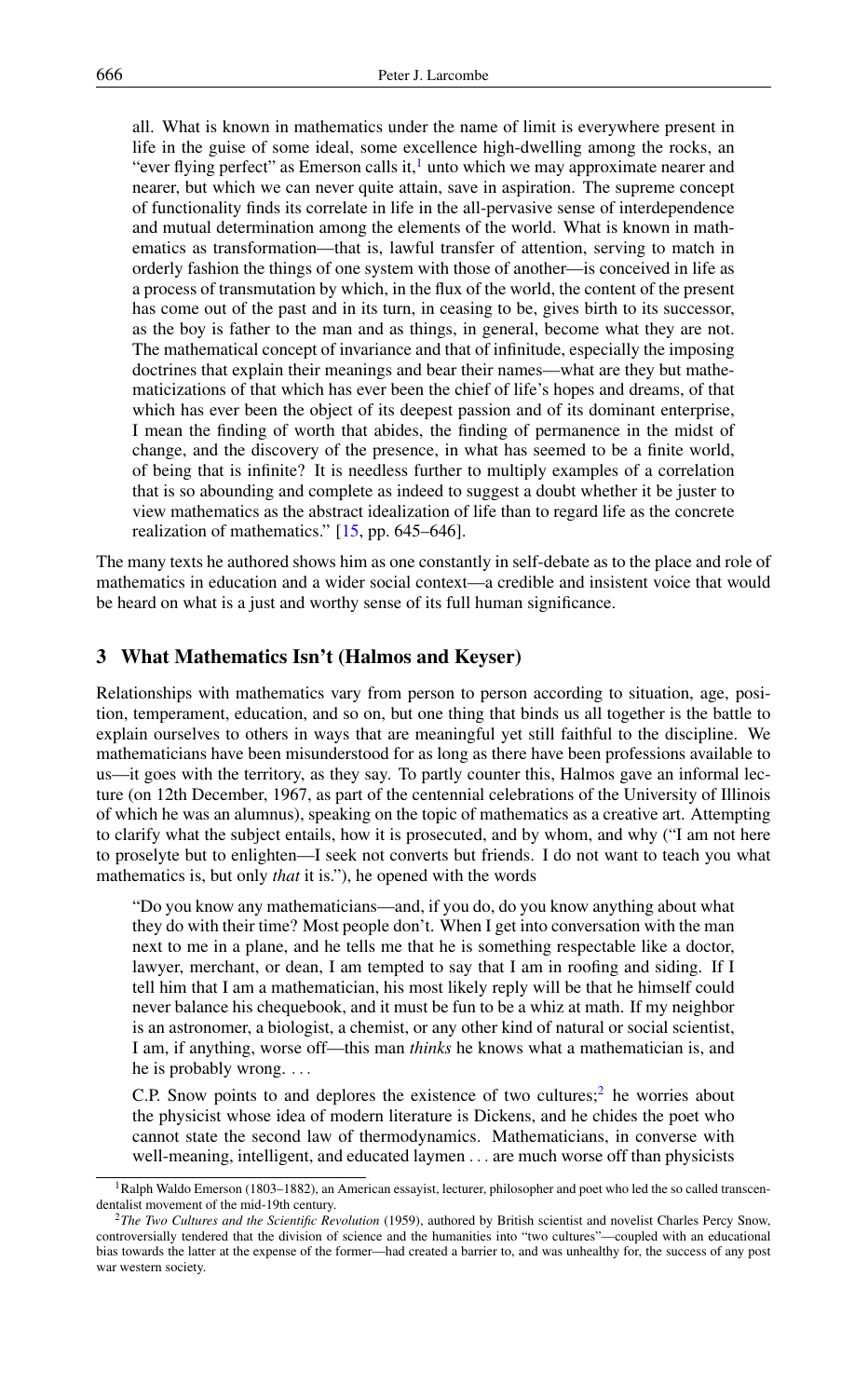> all. What is known in mathematics under the name of limit is everywhere present in life in the guise of some ideal, some excellence high-dwelling among the rocks, an "ever flying perfect" as Emerson calls it,[1] unto which we may approximate nearer and nearer, but which we can never quite attain, save in aspiration. The supreme concept of functionality finds its correlate in life in the all-pervasive sense of interdependence and mutual determination among the elements of the world. What is known in mathematics as transformation—that is, lawful transfer of attention, serving to match in orderly fashion the things of one system with those of another—is conceived in life as a process of transmutation by which, in the flux of the world, the content of the present has come out of the past and in its turn, in ceasing to be, gives birth to its successor, as the boy is father to the man and as things, in general, become what they are not. The mathematical concept of invariance and that of infinitude, especially the imposing doctrines that explain their meanings and bear their names—what are they but mathematicizations of that which has ever been the chief of life's hopes and dreams, of that which has ever been the object of its deepest passion and of its dominant enterprise, I mean the finding of worth that abides, the finding of permanence in the midst of change, and the discovery of the presence, in what has seemed to be a finite world, of being that is infinite? It is needless further to multiply examples of a correlation that is so abounding and complete as indeed to suggest a doubt whether it be juster to view mathematics as the abstract idealization of life than to regard life as the concrete realization of mathematics." [15, pp. 645–646].

The many texts he authored shows him as one constantly in self-debate as to the place and role of mathematics in education and a wider social context—a credible and insistent voice that would be heard on what is a just and worthy sense of its full human significance.

## 3 What Mathematics Isn't (Halmos and Keyser)

Relationships with mathematics vary from person to person according to situation, age, position, temperament, education, and so on, but one thing that binds us all together is the battle to explain ourselves to others in ways that are meaningful yet still faithful to the discipline. We mathematicians have been misunderstood for as long as there have been professions available to us—it goes with the territory, as they say. To partly counter this, Halmos gave an informal lecture (on 12th December, 1967, as part of the centennial celebrations of the University of Illinois of which he was an alumnus), speaking on the topic of mathematics as a creative art. Attempting to clarify what the subject entails, how it is prosecuted, and by whom, and why ("I am not here to proselyte but to enlighten—I seek not converts but friends. I do not want to teach you what mathematics is, but only *that* it is."), he opened with the words

> "Do you know any mathematicians—and, if you do, do you know anything about what they do with their time? Most people don't. When I get into conversation with the man next to me in a plane, and he tells me that he is something respectable like a doctor, lawyer, merchant, or dean, I am tempted to say that I am in roofing and siding. If I tell him that I am a mathematician, his most likely reply will be that he himself could never balance his chequebook, and it must be fun to be a whiz at math. If my neighbor is an astronomer, a biologist, a chemist, or any other kind of natural or social scientist, I am, if anything, worse off—this man *thinks* he knows what a mathematician is, and he is probably wrong. ...
>
> C.P. Snow points to and deplores the existence of two cultures;[2] he worries about the physicist whose idea of modern literature is Dickens, and he chides the poet who cannot state the second law of thermodynamics. Mathematicians, in converse with well-meaning, intelligent, and educated laymen ... are much worse off than physicists

---

[1] Ralph Waldo Emerson (1803–1882), an American essayist, lecturer, philosopher and poet who led the so called transcendentalist movement of the mid-19th century.

[2] *The Two Cultures and the Scientific Revolution* (1959), authored by British scientist and novelist Charles Percy Snow, controversially tendered that the division of science and the humanities into "two cultures"—coupled with an educational bias towards the latter at the expense of the former—had created a barrier to, and was unhealthy for, the success of any post war western society.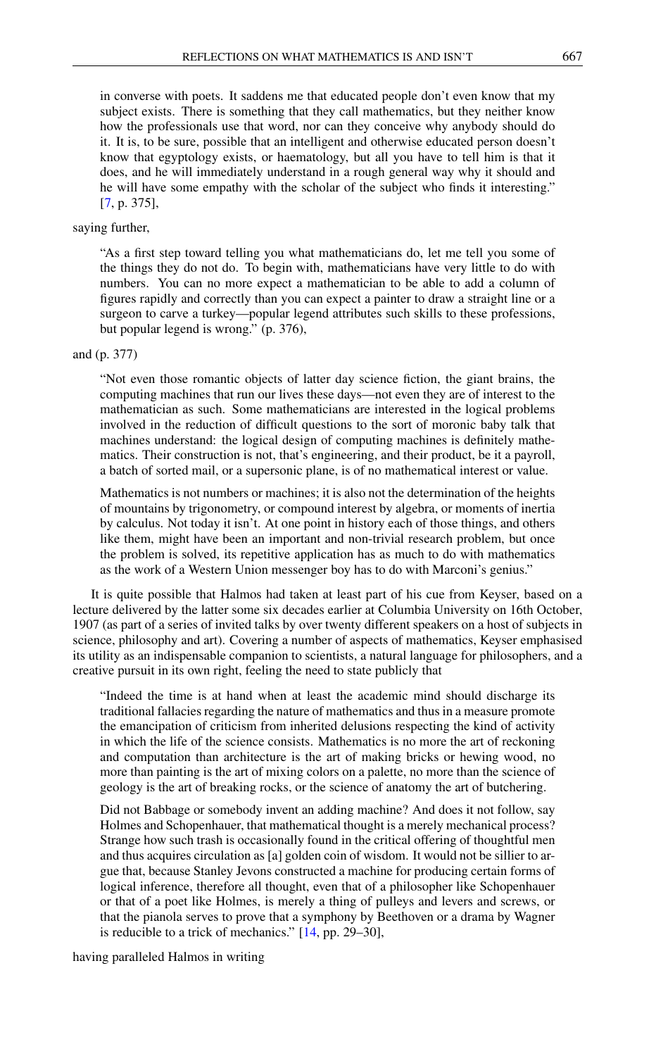> in converse with poets. It saddens me that educated people don't even know that my subject exists. There is something that they call mathematics, but they neither know how the professionals use that word, nor can they conceive why anybody should do it. It is, to be sure, possible that an intelligent and otherwise educated person doesn't know that egyptology exists, or haematology, but all you have to tell him is that it does, and he will immediately understand in a rough general way why it should and he will have some empathy with the scholar of the subject who finds it interesting." [7, p. 375],

saying further,

> "As a first step toward telling you what mathematicians do, let me tell you some of the things they do not do. To begin with, mathematicians have very little to do with numbers. You can no more expect a mathematician to be able to add a column of figures rapidly and correctly than you can expect a painter to draw a straight line or a surgeon to carve a turkey—popular legend attributes such skills to these professions, but popular legend is wrong." (p. 376),

and (p. 377)

> "Not even those romantic objects of latter day science fiction, the giant brains, the computing machines that run our lives these days—not even they are of interest to the mathematician as such. Some mathematicians are interested in the logical problems involved in the reduction of difficult questions to the sort of moronic baby talk that machines understand: the logical design of computing machines is definitely mathematics. Their construction is not, that's engineering, and their product, be it a payroll, a batch of sorted mail, or a supersonic plane, is of no mathematical interest or value.
>
> Mathematics is not numbers or machines; it is also not the determination of the heights of mountains by trigonometry, or compound interest by algebra, or moments of inertia by calculus. Not today it isn't. At one point in history each of those things, and others like them, might have been an important and non-trivial research problem, but once the problem is solved, its repetitive application has as much to do with mathematics as the work of a Western Union messenger boy has to do with Marconi's genius."

It is quite possible that Halmos had taken at least part of his cue from Keyser, based on a lecture delivered by the latter some six decades earlier at Columbia University on 16th October, 1907 (as part of a series of invited talks by over twenty different speakers on a host of subjects in science, philosophy and art). Covering a number of aspects of mathematics, Keyser emphasised its utility as an indispensable companion to scientists, a natural language for philosophers, and a creative pursuit in its own right, feeling the need to state publicly that

> "Indeed the time is at hand when at least the academic mind should discharge its traditional fallacies regarding the nature of mathematics and thus in a measure promote the emancipation of criticism from inherited delusions respecting the kind of activity in which the life of the science consists. Mathematics is no more the art of reckoning and computation than architecture is the art of making bricks or hewing wood, no more than painting is the art of mixing colors on a palette, no more than the science of geology is the art of breaking rocks, or the science of anatomy the art of butchering.
>
> Did not Babbage or somebody invent an adding machine? And does it not follow, say Holmes and Schopenhauer, that mathematical thought is a merely mechanical process? Strange how such trash is occasionally found in the critical offering of thoughtful men and thus acquires circulation as [a] golden coin of wisdom. It would not be sillier to argue that, because Stanley Jevons constructed a machine for producing certain forms of logical inference, therefore all thought, even that of a philosopher like Schopenhauer or that of a poet like Holmes, is merely a thing of pulleys and levers and screws, or that the pianola serves to prove that a symphony by Beethoven or a drama by Wagner is reducible to a trick of mechanics." [14, pp. 29–30],

having paralleled Halmos in writing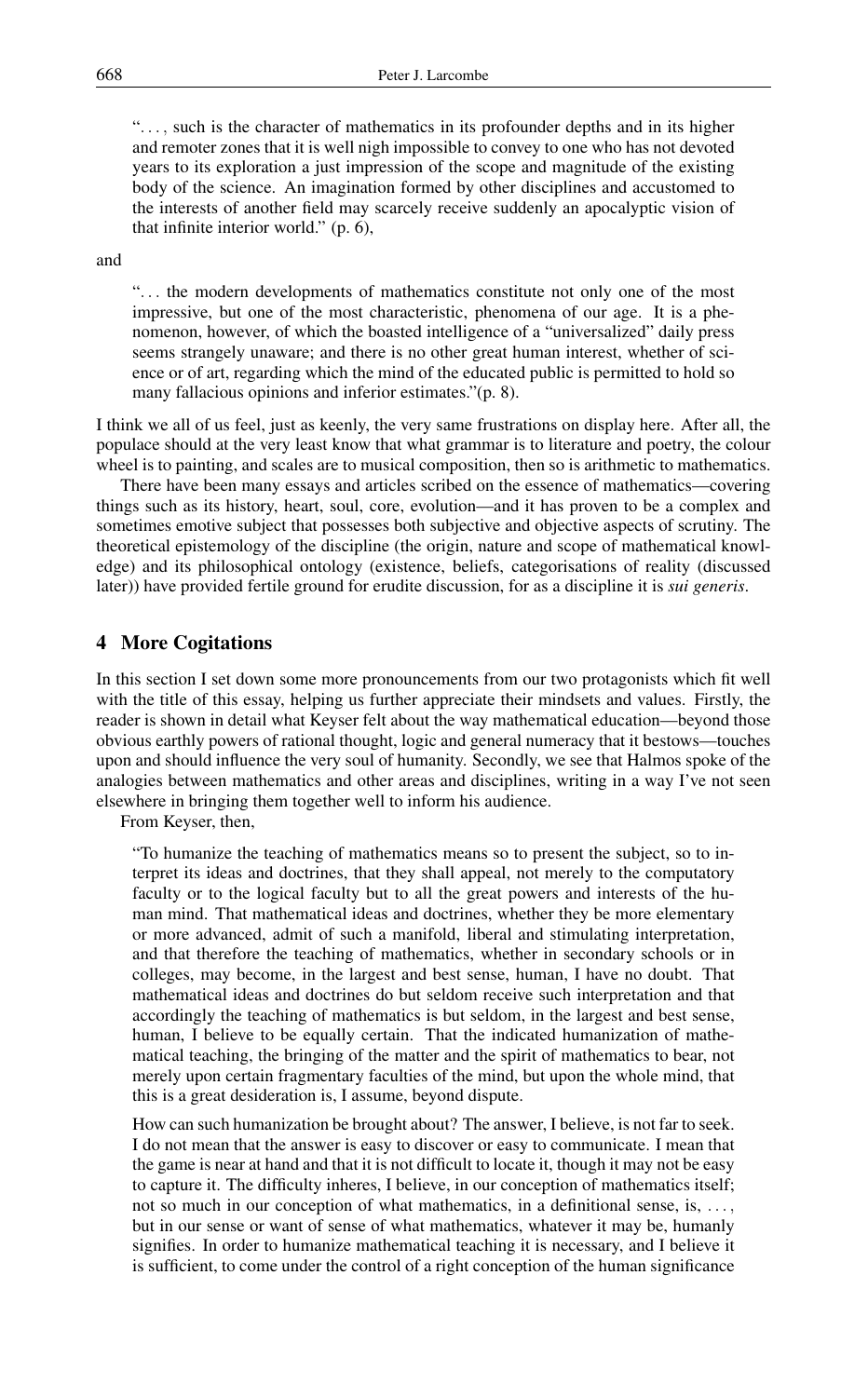"..., such is the character of mathematics in its profounder depths and in its higher and remoter zones that it is well nigh impossible to convey to one who has not devoted years to its exploration a just impression of the scope and magnitude of the existing body of the science. An imagination formed by other disciplines and accustomed to the interests of another field may scarcely receive suddenly an apocalyptic vision of that infinite interior world." (p. 6),

and

"... the modern developments of mathematics constitute not only one of the most impressive, but one of the most characteristic, phenomena of our age. It is a phenomenon, however, of which the boasted intelligence of a "universalized" daily press seems strangely unaware; and there is no other great human interest, whether of science or of art, regarding which the mind of the educated public is permitted to hold so many fallacious opinions and inferior estimates."(p. 8).

I think we all of us feel, just as keenly, the very same frustrations on display here. After all, the populace should at the very least know that what grammar is to literature and poetry, the colour wheel is to painting, and scales are to musical composition, then so is arithmetic to mathematics.

There have been many essays and articles scribed on the essence of mathematics—covering things such as its history, heart, soul, core, evolution—and it has proven to be a complex and sometimes emotive subject that possesses both subjective and objective aspects of scrutiny. The theoretical epistemology of the discipline (the origin, nature and scope of mathematical knowledge) and its philosophical ontology (existence, beliefs, categorisations of reality (discussed later)) have provided fertile ground for erudite discussion, for as a discipline it is *sui generis*.

## 4 More Cogitations

In this section I set down some more pronouncements from our two protagonists which fit well with the title of this essay, helping us further appreciate their mindsets and values. Firstly, the reader is shown in detail what Keyser felt about the way mathematical education—beyond those obvious earthly powers of rational thought, logic and general numeracy that it bestows—touches upon and should influence the very soul of humanity. Secondly, we see that Halmos spoke of the analogies between mathematics and other areas and disciplines, writing in a way I've not seen elsewhere in bringing them together well to inform his audience.

From Keyser, then,

"To humanize the teaching of mathematics means so to present the subject, so to interpret its ideas and doctrines, that they shall appeal, not merely to the computatory faculty or to the logical faculty but to all the great powers and interests of the human mind. That mathematical ideas and doctrines, whether they be more elementary or more advanced, admit of such a manifold, liberal and stimulating interpretation, and that therefore the teaching of mathematics, whether in secondary schools or in colleges, may become, in the largest and best sense, human, I have no doubt. That mathematical ideas and doctrines do but seldom receive such interpretation and that accordingly the teaching of mathematics is but seldom, in the largest and best sense, human, I believe to be equally certain. That the indicated humanization of mathematical teaching, the bringing of the matter and the spirit of mathematics to bear, not merely upon certain fragmentary faculties of the mind, but upon the whole mind, that this is a great desideration is, I assume, beyond dispute.

How can such humanization be brought about? The answer, I believe, is not far to seek. I do not mean that the answer is easy to discover or easy to communicate. I mean that the game is near at hand and that it is not difficult to locate it, though it may not be easy to capture it. The difficulty inheres, I believe, in our conception of mathematics itself; not so much in our conception of what mathematics, in a definitional sense, is, ..., but in our sense or want of sense of what mathematics, whatever it may be, humanly signifies. In order to humanize mathematical teaching it is necessary, and I believe it is sufficient, to come under the control of a right conception of the human significance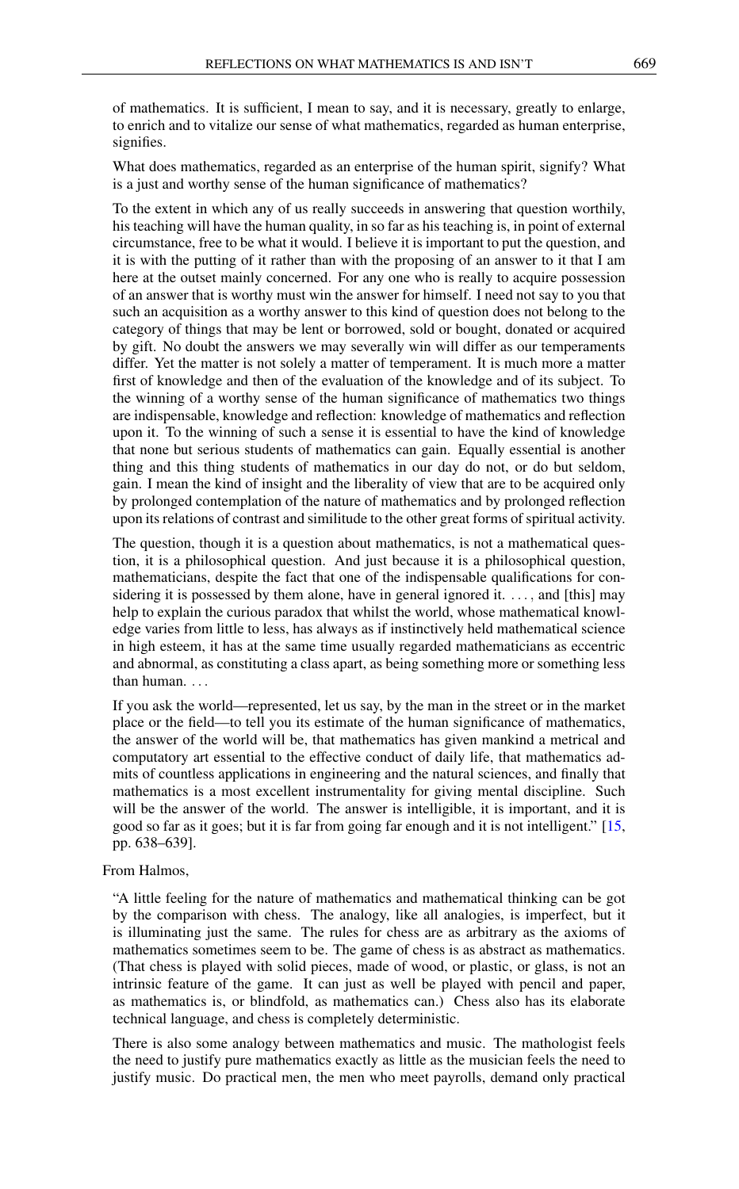of mathematics. It is sufficient, I mean to say, and it is necessary, greatly to enlarge, to enrich and to vitalize our sense of what mathematics, regarded as human enterprise, signifies.

What does mathematics, regarded as an enterprise of the human spirit, signify? What is a just and worthy sense of the human significance of mathematics?

To the extent in which any of us really succeeds in answering that question worthily, his teaching will have the human quality, in so far as his teaching is, in point of external circumstance, free to be what it would. I believe it is important to put the question, and it is with the putting of it rather than with the proposing of an answer to it that I am here at the outset mainly concerned. For any one who is really to acquire possession of an answer that is worthy must win the answer for himself. I need not say to you that such an acquisition as a worthy answer to this kind of question does not belong to the category of things that may be lent or borrowed, sold or bought, donated or acquired by gift. No doubt the answers we may severally win will differ as our temperaments differ. Yet the matter is not solely a matter of temperament. It is much more a matter first of knowledge and then of the evaluation of the knowledge and of its subject. To the winning of a worthy sense of the human significance of mathematics two things are indispensable, knowledge and reflection: knowledge of mathematics and reflection upon it. To the winning of such a sense it is essential to have the kind of knowledge that none but serious students of mathematics can gain. Equally essential is another thing and this thing students of mathematics in our day do not, or do but seldom, gain. I mean the kind of insight and the liberality of view that are to be acquired only by prolonged contemplation of the nature of mathematics and by prolonged reflection upon its relations of contrast and similitude to the other great forms of spiritual activity.

The question, though it is a question about mathematics, is not a mathematical question, it is a philosophical question. And just because it is a philosophical question, mathematicians, despite the fact that one of the indispensable qualifications for considering it is possessed by them alone, have in general ignored it. . . . , and [this] may help to explain the curious paradox that whilst the world, whose mathematical knowledge varies from little to less, has always as if instinctively held mathematical science in high esteem, it has at the same time usually regarded mathematicians as eccentric and abnormal, as constituting a class apart, as being something more or something less than human. . . .

If you ask the world—represented, let us say, by the man in the street or in the market place or the field—to tell you its estimate of the human significance of mathematics, the answer of the world will be, that mathematics has given mankind a metrical and computatory art essential to the effective conduct of daily life, that mathematics admits of countless applications in engineering and the natural sciences, and finally that mathematics is a most excellent instrumentality for giving mental discipline. Such will be the answer of the world. The answer is intelligible, it is important, and it is good so far as it goes; but it is far from going far enough and it is not intelligent." [15, pp. 638–639].

From Halmos,

"A little feeling for the nature of mathematics and mathematical thinking can be got by the comparison with chess. The analogy, like all analogies, is imperfect, but it is illuminating just the same. The rules for chess are as arbitrary as the axioms of mathematics sometimes seem to be. The game of chess is as abstract as mathematics. (That chess is played with solid pieces, made of wood, or plastic, or glass, is not an intrinsic feature of the game. It can just as well be played with pencil and paper, as mathematics is, or blindfold, as mathematics can.) Chess also has its elaborate technical language, and chess is completely deterministic.

There is also some analogy between mathematics and music. The mathologist feels the need to justify pure mathematics exactly as little as the musician feels the need to justify music. Do practical men, the men who meet payrolls, demand only practical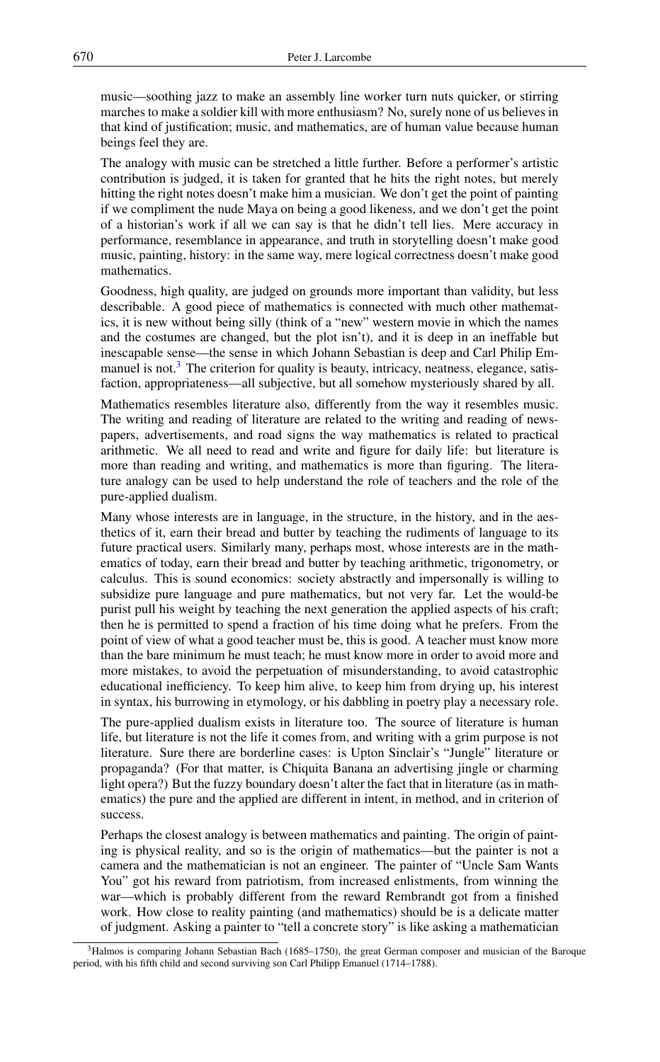music—soothing jazz to make an assembly line worker turn nuts quicker, or stirring marches to make a soldier kill with more enthusiasm? No, surely none of us believes in that kind of justification; music, and mathematics, are of human value because human beings feel they are.

The analogy with music can be stretched a little further. Before a performer's artistic contribution is judged, it is taken for granted that he hits the right notes, but merely hitting the right notes doesn't make him a musician. We don't get the point of painting if we compliment the nude Maya on being a good likeness, and we don't get the point of a historian's work if all we can say is that he didn't tell lies. Mere accuracy in performance, resemblance in appearance, and truth in storytelling doesn't make good music, painting, history: in the same way, mere logical correctness doesn't make good mathematics.

Goodness, high quality, are judged on grounds more important than validity, but less describable. A good piece of mathematics is connected with much other mathematics, it is new without being silly (think of a "new" western movie in which the names and the costumes are changed, but the plot isn't), and it is deep in an ineffable but inescapable sense—the sense in which Johann Sebastian is deep and Carl Philip Emmanuel is not.[3] The criterion for quality is beauty, intricacy, neatness, elegance, satisfaction, appropriateness—all subjective, but all somehow mysteriously shared by all.

Mathematics resembles literature also, differently from the way it resembles music. The writing and reading of literature are related to the writing and reading of newspapers, advertisements, and road signs the way mathematics is related to practical arithmetic. We all need to read and write and figure for daily life: but literature is more than reading and writing, and mathematics is more than figuring. The literature analogy can be used to help understand the role of teachers and the role of the pure-applied dualism.

Many whose interests are in language, in the structure, in the history, and in the aesthetics of it, earn their bread and butter by teaching the rudiments of language to its future practical users. Similarly many, perhaps most, whose interests are in the mathematics of today, earn their bread and butter by teaching arithmetic, trigonometry, or calculus. This is sound economics: society abstractly and impersonally is willing to subsidize pure language and pure mathematics, but not very far. Let the would-be purist pull his weight by teaching the next generation the applied aspects of his craft; then he is permitted to spend a fraction of his time doing what he prefers. From the point of view of what a good teacher must be, this is good. A teacher must know more than the bare minimum he must teach; he must know more in order to avoid more and more mistakes, to avoid the perpetuation of misunderstanding, to avoid catastrophic educational inefficiency. To keep him alive, to keep him from drying up, his interest in syntax, his burrowing in etymology, or his dabbling in poetry play a necessary role.

The pure-applied dualism exists in literature too. The source of literature is human life, but literature is not the life it comes from, and writing with a grim purpose is not literature. Sure there are borderline cases: is Upton Sinclair's "Jungle" literature or propaganda? (For that matter, is Chiquita Banana an advertising jingle or charming light opera?) But the fuzzy boundary doesn't alter the fact that in literature (as in mathematics) the pure and the applied are different in intent, in method, and in criterion of success.

Perhaps the closest analogy is between mathematics and painting. The origin of painting is physical reality, and so is the origin of mathematics—but the painter is not a camera and the mathematician is not an engineer. The painter of "Uncle Sam Wants You" got his reward from patriotism, from increased enlistments, from winning the war—which is probably different from the reward Rembrandt got from a finished work. How close to reality painting (and mathematics) should be is a delicate matter of judgment. Asking a painter to "tell a concrete story" is like asking a mathematician

[3] Halmos is comparing Johann Sebastian Bach (1685–1750), the great German composer and musician of the Baroque period, with his fifth child and second surviving son Carl Philipp Emanuel (1714–1788).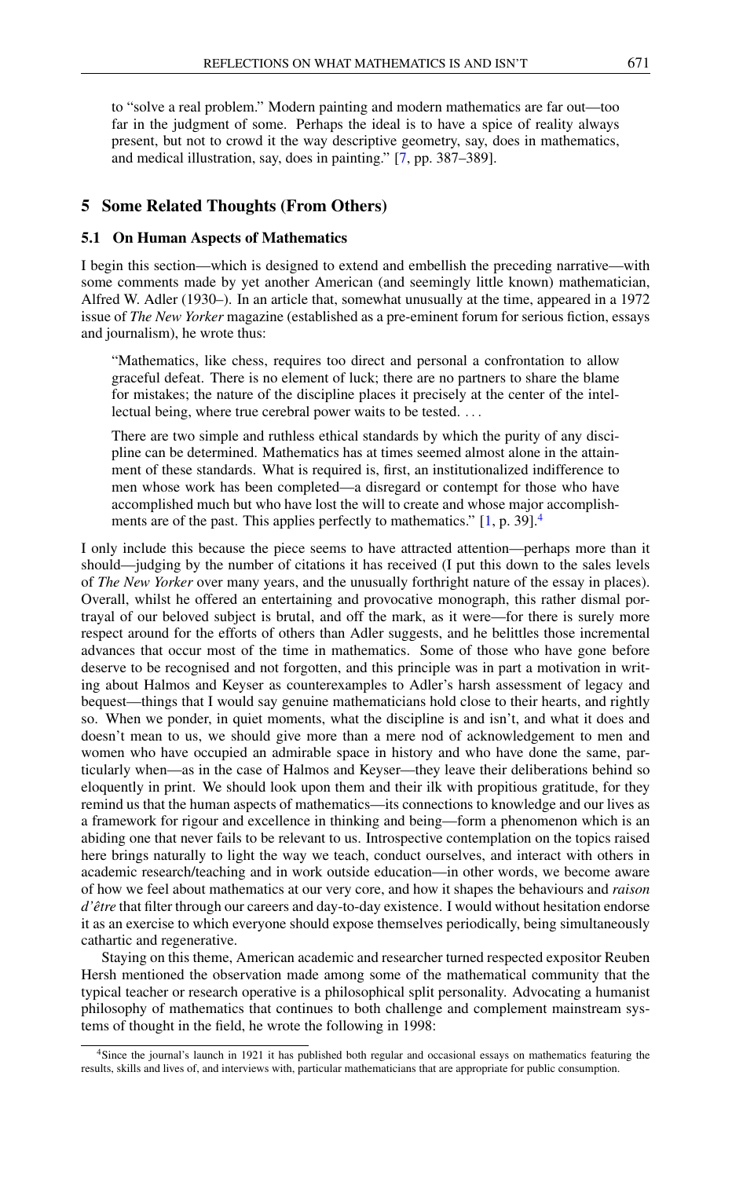to "solve a real problem." Modern painting and modern mathematics are far out—too far in the judgment of some. Perhaps the ideal is to have a spice of reality always present, but not to crowd it the way descriptive geometry, say, does in mathematics, and medical illustration, say, does in painting." [7, pp. 387–389].

## 5 Some Related Thoughts (From Others)

### 5.1 On Human Aspects of Mathematics

I begin this section—which is designed to extend and embellish the preceding narrative—with some comments made by yet another American (and seemingly little known) mathematician, Alfred W. Adler (1930–). In an article that, somewhat unusually at the time, appeared in a 1972 issue of *The New Yorker* magazine (established as a pre-eminent forum for serious fiction, essays and journalism), he wrote thus:

> "Mathematics, like chess, requires too direct and personal a confrontation to allow graceful defeat. There is no element of luck; there are no partners to share the blame for mistakes; the nature of the discipline places it precisely at the center of the intellectual being, where true cerebral power waits to be tested. . . .
>
> There are two simple and ruthless ethical standards by which the purity of any discipline can be determined. Mathematics has at times seemed almost alone in the attainment of these standards. What is required is, first, an institutionalized indifference to men whose work has been completed—a disregard or contempt for those who have accomplished much but who have lost the will to create and whose major accomplishments are of the past. This applies perfectly to mathematics." [1, p. 39].[4]

I only include this because the piece seems to have attracted attention—perhaps more than it should—judging by the number of citations it has received (I put this down to the sales levels of *The New Yorker* over many years, and the unusually forthright nature of the essay in places). Overall, whilst he offered an entertaining and provocative monograph, this rather dismal portrayal of our beloved subject is brutal, and off the mark, as it were—for there is surely more respect around for the efforts of others than Adler suggests, and he belittles those incremental advances that occur most of the time in mathematics. Some of those who have gone before deserve to be recognised and not forgotten, and this principle was in part a motivation in writing about Halmos and Keyser as counterexamples to Adler's harsh assessment of legacy and bequest—things that I would say genuine mathematicians hold close to their hearts, and rightly so. When we ponder, in quiet moments, what the discipline is and isn't, and what it does and doesn't mean to us, we should give more than a mere nod of acknowledgement to men and women who have occupied an admirable space in history and who have done the same, particularly when—as in the case of Halmos and Keyser—they leave their deliberations behind so eloquently in print. We should look upon them and their ilk with propitious gratitude, for they remind us that the human aspects of mathematics—its connections to knowledge and our lives as a framework for rigour and excellence in thinking and being—form a phenomenon which is an abiding one that never fails to be relevant to us. Introspective contemplation on the topics raised here brings naturally to light the way we teach, conduct ourselves, and interact with others in academic research/teaching and in work outside education—in other words, we become aware of how we feel about mathematics at our very core, and how it shapes the behaviours and *raison d'être* that filter through our careers and day-to-day existence. I would without hesitation endorse it as an exercise to which everyone should expose themselves periodically, being simultaneously cathartic and regenerative.

Staying on this theme, American academic and researcher turned respected expositor Reuben Hersh mentioned the observation made among some of the mathematical community that the typical teacher or research operative is a philosophical split personality. Advocating a humanist philosophy of mathematics that continues to both challenge and complement mainstream systems of thought in the field, he wrote the following in 1998:

[4] Since the journal's launch in 1921 it has published both regular and occasional essays on mathematics featuring the results, skills and lives of, and interviews with, particular mathematicians that are appropriate for public consumption.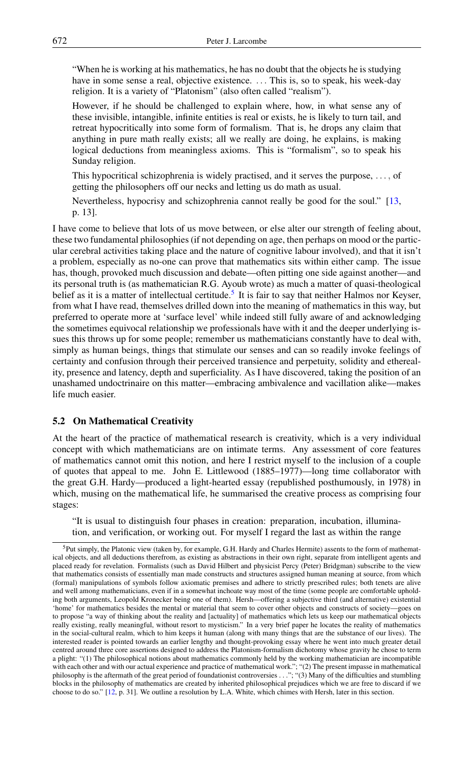> "When he is working at his mathematics, he has no doubt that the objects he is studying have in some sense a real, objective existence. ... This is, so to speak, his week-day religion. It is a variety of "Platonism" (also often called "realism").
>
> However, if he should be challenged to explain where, how, in what sense any of these invisible, intangible, infinite entities is real or exists, he is likely to turn tail, and retreat hypocritically into some form of formalism. That is, he drops any claim that anything in pure math really exists; all we really are doing, he explains, is making logical deductions from meaningless axioms. This is "formalism", so to speak his Sunday religion.
>
> This hypocritical schizophrenia is widely practised, and it serves the purpose, ..., of getting the philosophers off our necks and letting us do math as usual.
>
> Nevertheless, hypocrisy and schizophrenia cannot really be good for the soul." [13, p. 13].

I have come to believe that lots of us move between, or else alter our strength of feeling about, these two fundamental philosophies (if not depending on age, then perhaps on mood or the particular cerebral activities taking place and the nature of cognitive labour involved), and that it isn't a problem, especially as no-one can prove that mathematics sits within either camp. The issue has, though, provoked much discussion and debate—often pitting one side against another—and its personal truth is (as mathematician R.G. Ayoub wrote) as much a matter of quasi-theological belief as it is a matter of intellectual certitude.[5] It is fair to say that neither Halmos nor Keyser, from what I have read, themselves drilled down into the meaning of mathematics in this way, but preferred to operate more at 'surface level' while indeed still fully aware of and acknowledging the sometimes equivocal relationship we professionals have with it and the deeper underlying issues this throws up for some people; remember us mathematicians constantly have to deal with, simply as human beings, things that stimulate our senses and can so readily invoke feelings of certainty and confusion through their perceived transience and perpetuity, solidity and ethereality, presence and latency, depth and superficiality. As I have discovered, taking the position of an unashamed undoctrinaire on this matter—embracing ambivalence and vacillation alike—makes life much easier.

### 5.2 On Mathematical Creativity

At the heart of the practice of mathematical research is creativity, which is a very individual concept with which mathematicians are on intimate terms. Any assessment of core features of mathematics cannot omit this notion, and here I restrict myself to the inclusion of a couple of quotes that appeal to me. John E. Littlewood (1885–1977)—long time collaborator with the great G.H. Hardy—produced a light-hearted essay (republished posthumously, in 1978) in which, musing on the mathematical life, he summarised the creative process as comprising four stages:

> "It is usual to distinguish four phases in creation: preparation, incubation, illumination, and verification, or working out. For myself I regard the last as within the range

[5] Put simply, the Platonic view (taken by, for example, G.H. Hardy and Charles Hermite) assents to the form of mathematical objects, and all deductions therefrom, as existing as abstractions in their own right, separate from intelligent agents and placed ready for revelation. Formalists (such as David Hilbert and physicist Percy (Peter) Bridgman) subscribe to the view that mathematics consists of essentially man made constructs and structures assigned human meaning at source, from which (formal) manipulations of symbols follow axiomatic premises and adhere to strictly prescribed rules; both tenets are alive and well among mathematicians, even if in a somewhat inchoate way most of the time (some people are comfortable upholding both arguments, Leopold Kronecker being one of them). Hersh—offering a subjective third (and alternative) existential 'home' for mathematics besides the mental or material that seem to cover other objects and constructs of society—goes on to propose "a way of thinking about the reality and [actuality] of mathematics which lets us keep our mathematical objects really existing, really meaningful, without resort to mysticism." In a very brief paper he locates the reality of mathematics in the social-cultural realm, which to him keeps it human (along with many things that are the substance of our lives). The interested reader is pointed towards an earlier lengthy and thought-provoking essay where he went into much greater detail centred around three core assertions designed to address the Platonism-formalism dichotomy whose gravity he chose to term a plight: "(1) The philosophical notions about mathematics commonly held by the working mathematician are incompatible with each other and with our actual experience and practice of mathematical work."; "(2) The present impasse in mathematical philosophy is the aftermath of the great period of foundationist controversies ..."; "(3) Many of the difficulties and stumbling blocks in the philosophy of mathematics are created by inherited philosophical prejudices which we are free to discard if we choose to do so." [12, p. 31]. We outline a resolution by L.A. White, which chimes with Hersh, later in this section.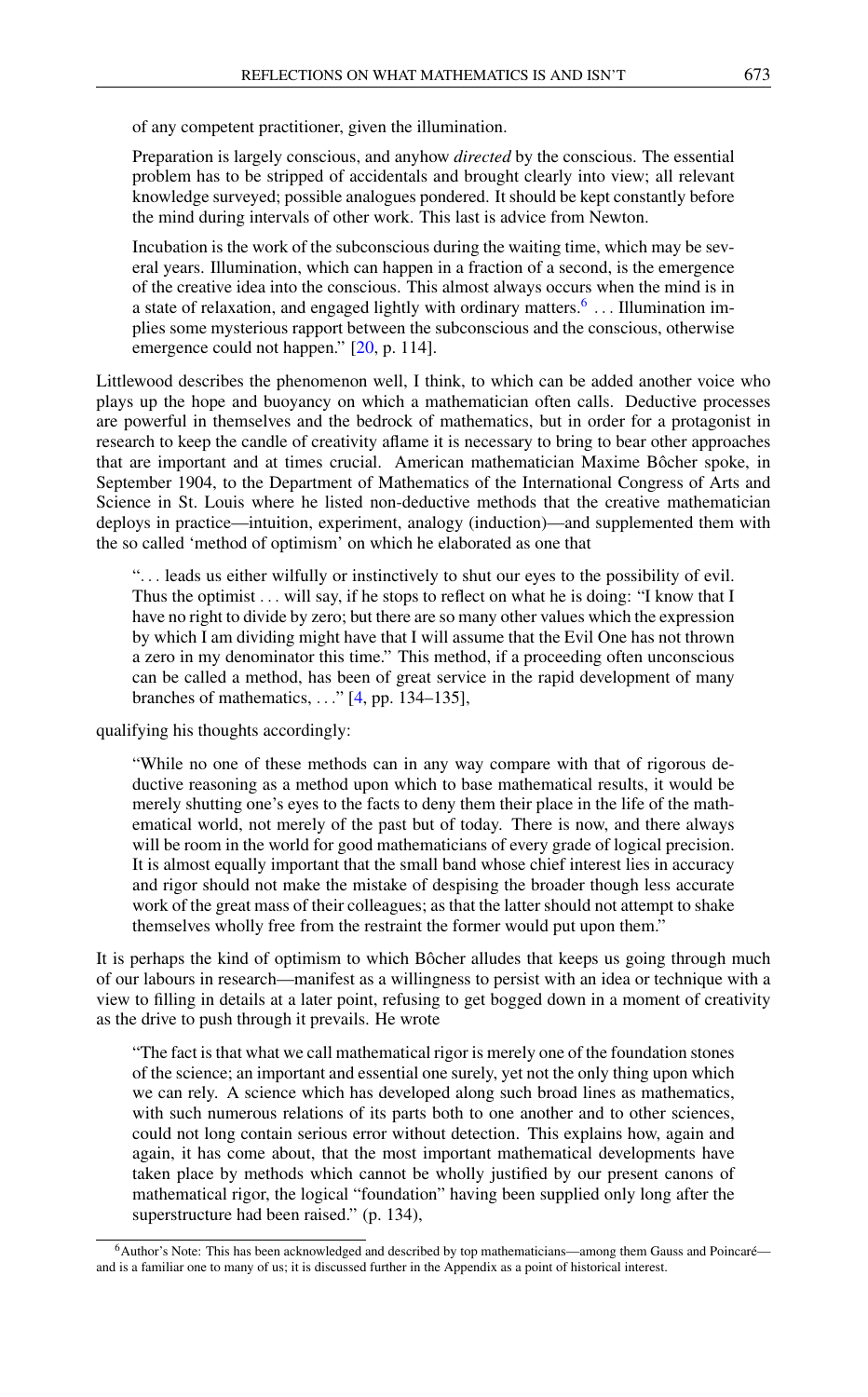of any competent practitioner, given the illumination.

> Preparation is largely conscious, and anyhow *directed* by the conscious. The essential problem has to be stripped of accidentals and brought clearly into view; all relevant knowledge surveyed; possible analogues pondered. It should be kept constantly before the mind during intervals of other work. This last is advice from Newton.
>
> Incubation is the work of the subconscious during the waiting time, which may be several years. Illumination, which can happen in a fraction of a second, is the emergence of the creative idea into the conscious. This almost always occurs when the mind is in a state of relaxation, and engaged lightly with ordinary matters.[6] . . . Illumination implies some mysterious rapport between the subconscious and the conscious, otherwise emergence could not happen." [20, p. 114].

Littlewood describes the phenomenon well, I think, to which can be added another voice who plays up the hope and buoyancy on which a mathematician often calls. Deductive processes are powerful in themselves and the bedrock of mathematics, but in order for a protagonist in research to keep the candle of creativity aflame it is necessary to bring to bear other approaches that are important and at times crucial. American mathematician Maxime Bôcher spoke, in September 1904, to the Department of Mathematics of the International Congress of Arts and Science in St. Louis where he listed non-deductive methods that the creative mathematician deploys in practice—intuition, experiment, analogy (induction)—and supplemented them with the so called 'method of optimism' on which he elaborated as one that

> ". . . leads us either wilfully or instinctively to shut our eyes to the possibility of evil. Thus the optimist . . . will say, if he stops to reflect on what he is doing: "I know that I have no right to divide by zero; but there are so many other values which the expression by which I am dividing might have that I will assume that the Evil One has not thrown a zero in my denominator this time." This method, if a proceeding often unconscious can be called a method, has been of great service in the rapid development of many branches of mathematics, . . ." [4, pp. 134–135],

qualifying his thoughts accordingly:

> "While no one of these methods can in any way compare with that of rigorous deductive reasoning as a method upon which to base mathematical results, it would be merely shutting one's eyes to the facts to deny them their place in the life of the mathematical world, not merely of the past but of today. There is now, and there always will be room in the world for good mathematicians of every grade of logical precision. It is almost equally important that the small band whose chief interest lies in accuracy and rigor should not make the mistake of despising the broader though less accurate work of the great mass of their colleagues; as that the latter should not attempt to shake themselves wholly free from the restraint the former would put upon them."

It is perhaps the kind of optimism to which Bôcher alludes that keeps us going through much of our labours in research—manifest as a willingness to persist with an idea or technique with a view to filling in details at a later point, refusing to get bogged down in a moment of creativity as the drive to push through it prevails. He wrote

> "The fact is that what we call mathematical rigor is merely one of the foundation stones of the science; an important and essential one surely, yet not the only thing upon which we can rely. A science which has developed along such broad lines as mathematics, with such numerous relations of its parts both to one another and to other sciences, could not long contain serious error without detection. This explains how, again and again, it has come about, that the most important mathematical developments have taken place by methods which cannot be wholly justified by our present canons of mathematical rigor, the logical "foundation" having been supplied only long after the superstructure had been raised." (p. 134),

[6] Author's Note: This has been acknowledged and described by top mathematicians—among them Gauss and Poincaré—and is a familiar one to many of us; it is discussed further in the Appendix as a point of historical interest.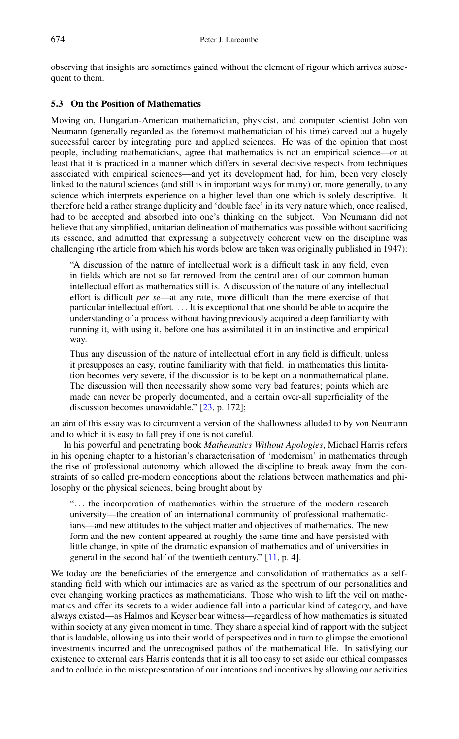observing that insights are sometimes gained without the element of rigour which arrives subsequent to them.

### 5.3 On the Position of Mathematics

Moving on, Hungarian-American mathematician, physicist, and computer scientist John von Neumann (generally regarded as the foremost mathematician of his time) carved out a hugely successful career by integrating pure and applied sciences. He was of the opinion that most people, including mathematicians, agree that mathematics is not an empirical science—or at least that it is practiced in a manner which differs in several decisive respects from techniques associated with empirical sciences—and yet its development had, for him, been very closely linked to the natural sciences (and still is in important ways for many) or, more generally, to any science which interprets experience on a higher level than one which is solely descriptive. It therefore held a rather strange duplicity and 'double face' in its very nature which, once realised, had to be accepted and absorbed into one's thinking on the subject. Von Neumann did not believe that any simplified, unitarian delineation of mathematics was possible without sacrificing its essence, and admitted that expressing a subjectively coherent view on the discipline was challenging (the article from which his words below are taken was originally published in 1947):

> "A discussion of the nature of intellectual work is a difficult task in any field, even in fields which are not so far removed from the central area of our common human intellectual effort as mathematics still is. A discussion of the nature of any intellectual effort is difficult *per se*—at any rate, more difficult than the mere exercise of that particular intellectual effort. . . . It is exceptional that one should be able to acquire the understanding of a process without having previously acquired a deep familiarity with running it, with using it, before one has assimilated it in an instinctive and empirical way.
>
> Thus any discussion of the nature of intellectual effort in any field is difficult, unless it presupposes an easy, routine familiarity with that field. in mathematics this limitation becomes very severe, if the discussion is to be kept on a nonmathematical plane. The discussion will then necessarily show some very bad features; points which are made can never be properly documented, and a certain over-all superficiality of the discussion becomes unavoidable." [23, p. 172];

an aim of this essay was to circumvent a version of the shallowness alluded to by von Neumann and to which it is easy to fall prey if one is not careful.

In his powerful and penetrating book *Mathematics Without Apologies*, Michael Harris refers in his opening chapter to a historian's characterisation of 'modernism' in mathematics through the rise of professional autonomy which allowed the discipline to break away from the constraints of so called pre-modern conceptions about the relations between mathematics and philosophy or the physical sciences, being brought about by

> ". . . the incorporation of mathematics within the structure of the modern research university—the creation of an international community of professional mathematicians—and new attitudes to the subject matter and objectives of mathematics. The new form and the new content appeared at roughly the same time and have persisted with little change, in spite of the dramatic expansion of mathematics and of universities in general in the second half of the twentieth century." [11, p. 4].

We today are the beneficiaries of the emergence and consolidation of mathematics as a self-standing field with which our intimacies are as varied as the spectrum of our personalities and ever changing working practices as mathematicians. Those who wish to lift the veil on mathematics and offer its secrets to a wider audience fall into a particular kind of category, and have always existed—as Halmos and Keyser bear witness—regardless of how mathematics is situated within society at any given moment in time. They share a special kind of rapport with the subject that is laudable, allowing us into their world of perspectives and in turn to glimpse the emotional investments incurred and the unrecognised pathos of the mathematical life. In satisfying our existence to external ears Harris contends that it is all too easy to set aside our ethical compasses and to collude in the misrepresentation of our intentions and incentives by allowing our activities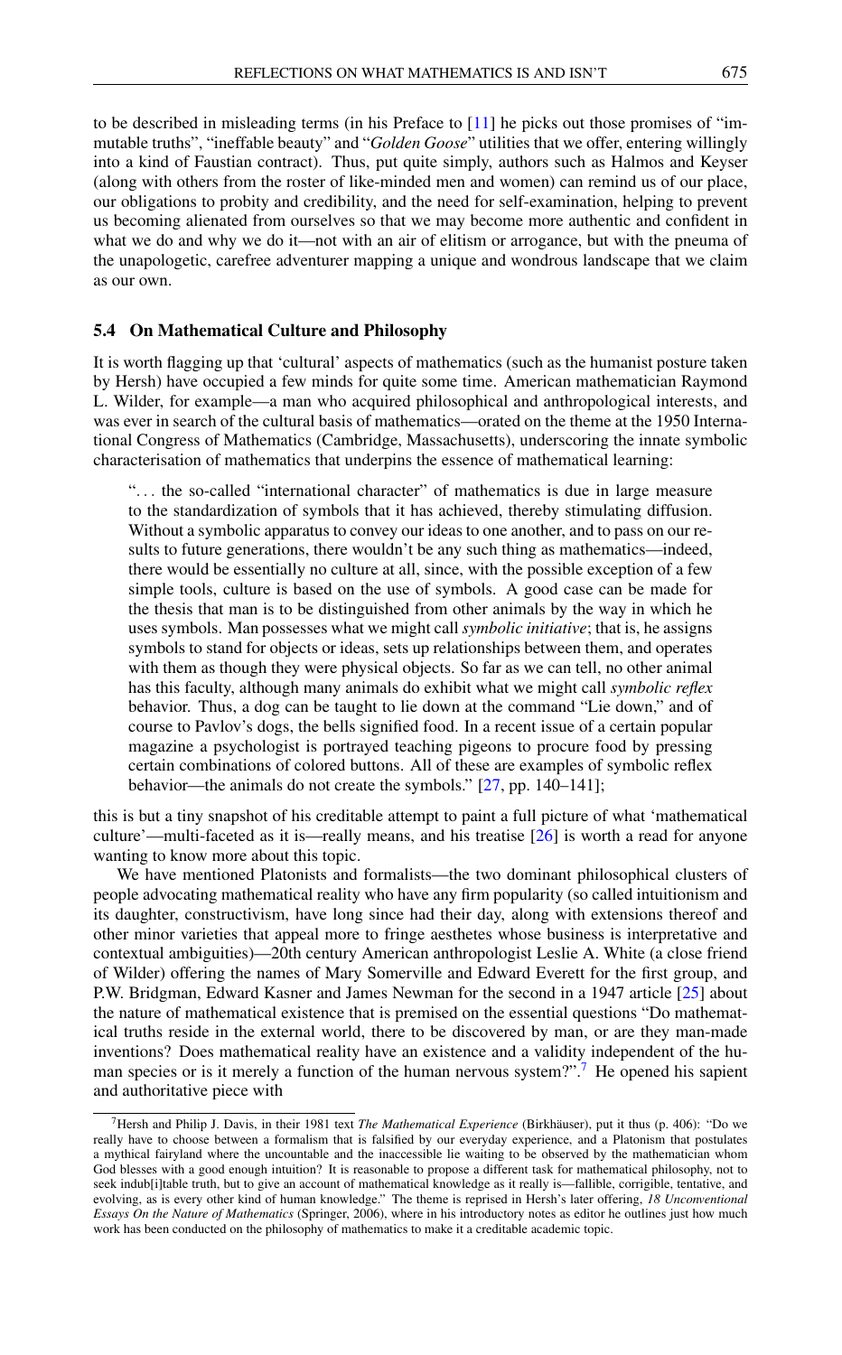to be described in misleading terms (in his Preface to [11] he picks out those promises of "immutable truths", "ineffable beauty" and "*Golden Goose*" utilities that we offer, entering willingly into a kind of Faustian contract). Thus, put quite simply, authors such as Halmos and Keyser (along with others from the roster of like-minded men and women) can remind us of our place, our obligations to probity and credibility, and the need for self-examination, helping to prevent us becoming alienated from ourselves so that we may become more authentic and confident in what we do and why we do it—not with an air of elitism or arrogance, but with the pneuma of the unapologetic, carefree adventurer mapping a unique and wondrous landscape that we claim as our own.

### 5.4 On Mathematical Culture and Philosophy

It is worth flagging up that 'cultural' aspects of mathematics (such as the humanist posture taken by Hersh) have occupied a few minds for quite some time. American mathematician Raymond L. Wilder, for example—a man who acquired philosophical and anthropological interests, and was ever in search of the cultural basis of mathematics—orated on the theme at the 1950 International Congress of Mathematics (Cambridge, Massachusetts), underscoring the innate symbolic characterisation of mathematics that underpins the essence of mathematical learning:

> "... the so-called "international character" of mathematics is due in large measure to the standardization of symbols that it has achieved, thereby stimulating diffusion. Without a symbolic apparatus to convey our ideas to one another, and to pass on our results to future generations, there wouldn't be any such thing as mathematics—indeed, there would be essentially no culture at all, since, with the possible exception of a few simple tools, culture is based on the use of symbols. A good case can be made for the thesis that man is to be distinguished from other animals by the way in which he uses symbols. Man possesses what we might call *symbolic initiative*; that is, he assigns symbols to stand for objects or ideas, sets up relationships between them, and operates with them as though they were physical objects. So far as we can tell, no other animal has this faculty, although many animals do exhibit what we might call *symbolic reflex* behavior. Thus, a dog can be taught to lie down at the command "Lie down," and of course to Pavlov's dogs, the bells signified food. In a recent issue of a certain popular magazine a psychologist is portrayed teaching pigeons to procure food by pressing certain combinations of colored buttons. All of these are examples of symbolic reflex behavior—the animals do not create the symbols." [27, pp. 140–141];

this is but a tiny snapshot of his creditable attempt to paint a full picture of what 'mathematical culture'—multi-faceted as it is—really means, and his treatise [26] is worth a read for anyone wanting to know more about this topic.

We have mentioned Platonists and formalists—the two dominant philosophical clusters of people advocating mathematical reality who have any firm popularity (so called intuitionism and its daughter, constructivism, have long since had their day, along with extensions thereof and other minor varieties that appeal more to fringe aesthetes whose business is interpretative and contextual ambiguities)—20th century American anthropologist Leslie A. White (a close friend of Wilder) offering the names of Mary Somerville and Edward Everett for the first group, and P.W. Bridgman, Edward Kasner and James Newman for the second in a 1947 article [25] about the nature of mathematical existence that is premised on the essential questions "Do mathematical truths reside in the external world, there to be discovered by man, or are they man-made inventions? Does mathematical reality have an existence and a validity independent of the human species or is it merely a function of the human nervous system?".[7] He opened his sapient and authoritative piece with

[7] Hersh and Philip J. Davis, in their 1981 text *The Mathematical Experience* (Birkhäuser), put it thus (p. 406): "Do we really have to choose between a formalism that is falsified by our everyday experience, and a Platonism that postulates a mythical fairyland where the uncountable and the inaccessible lie waiting to be observed by the mathematician whom God blesses with a good enough intuition? It is reasonable to propose a different task for mathematical philosophy, not to seek indub[i]table truth, but to give an account of mathematical knowledge as it really is—fallible, corrigible, tentative, and evolving, as is every other kind of human knowledge." The theme is reprised in Hersh's later offering, *18 Unconventional Essays On the Nature of Mathematics* (Springer, 2006), where in his introductory notes as editor he outlines just how much work has been conducted on the philosophy of mathematics to make it a creditable academic topic.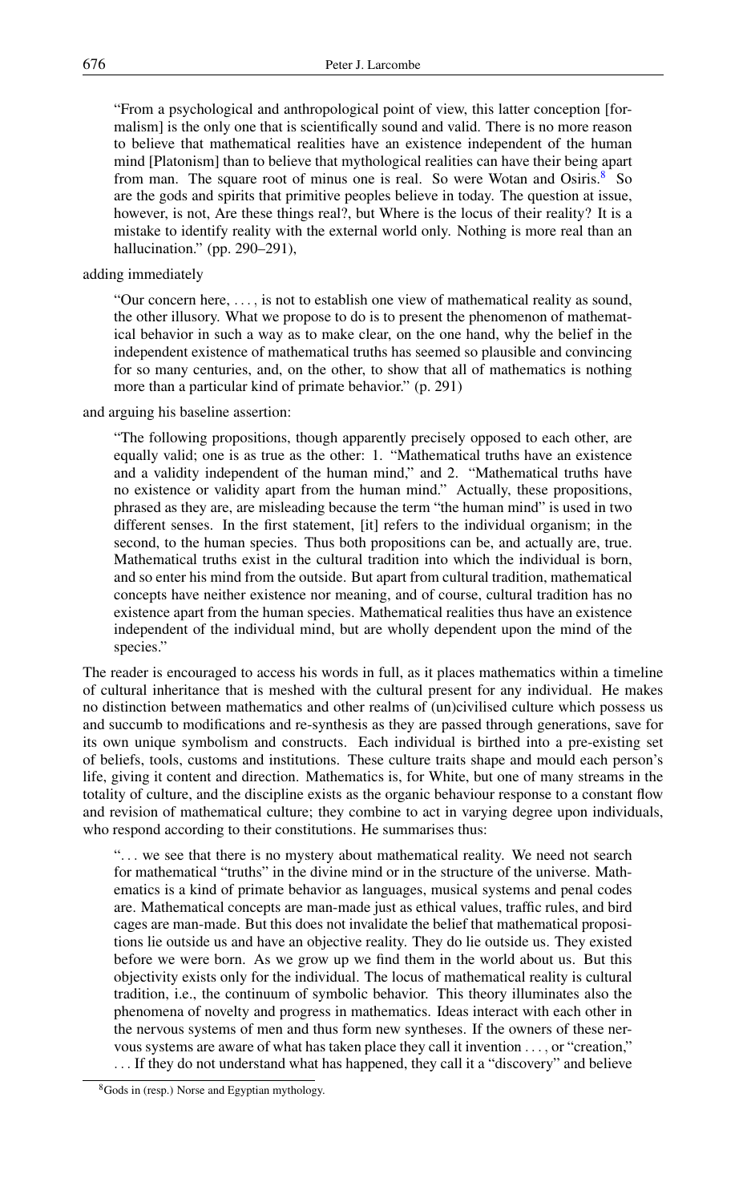> "From a psychological and anthropological point of view, this latter conception [formalism] is the only one that is scientifically sound and valid. There is no more reason to believe that mathematical realities have an existence independent of the human mind [Platonism] than to believe that mythological realities can have their being apart from man. The square root of minus one is real. So were Wotan and Osiris.[8] So are the gods and spirits that primitive peoples believe in today. The question at issue, however, is not, Are these things real?, but Where is the locus of their reality? It is a mistake to identify reality with the external world only. Nothing is more real than an hallucination." (pp. 290–291),

adding immediately

> "Our concern here, . . . , is not to establish one view of mathematical reality as sound, the other illusory. What we propose to do is to present the phenomenon of mathematical behavior in such a way as to make clear, on the one hand, why the belief in the independent existence of mathematical truths has seemed so plausible and convincing for so many centuries, and, on the other, to show that all of mathematics is nothing more than a particular kind of primate behavior." (p. 291)

and arguing his baseline assertion:

> "The following propositions, though apparently precisely opposed to each other, are equally valid; one is as true as the other: 1. "Mathematical truths have an existence and a validity independent of the human mind," and 2. "Mathematical truths have no existence or validity apart from the human mind." Actually, these propositions, phrased as they are, are misleading because the term "the human mind" is used in two different senses. In the first statement, [it] refers to the individual organism; in the second, to the human species. Thus both propositions can be, and actually are, true. Mathematical truths exist in the cultural tradition into which the individual is born, and so enter his mind from the outside. But apart from cultural tradition, mathematical concepts have neither existence nor meaning, and of course, cultural tradition has no existence apart from the human species. Mathematical realities thus have an existence independent of the individual mind, but are wholly dependent upon the mind of the species."

The reader is encouraged to access his words in full, as it places mathematics within a timeline of cultural inheritance that is meshed with the cultural present for any individual. He makes no distinction between mathematics and other realms of (un)civilised culture which possess us and succumb to modifications and re-synthesis as they are passed through generations, save for its own unique symbolism and constructs. Each individual is birthed into a pre-existing set of beliefs, tools, customs and institutions. These culture traits shape and mould each person's life, giving it content and direction. Mathematics is, for White, but one of many streams in the totality of culture, and the discipline exists as the organic behaviour response to a constant flow and revision of mathematical culture; they combine to act in varying degree upon individuals, who respond according to their constitutions. He summarises thus:

> ". . . we see that there is no mystery about mathematical reality. We need not search for mathematical "truths" in the divine mind or in the structure of the universe. Mathematics is a kind of primate behavior as languages, musical systems and penal codes are. Mathematical concepts are man-made just as ethical values, traffic rules, and bird cages are man-made. But this does not invalidate the belief that mathematical propositions lie outside us and have an objective reality. They do lie outside us. They existed before we were born. As we grow up we find them in the world about us. But this objectivity exists only for the individual. The locus of mathematical reality is cultural tradition, i.e., the continuum of symbolic behavior. This theory illuminates also the phenomena of novelty and progress in mathematics. Ideas interact with each other in the nervous systems of men and thus form new syntheses. If the owners of these nervous systems are aware of what has taken place they call it invention . . . , or "creation," . . . If they do not understand what has happened, they call it a "discovery" and believe

[8] Gods in (resp.) Norse and Egyptian mythology.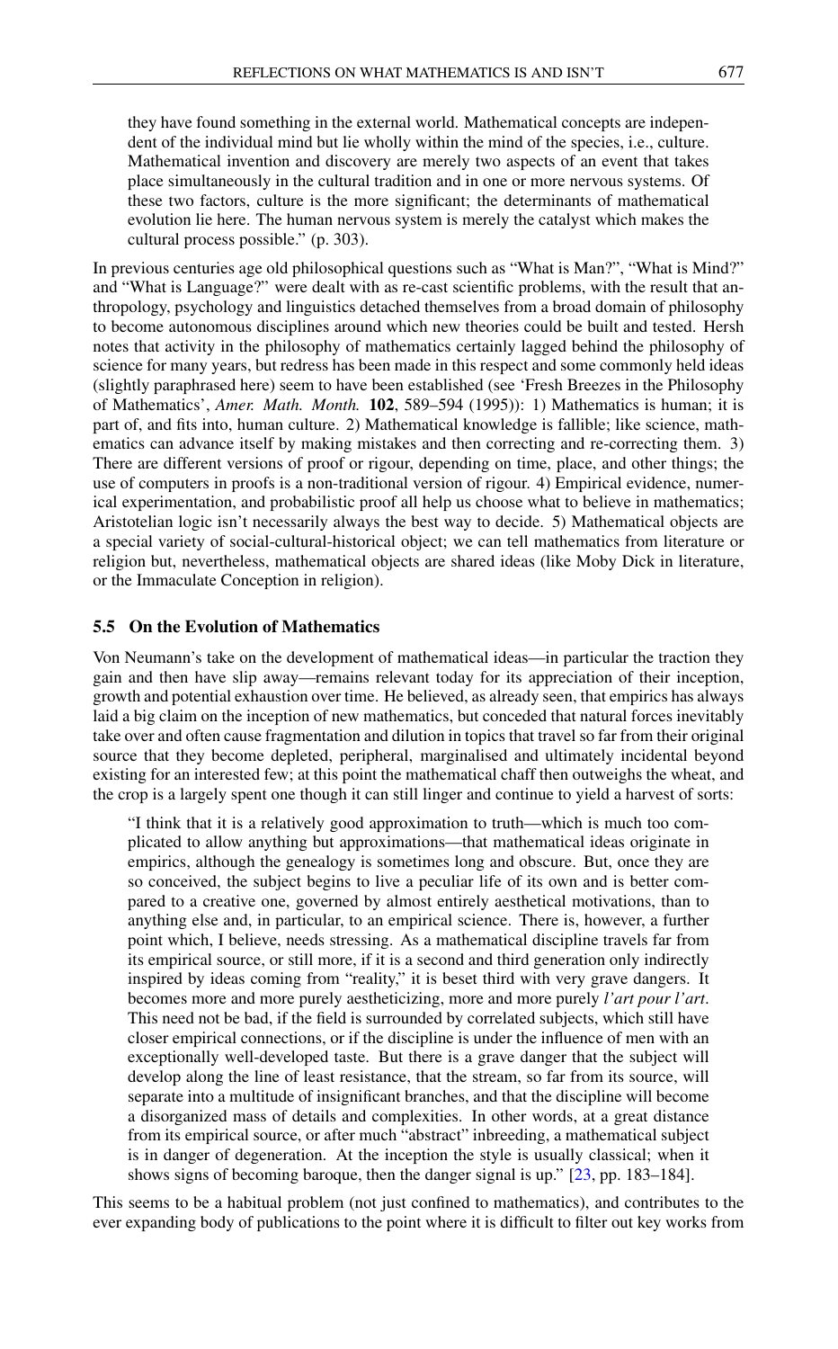> they have found something in the external world. Mathematical concepts are independent of the individual mind but lie wholly within the mind of the species, i.e., culture. Mathematical invention and discovery are merely two aspects of an event that takes place simultaneously in the cultural tradition and in one or more nervous systems. Of these two factors, culture is the more significant; the determinants of mathematical evolution lie here. The human nervous system is merely the catalyst which makes the cultural process possible." (p. 303).

In previous centuries age old philosophical questions such as "What is Man?", "What is Mind?" and "What is Language?" were dealt with as re-cast scientific problems, with the result that anthropology, psychology and linguistics detached themselves from a broad domain of philosophy to become autonomous disciplines around which new theories could be built and tested. Hersh notes that activity in the philosophy of mathematics certainly lagged behind the philosophy of science for many years, but redress has been made in this respect and some commonly held ideas (slightly paraphrased here) seem to have been established (see 'Fresh Breezes in the Philosophy of Mathematics', *Amer. Math. Month.* **102**, 589–594 (1995)): 1) Mathematics is human; it is part of, and fits into, human culture. 2) Mathematical knowledge is fallible; like science, mathematics can advance itself by making mistakes and then correcting and re-correcting them. 3) There are different versions of proof or rigour, depending on time, place, and other things; the use of computers in proofs is a non-traditional version of rigour. 4) Empirical evidence, numerical experimentation, and probabilistic proof all help us choose what to believe in mathematics; Aristotelian logic isn't necessarily always the best way to decide. 5) Mathematical objects are a special variety of social-cultural-historical object; we can tell mathematics from literature or religion but, nevertheless, mathematical objects are shared ideas (like Moby Dick in literature, or the Immaculate Conception in religion).

### 5.5 On the Evolution of Mathematics

Von Neumann's take on the development of mathematical ideas—in particular the traction they gain and then have slip away—remains relevant today for its appreciation of their inception, growth and potential exhaustion over time. He believed, as already seen, that empirics has always laid a big claim on the inception of new mathematics, but conceded that natural forces inevitably take over and often cause fragmentation and dilution in topics that travel so far from their original source that they become depleted, peripheral, marginalised and ultimately incidental beyond existing for an interested few; at this point the mathematical chaff then outweighs the wheat, and the crop is a largely spent one though it can still linger and continue to yield a harvest of sorts:

> "I think that it is a relatively good approximation to truth—which is much too complicated to allow anything but approximations—that mathematical ideas originate in empirics, although the genealogy is sometimes long and obscure. But, once they are so conceived, the subject begins to live a peculiar life of its own and is better compared to a creative one, governed by almost entirely aesthetical motivations, than to anything else and, in particular, to an empirical science. There is, however, a further point which, I believe, needs stressing. As a mathematical discipline travels far from its empirical source, or still more, if it is a second and third generation only indirectly inspired by ideas coming from "reality," it is beset third with very grave dangers. It becomes more and more purely aestheticizing, more and more purely *l'art pour l'art*. This need not be bad, if the field is surrounded by correlated subjects, which still have closer empirical connections, or if the discipline is under the influence of men with an exceptionally well-developed taste. But there is a grave danger that the subject will develop along the line of least resistance, that the stream, so far from its source, will separate into a multitude of insignificant branches, and that the discipline will become a disorganized mass of details and complexities. In other words, at a great distance from its empirical source, or after much "abstract" inbreeding, a mathematical subject is in danger of degeneration. At the inception the style is usually classical; when it shows signs of becoming baroque, then the danger signal is up." [23, pp. 183–184].

This seems to be a habitual problem (not just confined to mathematics), and contributes to the ever expanding body of publications to the point where it is difficult to filter out key works from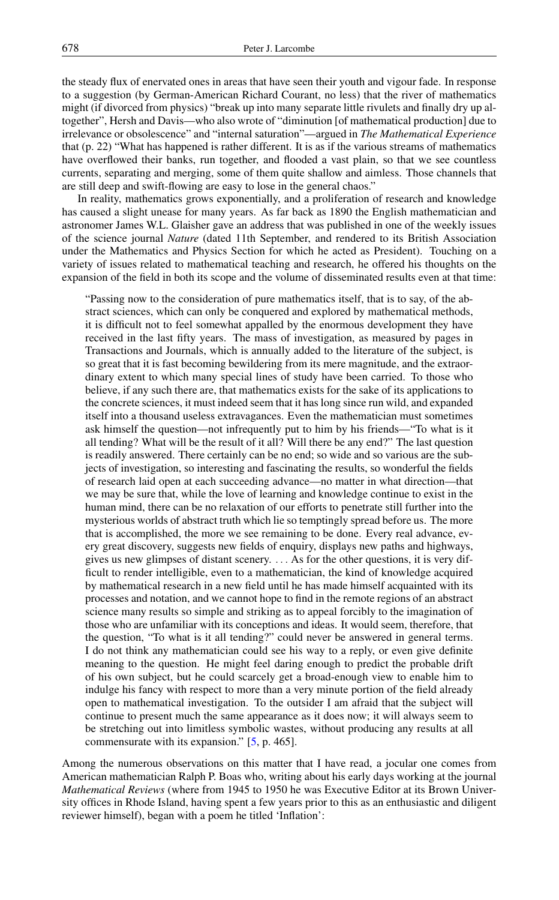the steady flux of enervated ones in areas that have seen their youth and vigour fade. In response to a suggestion (by German-American Richard Courant, no less) that the river of mathematics might (if divorced from physics) "break up into many separate little rivulets and finally dry up altogether", Hersh and Davis—who also wrote of "diminution [of mathematical production] due to irrelevance or obsolescence" and "internal saturation"—argued in *The Mathematical Experience* that (p. 22) "What has happened is rather different. It is as if the various streams of mathematics have overflowed their banks, run together, and flooded a vast plain, so that we see countless currents, separating and merging, some of them quite shallow and aimless. Those channels that are still deep and swift-flowing are easy to lose in the general chaos."

In reality, mathematics grows exponentially, and a proliferation of research and knowledge has caused a slight unease for many years. As far back as 1890 the English mathematician and astronomer James W.L. Glaisher gave an address that was published in one of the weekly issues of the science journal *Nature* (dated 11th September, and rendered to its British Association under the Mathematics and Physics Section for which he acted as President). Touching on a variety of issues related to mathematical teaching and research, he offered his thoughts on the expansion of the field in both its scope and the volume of disseminated results even at that time:

> "Passing now to the consideration of pure mathematics itself, that is to say, of the abstract sciences, which can only be conquered and explored by mathematical methods, it is difficult not to feel somewhat appalled by the enormous development they have received in the last fifty years. The mass of investigation, as measured by pages in Transactions and Journals, which is annually added to the literature of the subject, is so great that it is fast becoming bewildering from its mere magnitude, and the extraordinary extent to which many special lines of study have been carried. To those who believe, if any such there are, that mathematics exists for the sake of its applications to the concrete sciences, it must indeed seem that it has long since run wild, and expanded itself into a thousand useless extravagances. Even the mathematician must sometimes ask himself the question—not infrequently put to him by his friends—"To what is it all tending? What will be the result of it all? Will there be any end?" The last question is readily answered. There certainly can be no end; so wide and so various are the subjects of investigation, so interesting and fascinating the results, so wonderful the fields of research laid open at each succeeding advance—no matter in what direction—that we may be sure that, while the love of learning and knowledge continue to exist in the human mind, there can be no relaxation of our efforts to penetrate still further into the mysterious worlds of abstract truth which lie so temptingly spread before us. The more that is accomplished, the more we see remaining to be done. Every real advance, every great discovery, suggests new fields of enquiry, displays new paths and highways, gives us new glimpses of distant scenery. ... As for the other questions, it is very difficult to render intelligible, even to a mathematician, the kind of knowledge acquired by mathematical research in a new field until he has made himself acquainted with its processes and notation, and we cannot hope to find in the remote regions of an abstract science many results so simple and striking as to appeal forcibly to the imagination of those who are unfamiliar with its conceptions and ideas. It would seem, therefore, that the question, "To what is it all tending?" could never be answered in general terms. I do not think any mathematician could see his way to a reply, or even give definite meaning to the question. He might feel daring enough to predict the probable drift of his own subject, but he could scarcely get a broad-enough view to enable him to indulge his fancy with respect to more than a very minute portion of the field already open to mathematical investigation. To the outsider I am afraid that the subject will continue to present much the same appearance as it does now; it will always seem to be stretching out into limitless symbolic wastes, without producing any results at all commensurate with its expansion." [5, p. 465].

Among the numerous observations on this matter that I have read, a jocular one comes from American mathematician Ralph P. Boas who, writing about his early days working at the journal *Mathematical Reviews* (where from 1945 to 1950 he was Executive Editor at its Brown University offices in Rhode Island, having spent a few years prior to this as an enthusiastic and diligent reviewer himself), began with a poem he titled 'Inflation':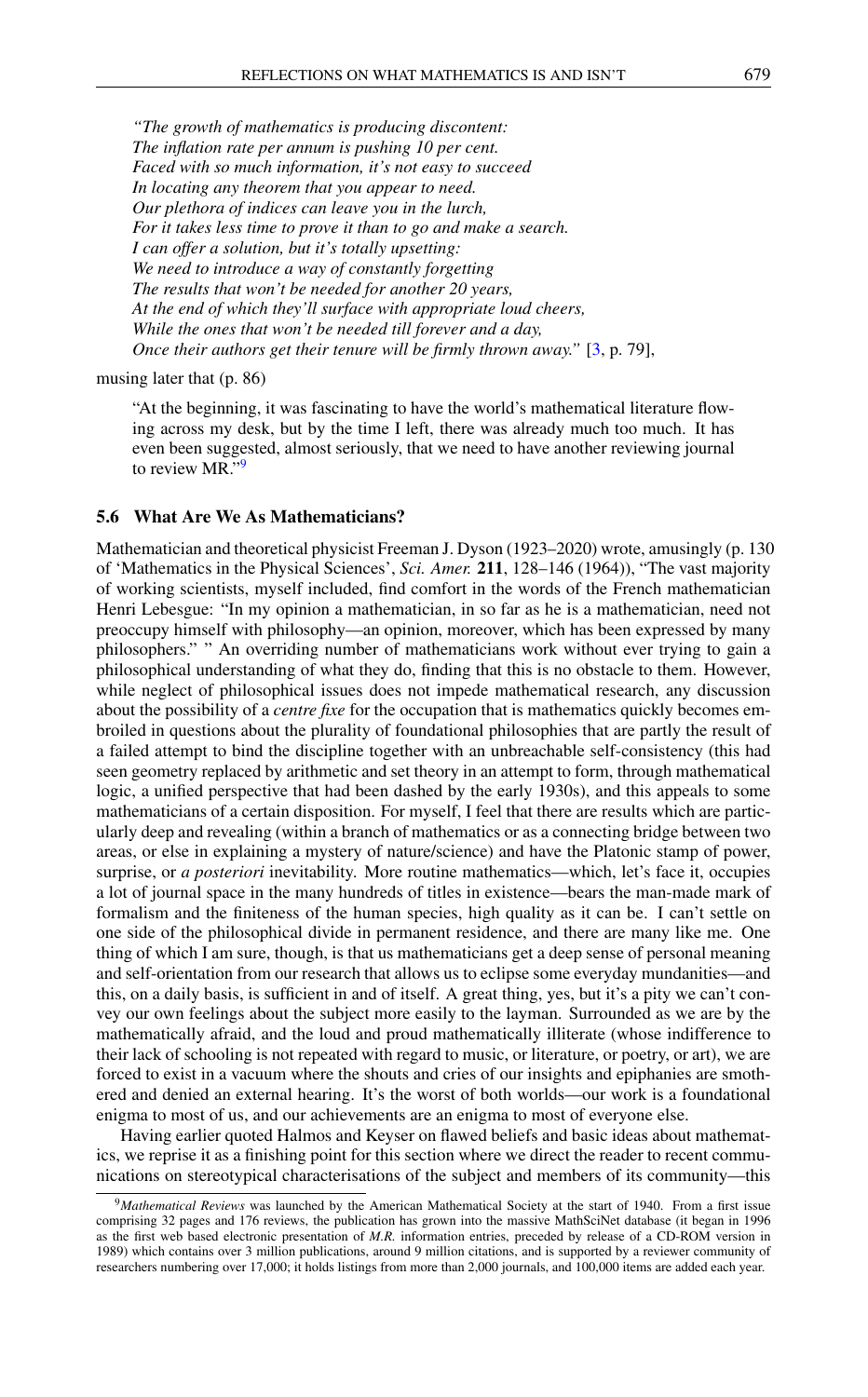*"The growth of mathematics is producing discontent:*
*The inflation rate per annum is pushing 10 per cent.*
*Faced with so much information, it's not easy to succeed*
*In locating any theorem that you appear to need.*
*Our plethora of indices can leave you in the lurch,*
*For it takes less time to prove it than to go and make a search.*
*I can offer a solution, but it's totally upsetting:*
*We need to introduce a way of constantly forgetting*
*The results that won't be needed for another 20 years,*
*At the end of which they'll surface with appropriate loud cheers,*
*While the ones that won't be needed till forever and a day,*
*Once their authors get their tenure will be firmly thrown away."* [3, p. 79],

musing later that (p. 86)

> "At the beginning, it was fascinating to have the world's mathematical literature flowing across my desk, but by the time I left, there was already much too much. It has even been suggested, almost seriously, that we need to have another reviewing journal to review MR."[9]

### 5.6 What Are We As Mathematicians?

Mathematician and theoretical physicist Freeman J. Dyson (1923–2020) wrote, amusingly (p. 130 of 'Mathematics in the Physical Sciences', *Sci. Amer.* **211**, 128–146 (1964)), "The vast majority of working scientists, myself included, find comfort in the words of the French mathematician Henri Lebesgue: "In my opinion a mathematician, in so far as he is a mathematician, need not preoccupy himself with philosophy—an opinion, moreover, which has been expressed by many philosophers." " An overriding number of mathematicians work without ever trying to gain a philosophical understanding of what they do, finding that this is no obstacle to them. However, while neglect of philosophical issues does not impede mathematical research, any discussion about the possibility of a *centre fixe* for the occupation that is mathematics quickly becomes embroiled in questions about the plurality of foundational philosophies that are partly the result of a failed attempt to bind the discipline together with an unbreachable self-consistency (this had seen geometry replaced by arithmetic and set theory in an attempt to form, through mathematical logic, a unified perspective that had been dashed by the early 1930s), and this appeals to some mathematicians of a certain disposition. For myself, I feel that there are results which are particularly deep and revealing (within a branch of mathematics or as a connecting bridge between two areas, or else in explaining a mystery of nature/science) and have the Platonic stamp of power, surprise, or *a posteriori* inevitability. More routine mathematics—which, let's face it, occupies a lot of journal space in the many hundreds of titles in existence—bears the man-made mark of formalism and the finiteness of the human species, high quality as it can be. I can't settle on one side of the philosophical divide in permanent residence, and there are many like me. One thing of which I am sure, though, is that us mathematicians get a deep sense of personal meaning and self-orientation from our research that allows us to eclipse some everyday mundanities—and this, on a daily basis, is sufficient in and of itself. A great thing, yes, but it's a pity we can't convey our own feelings about the subject more easily to the layman. Surrounded as we are by the mathematically afraid, and the loud and proud mathematically illiterate (whose indifference to their lack of schooling is not repeated with regard to music, or literature, or poetry, or art), we are forced to exist in a vacuum where the shouts and cries of our insights and epiphanies are smothered and denied an external hearing. It's the worst of both worlds—our work is a foundational enigma to most of us, and our achievements are an enigma to most of everyone else.

Having earlier quoted Halmos and Keyser on flawed beliefs and basic ideas about mathematics, we reprise it as a finishing point for this section where we direct the reader to recent communications on stereotypical characterisations of the subject and members of its community—this

[9] *Mathematical Reviews* was launched by the American Mathematical Society at the start of 1940. From a first issue comprising 32 pages and 176 reviews, the publication has grown into the massive MathSciNet database (it began in 1996 as the first web based electronic presentation of *M.R.* information entries, preceded by release of a CD-ROM version in 1989) which contains over 3 million publications, around 9 million citations, and is supported by a reviewer community of researchers numbering over 17,000; it holds listings from more than 2,000 journals, and 100,000 items are added each year.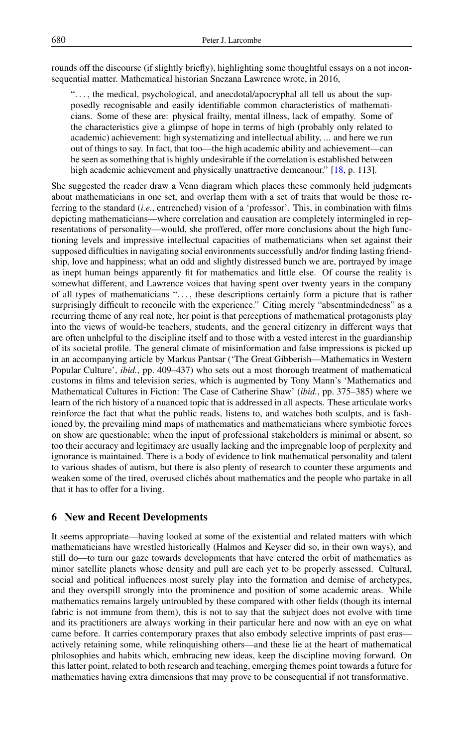rounds off the discourse (if slightly briefly), highlighting some thoughtful essays on a not inconsequential matter. Mathematical historian Snezana Lawrence wrote, in 2016,

> ". . . , the medical, psychological, and anecdotal/apocryphal all tell us about the supposedly recognisable and easily identifiable common characteristics of mathematicians. Some of these are: physical frailty, mental illness, lack of empathy. Some of the characteristics give a glimpse of hope in terms of high (probably only related to academic) achievement: high systematizing and intellectual ability, ... and here we run out of things to say. In fact, that too—the high academic ability and achievement—can be seen as something that is highly undesirable if the correlation is established between high academic achievement and physically unattractive demeanour." [18, p. 113].

She suggested the reader draw a Venn diagram which places these commonly held judgments about mathematicians in one set, and overlap them with a set of traits that would be those referring to the standard (*i.e.*, entrenched) vision of a 'professor'. This, in combination with films depicting mathematicians—where correlation and causation are completely intermingled in representations of personality—would, she proffered, offer more conclusions about the high functioning levels and impressive intellectual capacities of mathematicians when set against their supposed difficulties in navigating social environments successfully and/or finding lasting friendship, love and happiness; what an odd and slightly distressed bunch we are, portrayed by image as inept human beings apparently fit for mathematics and little else. Of course the reality is somewhat different, and Lawrence voices that having spent over twenty years in the company of all types of mathematicians ". . . , these descriptions certainly form a picture that is rather surprisingly difficult to reconcile with the experience." Citing merely "absentmindedness" as a recurring theme of any real note, her point is that perceptions of mathematical protagonists play into the views of would-be teachers, students, and the general citizenry in different ways that are often unhelpful to the discipline itself and to those with a vested interest in the guardianship of its societal profile. The general climate of misinformation and false impressions is picked up in an accompanying article by Markus Pantsar ('The Great Gibberish—Mathematics in Western Popular Culture', *ibid.*, pp. 409–437) who sets out a most thorough treatment of mathematical customs in films and television series, which is augmented by Tony Mann's 'Mathematics and Mathematical Cultures in Fiction: The Case of Catherine Shaw' (*ibid.*, pp. 375–385) where we learn of the rich history of a nuanced topic that is addressed in all aspects. These articulate works reinforce the fact that what the public reads, listens to, and watches both sculpts, and is fashioned by, the prevailing mind maps of mathematics and mathematicians where symbiotic forces on show are questionable; when the input of professional stakeholders is minimal or absent, so too their accuracy and legitimacy are usually lacking and the impregnable loop of perplexity and ignorance is maintained. There is a body of evidence to link mathematical personality and talent to various shades of autism, but there is also plenty of research to counter these arguments and weaken some of the tired, overused clichés about mathematics and the people who partake in all that it has to offer for a living.

## 6 New and Recent Developments

It seems appropriate—having looked at some of the existential and related matters with which mathematicians have wrestled historically (Halmos and Keyser did so, in their own ways), and still do—to turn our gaze towards developments that have entered the orbit of mathematics as minor satellite planets whose density and pull are each yet to be properly assessed. Cultural, social and political influences most surely play into the formation and demise of archetypes, and they overspill strongly into the prominence and position of some academic areas. While mathematics remains largely untroubled by these compared with other fields (though its internal fabric is not immune from them), this is not to say that the subject does not evolve with time and its practitioners are always working in their particular here and now with an eye on what came before. It carries contemporary praxes that also embody selective imprints of past eras—actively retaining some, while relinquishing others—and these lie at the heart of mathematical philosophies and habits which, embracing new ideas, keep the discipline moving forward. On this latter point, related to both research and teaching, emerging themes point towards a future for mathematics having extra dimensions that may prove to be consequential if not transformative.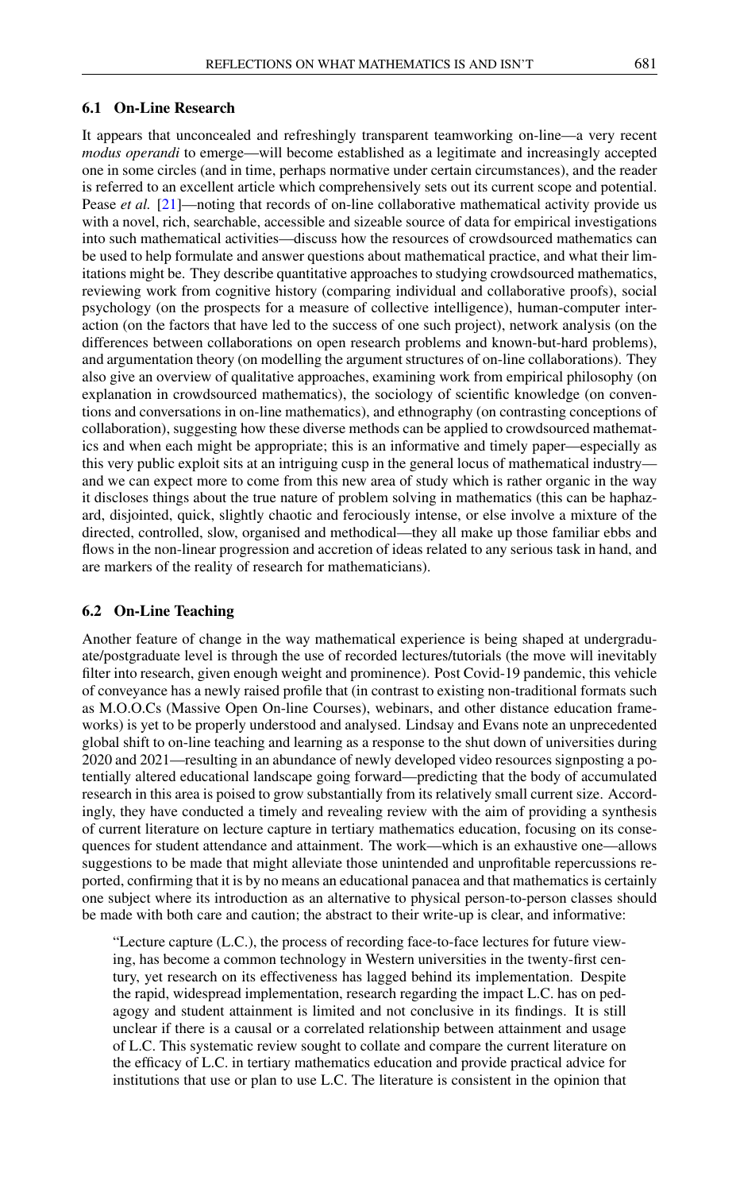### 6.1 On-Line Research

It appears that unconcealed and refreshingly transparent teamworking on-line—a very recent *modus operandi* to emerge—will become established as a legitimate and increasingly accepted one in some circles (and in time, perhaps normative under certain circumstances), and the reader is referred to an excellent article which comprehensively sets out its current scope and potential. Pease *et al.* [21]—noting that records of on-line collaborative mathematical activity provide us with a novel, rich, searchable, accessible and sizeable source of data for empirical investigations into such mathematical activities—discuss how the resources of crowdsourced mathematics can be used to help formulate and answer questions about mathematical practice, and what their limitations might be. They describe quantitative approaches to studying crowdsourced mathematics, reviewing work from cognitive history (comparing individual and collaborative proofs), social psychology (on the prospects for a measure of collective intelligence), human-computer interaction (on the factors that have led to the success of one such project), network analysis (on the differences between collaborations on open research problems and known-but-hard problems), and argumentation theory (on modelling the argument structures of on-line collaborations). They also give an overview of qualitative approaches, examining work from empirical philosophy (on explanation in crowdsourced mathematics), the sociology of scientific knowledge (on conventions and conversations in on-line mathematics), and ethnography (on contrasting conceptions of collaboration), suggesting how these diverse methods can be applied to crowdsourced mathematics and when each might be appropriate; this is an informative and timely paper—especially as this very public exploit sits at an intriguing cusp in the general locus of mathematical industry—and we can expect more to come from this new area of study which is rather organic in the way it discloses things about the true nature of problem solving in mathematics (this can be haphazard, disjointed, quick, slightly chaotic and ferociously intense, or else involve a mixture of the directed, controlled, slow, organised and methodical—they all make up those familiar ebbs and flows in the non-linear progression and accretion of ideas related to any serious task in hand, and are markers of the reality of research for mathematicians).

### 6.2 On-Line Teaching

Another feature of change in the way mathematical experience is being shaped at undergraduate/postgraduate level is through the use of recorded lectures/tutorials (the move will inevitably filter into research, given enough weight and prominence). Post Covid-19 pandemic, this vehicle of conveyance has a newly raised profile that (in contrast to existing non-traditional formats such as M.O.O.Cs (Massive Open On-line Courses), webinars, and other distance education frameworks) is yet to be properly understood and analysed. Lindsay and Evans note an unprecedented global shift to on-line teaching and learning as a response to the shut down of universities during 2020 and 2021—resulting in an abundance of newly developed video resources signposting a potentially altered educational landscape going forward—predicting that the body of accumulated research in this area is poised to grow substantially from its relatively small current size. Accordingly, they have conducted a timely and revealing review with the aim of providing a synthesis of current literature on lecture capture in tertiary mathematics education, focusing on its consequences for student attendance and attainment. The work—which is an exhaustive one—allows suggestions to be made that might alleviate those unintended and unprofitable repercussions reported, confirming that it is by no means an educational panacea and that mathematics is certainly one subject where its introduction as an alternative to physical person-to-person classes should be made with both care and caution; the abstract to their write-up is clear, and informative:

> "Lecture capture (L.C.), the process of recording face-to-face lectures for future viewing, has become a common technology in Western universities in the twenty-first century, yet research on its effectiveness has lagged behind its implementation. Despite the rapid, widespread implementation, research regarding the impact L.C. has on pedagogy and student attainment is limited and not conclusive in its findings. It is still unclear if there is a causal or a correlated relationship between attainment and usage of L.C. This systematic review sought to collate and compare the current literature on the efficacy of L.C. in tertiary mathematics education and provide practical advice for institutions that use or plan to use L.C. The literature is consistent in the opinion that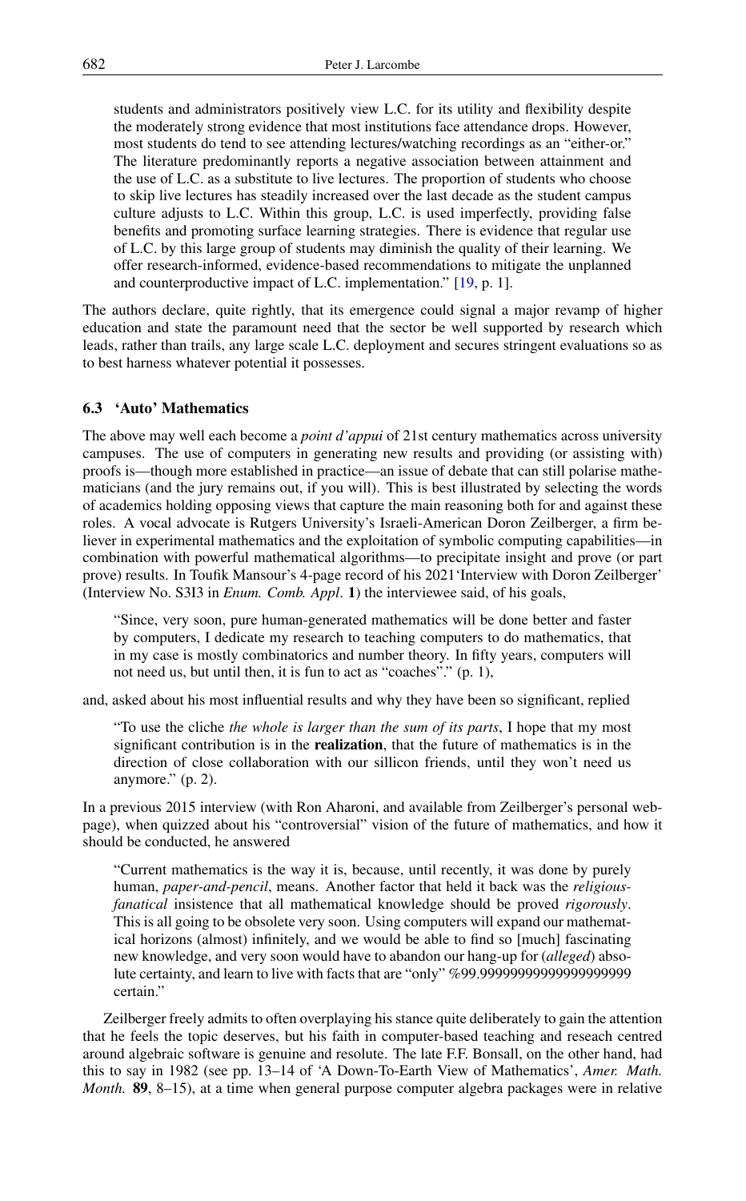> students and administrators positively view L.C. for its utility and flexibility despite the moderately strong evidence that most institutions face attendance drops. However, most students do tend to see attending lectures/watching recordings as an "either-or." The literature predominantly reports a negative association between attainment and the use of L.C. as a substitute to live lectures. The proportion of students who choose to skip live lectures has steadily increased over the last decade as the student campus culture adjusts to L.C. Within this group, L.C. is used imperfectly, providing false benefits and promoting surface learning strategies. There is evidence that regular use of L.C. by this large group of students may diminish the quality of their learning. We offer research-informed, evidence-based recommendations to mitigate the unplanned and counterproductive impact of L.C. implementation." [19, p. 1].

The authors declare, quite rightly, that its emergence could signal a major revamp of higher education and state the paramount need that the sector be well supported by research which leads, rather than trails, any large scale L.C. deployment and secures stringent evaluations so as to best harness whatever potential it possesses.

### 6.3 'Auto' Mathematics

The above may well each become a *point d'appui* of 21st century mathematics across university campuses. The use of computers in generating new results and providing (or assisting with) proofs is—though more established in practice—an issue of debate that can still polarise mathematicians (and the jury remains out, if you will). This is best illustrated by selecting the words of academics holding opposing views that capture the main reasoning both for and against these roles. A vocal advocate is Rutgers University's Israeli-American Doron Zeilberger, a firm believer in experimental mathematics and the exploitation of symbolic computing capabilities—in combination with powerful mathematical algorithms—to precipitate insight and prove (or part prove) results. In Toufik Mansour's 4-page record of his 2021'Interview with Doron Zeilberger' (Interview No. S3I3 in *Enum. Comb. Appl*. **1**) the interviewee said, of his goals,

> "Since, very soon, pure human-generated mathematics will be done better and faster by computers, I dedicate my research to teaching computers to do mathematics, that in my case is mostly combinatorics and number theory. In fifty years, computers will not need us, but until then, it is fun to act as "coaches"." (p. 1),

and, asked about his most influential results and why they have been so significant, replied

> "To use the cliche *the whole is larger than the sum of its parts*, I hope that my most significant contribution is in the **realization**, that the future of mathematics is in the direction of close collaboration with our sillicon friends, until they won't need us anymore." (p. 2).

In a previous 2015 interview (with Ron Aharoni, and available from Zeilberger's personal webpage), when quizzed about his "controversial" vision of the future of mathematics, and how it should be conducted, he answered

> "Current mathematics is the way it is, because, until recently, it was done by purely human, *paper-and-pencil*, means. Another factor that held it back was the *religious-fanatical* insistence that all mathematical knowledge should be proved *rigorously*. This is all going to be obsolete very soon. Using computers will expand our mathematical horizons (almost) infinitely, and we would be able to find so [much] fascinating new knowledge, and very soon would have to abandon our hang-up for (*alleged*) absolute certainty, and learn to live with facts that are "only" %99.99999999999999999999 certain."

Zeilberger freely admits to often overplaying his stance quite deliberately to gain the attention that he feels the topic deserves, but his faith in computer-based teaching and reseach centred around algebraic software is genuine and resolute. The late F.F. Bonsall, on the other hand, had this to say in 1982 (see pp. 13–14 of 'A Down-To-Earth View of Mathematics', *Amer. Math. Month.* **89**, 8–15), at a time when general purpose computer algebra packages were in relative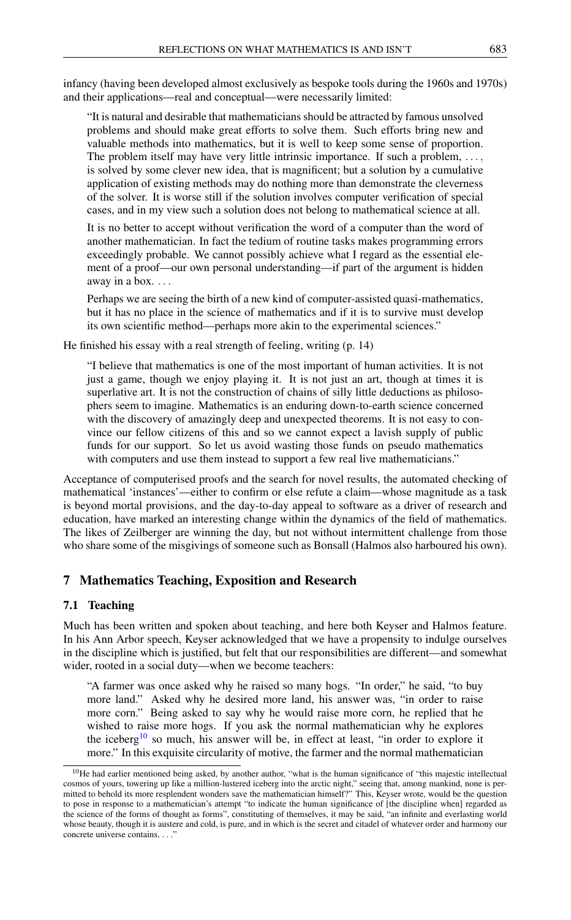infancy (having been developed almost exclusively as bespoke tools during the 1960s and 1970s) and their applications—real and conceptual—were necessarily limited:

> "It is natural and desirable that mathematicians should be attracted by famous unsolved problems and should make great efforts to solve them. Such efforts bring new and valuable methods into mathematics, but it is well to keep some sense of proportion. The problem itself may have very little intrinsic importance. If such a problem, . . . , is solved by some clever new idea, that is magnificent; but a solution by a cumulative application of existing methods may do nothing more than demonstrate the cleverness of the solver. It is worse still if the solution involves computer verification of special cases, and in my view such a solution does not belong to mathematical science at all.
>
> It is no better to accept without verification the word of a computer than the word of another mathematician. In fact the tedium of routine tasks makes programming errors exceedingly probable. We cannot possibly achieve what I regard as the essential element of a proof—our own personal understanding—if part of the argument is hidden away in a box. . . .
>
> Perhaps we are seeing the birth of a new kind of computer-assisted quasi-mathematics, but it has no place in the science of mathematics and if it is to survive must develop its own scientific method—perhaps more akin to the experimental sciences."

He finished his essay with a real strength of feeling, writing (p. 14)

> "I believe that mathematics is one of the most important of human activities. It is not just a game, though we enjoy playing it. It is not just an art, though at times it is superlative art. It is not the construction of chains of silly little deductions as philosophers seem to imagine. Mathematics is an enduring down-to-earth science concerned with the discovery of amazingly deep and unexpected theorems. It is not easy to convince our fellow citizens of this and so we cannot expect a lavish supply of public funds for our support. So let us avoid wasting those funds on pseudo mathematics with computers and use them instead to support a few real live mathematicians."

Acceptance of computerised proofs and the search for novel results, the automated checking of mathematical 'instances'—either to confirm or else refute a claim—whose magnitude as a task is beyond mortal provisions, and the day-to-day appeal to software as a driver of research and education, have marked an interesting change within the dynamics of the field of mathematics. The likes of Zeilberger are winning the day, but not without intermittent challenge from those who share some of the misgivings of someone such as Bonsall (Halmos also harboured his own).

## 7 Mathematics Teaching, Exposition and Research

### 7.1 Teaching

Much has been written and spoken about teaching, and here both Keyser and Halmos feature. In his Ann Arbor speech, Keyser acknowledged that we have a propensity to indulge ourselves in the discipline which is justified, but felt that our responsibilities are different—and somewhat wider, rooted in a social duty—when we become teachers:

> "A farmer was once asked why he raised so many hogs. "In order," he said, "to buy more land." Asked why he desired more land, his answer was, "in order to raise more corn." Being asked to say why he would raise more corn, he replied that he wished to raise more hogs. If you ask the normal mathematician why he explores the iceberg[10] so much, his answer will be, in effect at least, "in order to explore it more." In this exquisite circularity of motive, the farmer and the normal mathematician

[10] He had earlier mentioned being asked, by another author, "what is the human significance of "this majestic intellectual cosmos of yours, towering up like a million-lustered iceberg into the arctic night," seeing that, among mankind, none is permitted to behold its more resplendent wonders save the mathematician himself?" This, Keyser wrote, would be the question to pose in response to a mathematician's attempt "to indicate the human significance of [the discipline when] regarded as the science of the forms of thought as forms", constituting of themselves, it may be said, "an infinite and everlasting world whose beauty, though it is austere and cold, is pure, and in which is the secret and citadel of whatever order and harmony our concrete universe contains, . . ."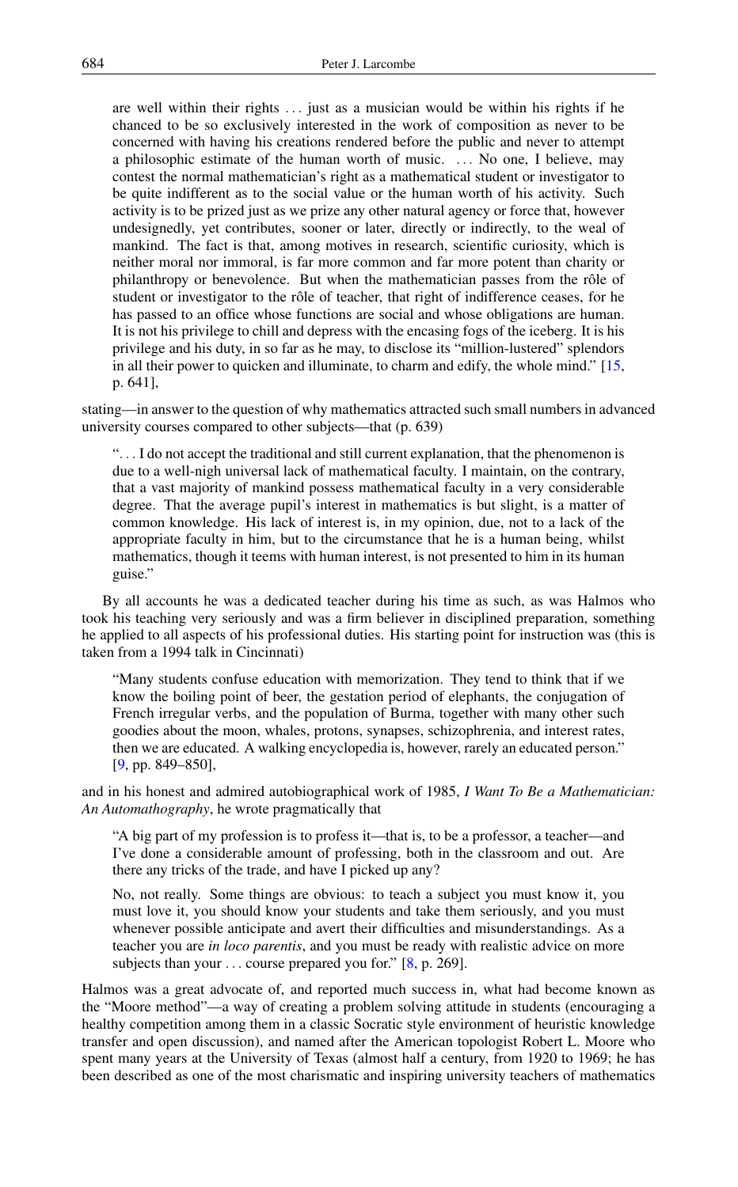> are well within their rights ... just as a musician would be within his rights if he chanced to be so exclusively interested in the work of composition as never to be concerned with having his creations rendered before the public and never to attempt a philosophic estimate of the human worth of music. ... No one, I believe, may contest the normal mathematician's right as a mathematical student or investigator to be quite indifferent as to the social value or the human worth of his activity. Such activity is to be prized just as we prize any other natural agency or force that, however undesignedly, yet contributes, sooner or later, directly or indirectly, to the weal of mankind. The fact is that, among motives in research, scientific curiosity, which is neither moral nor immoral, is far more common and far more potent than charity or philanthropy or benevolence. But when the mathematician passes from the rôle of student or investigator to the rôle of teacher, that right of indifference ceases, for he has passed to an office whose functions are social and whose obligations are human. It is not his privilege to chill and depress with the encasing fogs of the iceberg. It is his privilege and his duty, in so far as he may, to disclose its "million-lustered" splendors in all their power to quicken and illuminate, to charm and edify, the whole mind." [15, p. 641],

stating—in answer to the question of why mathematics attracted such small numbers in advanced university courses compared to other subjects—that (p. 639)

> "... I do not accept the traditional and still current explanation, that the phenomenon is due to a well-nigh universal lack of mathematical faculty. I maintain, on the contrary, that a vast majority of mankind possess mathematical faculty in a very considerable degree. That the average pupil's interest in mathematics is but slight, is a matter of common knowledge. His lack of interest is, in my opinion, due, not to a lack of the appropriate faculty in him, but to the circumstance that he is a human being, whilst mathematics, though it teems with human interest, is not presented to him in its human guise."

By all accounts he was a dedicated teacher during his time as such, as was Halmos who took his teaching very seriously and was a firm believer in disciplined preparation, something he applied to all aspects of his professional duties. His starting point for instruction was (this is taken from a 1994 talk in Cincinnati)

> "Many students confuse education with memorization. They tend to think that if we know the boiling point of beer, the gestation period of elephants, the conjugation of French irregular verbs, and the population of Burma, together with many other such goodies about the moon, whales, protons, synapses, schizophrenia, and interest rates, then we are educated. A walking encyclopedia is, however, rarely an educated person." [9, pp. 849–850],

and in his honest and admired autobiographical work of 1985, *I Want To Be a Mathematician: An Automathography*, he wrote pragmatically that

> "A big part of my profession is to profess it—that is, to be a professor, a teacher—and I've done a considerable amount of professing, both in the classroom and out. Are there any tricks of the trade, and have I picked up any?
>
> No, not really. Some things are obvious: to teach a subject you must know it, you must love it, you should know your students and take them seriously, and you must whenever possible anticipate and avert their difficulties and misunderstandings. As a teacher you are *in loco parentis*, and you must be ready with realistic advice on more subjects than your ... course prepared you for." [8, p. 269].

Halmos was a great advocate of, and reported much success in, what had become known as the "Moore method"—a way of creating a problem solving attitude in students (encouraging a healthy competition among them in a classic Socratic style environment of heuristic knowledge transfer and open discussion), and named after the American topologist Robert L. Moore who spent many years at the University of Texas (almost half a century, from 1920 to 1969; he has been described as one of the most charismatic and inspiring university teachers of mathematics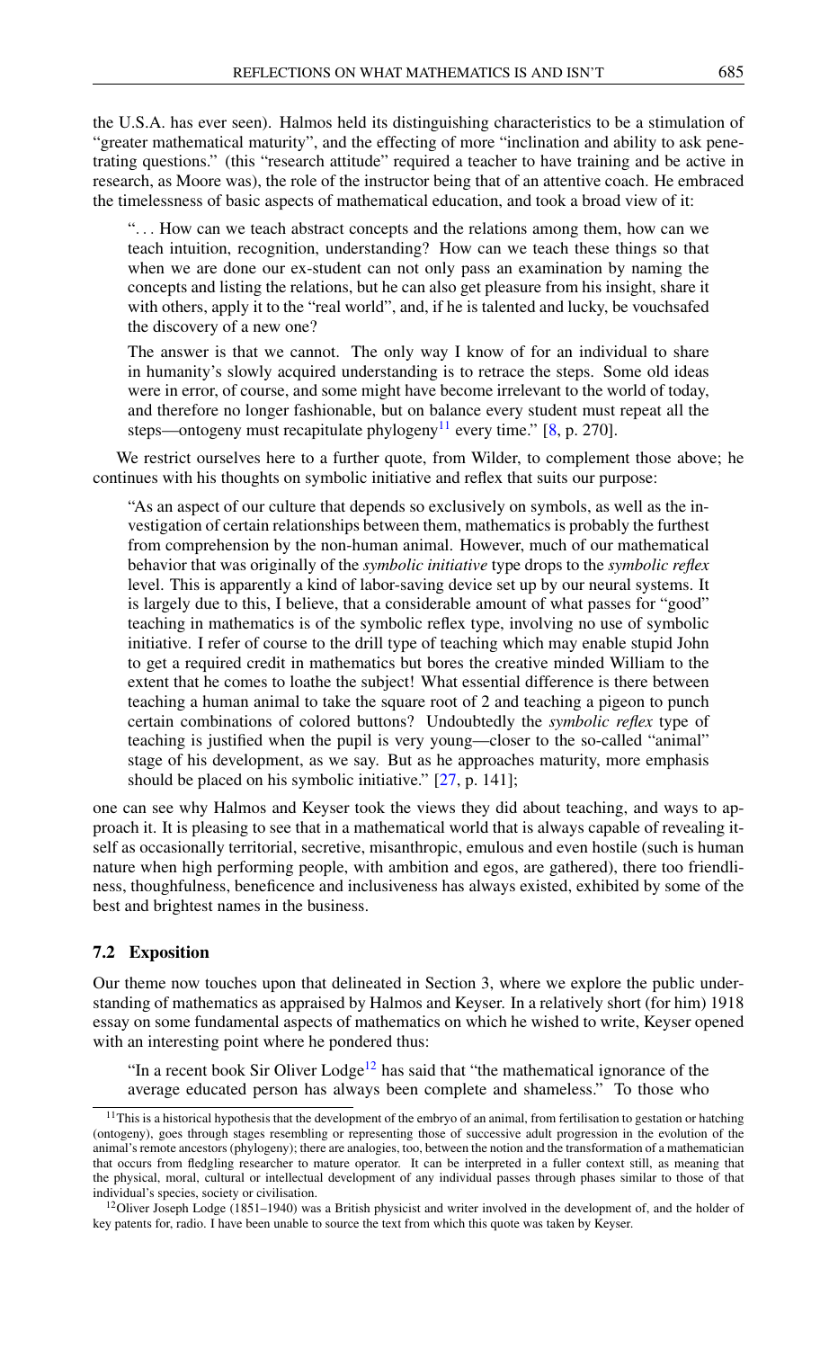the U.S.A. has ever seen). Halmos held its distinguishing characteristics to be a stimulation of "greater mathematical maturity", and the effecting of more "inclination and ability to ask penetrating questions." (this "research attitude" required a teacher to have training and be active in research, as Moore was), the role of the instructor being that of an attentive coach. He embraced the timelessness of basic aspects of mathematical education, and took a broad view of it:

> "... How can we teach abstract concepts and the relations among them, how can we teach intuition, recognition, understanding? How can we teach these things so that when we are done our ex-student can not only pass an examination by naming the concepts and listing the relations, but he can also get pleasure from his insight, share it with others, apply it to the "real world", and, if he is talented and lucky, be vouchsafed the discovery of a new one?
>
> The answer is that we cannot. The only way I know of for an individual to share in humanity's slowly acquired understanding is to retrace the steps. Some old ideas were in error, of course, and some might have become irrelevant to the world of today, and therefore no longer fashionable, but on balance every student must repeat all the steps—ontogeny must recapitulate phylogeny[11] every time." [8, p. 270].

We restrict ourselves here to a further quote, from Wilder, to complement those above; he continues with his thoughts on symbolic initiative and reflex that suits our purpose:

> "As an aspect of our culture that depends so exclusively on symbols, as well as the investigation of certain relationships between them, mathematics is probably the furthest from comprehension by the non-human animal. However, much of our mathematical behavior that was originally of the *symbolic initiative* type drops to the *symbolic reflex* level. This is apparently a kind of labor-saving device set up by our neural systems. It is largely due to this, I believe, that a considerable amount of what passes for "good" teaching in mathematics is of the symbolic reflex type, involving no use of symbolic initiative. I refer of course to the drill type of teaching which may enable stupid John to get a required credit in mathematics but bores the creative minded William to the extent that he comes to loathe the subject! What essential difference is there between teaching a human animal to take the square root of 2 and teaching a pigeon to punch certain combinations of colored buttons? Undoubtedly the *symbolic reflex* type of teaching is justified when the pupil is very young—closer to the so-called "animal" stage of his development, as we say. But as he approaches maturity, more emphasis should be placed on his symbolic initiative." [27, p. 141];

one can see why Halmos and Keyser took the views they did about teaching, and ways to approach it. It is pleasing to see that in a mathematical world that is always capable of revealing itself as occasionally territorial, secretive, misanthropic, emulous and even hostile (such is human nature when high performing people, with ambition and egos, are gathered), there too friendliness, thoughtfulness, beneficence and inclusiveness has always existed, exhibited by some of the best and brightest names in the business.

### 7.2 Exposition

Our theme now touches upon that delineated in Section 3, where we explore the public understanding of mathematics as appraised by Halmos and Keyser. In a relatively short (for him) 1918 essay on some fundamental aspects of mathematics on which he wished to write, Keyser opened with an interesting point where he pondered thus:

> "In a recent book Sir Oliver Lodge[12] has said that "the mathematical ignorance of the average educated person has always been complete and shameless." To those who

[11] This is a historical hypothesis that the development of the embryo of an animal, from fertilisation to gestation or hatching (ontogeny), goes through stages resembling or representing those of successive adult progression in the evolution of the animal's remote ancestors (phylogeny); there are analogies, too, between the notion and the transformation of a mathematician that occurs from fledgling researcher to mature operator. It can be interpreted in a fuller context still, as meaning that the physical, moral, cultural or intellectual development of any individual passes through phases similar to those of that individual's species, society or civilisation.

[12] Oliver Joseph Lodge (1851–1940) was a British physicist and writer involved in the development of, and the holder of key patents for, radio. I have been unable to source the text from which this quote was taken by Keyser.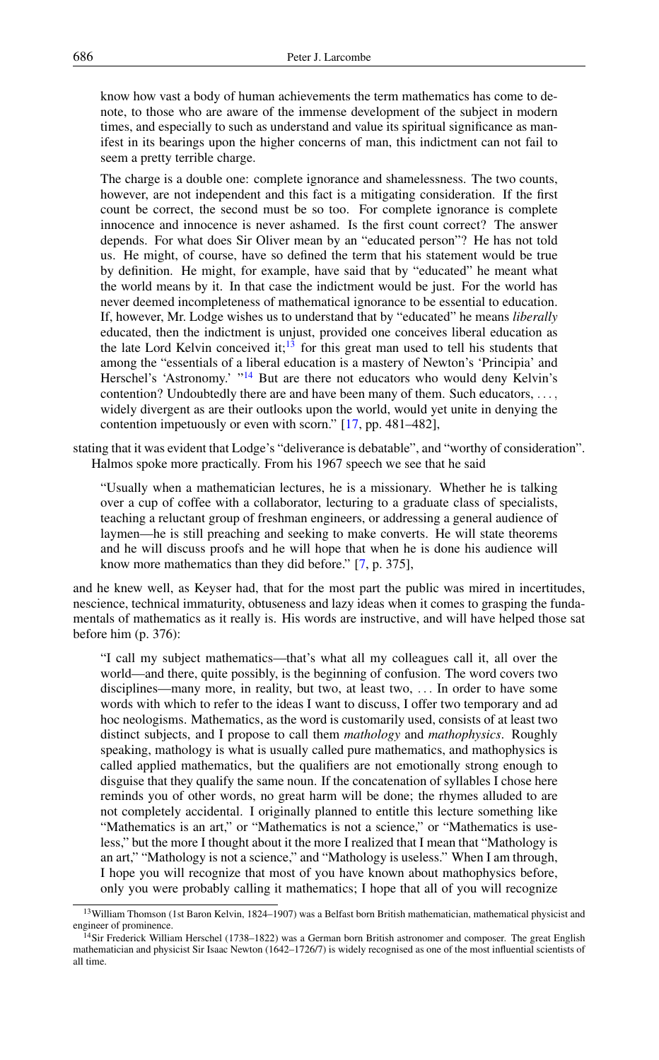> know how vast a body of human achievements the term mathematics has come to denote, to those who are aware of the immense development of the subject in modern times, and especially to such as understand and value its spiritual significance as manifest in its bearings upon the higher concerns of man, this indictment can not fail to seem a pretty terrible charge.
>
> The charge is a double one: complete ignorance and shamelessness. The two counts, however, are not independent and this fact is a mitigating consideration. If the first count be correct, the second must be so too. For complete ignorance is complete innocence and innocence is never ashamed. Is the first count correct? The answer depends. For what does Sir Oliver mean by an "educated person"? He has not told us. He might, of course, have so defined the term that his statement would be true by definition. He might, for example, have said that by "educated" he meant what the world means by it. In that case the indictment would be just. For the world has never deemed incompleteness of mathematical ignorance to be essential to education. If, however, Mr. Lodge wishes us to understand that by "educated" he means *liberally* educated, then the indictment is unjust, provided one conceives liberal education as the late Lord Kelvin conceived it;[13] for this great man used to tell his students that among the "essentials of a liberal education is a mastery of Newton's 'Principia' and Herschel's 'Astronomy.' "[14] But are there not educators who would deny Kelvin's contention? Undoubtedly there are and have been many of them. Such educators, . . . , widely divergent as are their outlooks upon the world, would yet unite in denying the contention impetuously or even with scorn." [17, pp. 481–482],

stating that it was evident that Lodge's "deliverance is debatable", and "worthy of consideration".

Halmos spoke more practically. From his 1967 speech we see that he said

> "Usually when a mathematician lectures, he is a missionary. Whether he is talking over a cup of coffee with a collaborator, lecturing to a graduate class of specialists, teaching a reluctant group of freshman engineers, or addressing a general audience of laymen—he is still preaching and seeking to make converts. He will state theorems and he will discuss proofs and he will hope that when he is done his audience will know more mathematics than they did before." [7, p. 375],

and he knew well, as Keyser had, that for the most part the public was mired in incertitudes, nescience, technical immaturity, obtuseness and lazy ideas when it comes to grasping the fundamentals of mathematics as it really is. His words are instructive, and will have helped those sat before him (p. 376):

> "I call my subject mathematics—that's what all my colleagues call it, all over the world—and there, quite possibly, is the beginning of confusion. The word covers two disciplines—many more, in reality, but two, at least two, . . . In order to have some words with which to refer to the ideas I want to discuss, I offer two temporary and ad hoc neologisms. Mathematics, as the word is customarily used, consists of at least two distinct subjects, and I propose to call them *mathology* and *mathophysics*. Roughly speaking, mathology is what is usually called pure mathematics, and mathophysics is called applied mathematics, but the qualifiers are not emotionally strong enough to disguise that they qualify the same noun. If the concatenation of syllables I chose here reminds you of other words, no great harm will be done; the rhymes alluded to are not completely accidental. I originally planned to entitle this lecture something like "Mathematics is an art," or "Mathematics is not a science," or "Mathematics is useless," but the more I thought about it the more I realized that I mean that "Mathology is an art," "Mathology is not a science," and "Mathology is useless." When I am through, I hope you will recognize that most of you have known about mathophysics before, only you were probably calling it mathematics; I hope that all of you will recognize

[13] William Thomson (1st Baron Kelvin, 1824–1907) was a Belfast born British mathematician, mathematical physicist and engineer of prominence.

[14] Sir Frederick William Herschel (1738–1822) was a German born British astronomer and composer. The great English mathematician and physicist Sir Isaac Newton (1642–1726/7) is widely recognised as one of the most influential scientists of all time.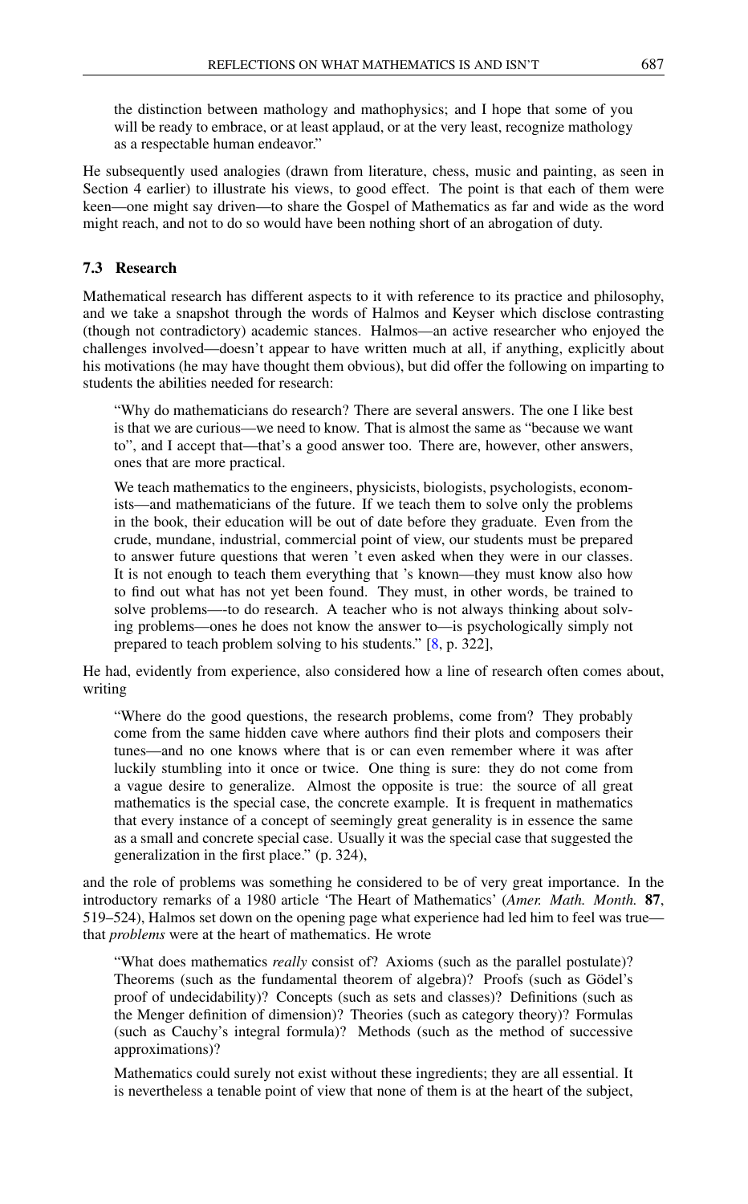> the distinction between mathology and mathophysics; and I hope that some of you will be ready to embrace, or at least applaud, or at the very least, recognize mathology as a respectable human endeavor."

He subsequently used analogies (drawn from literature, chess, music and painting, as seen in Section 4 earlier) to illustrate his views, to good effect. The point is that each of them were keen—one might say driven—to share the Gospel of Mathematics as far and wide as the word might reach, and not to do so would have been nothing short of an abrogation of duty.

### 7.3 Research

Mathematical research has different aspects to it with reference to its practice and philosophy, and we take a snapshot through the words of Halmos and Keyser which disclose contrasting (though not contradictory) academic stances. Halmos—an active researcher who enjoyed the challenges involved—doesn't appear to have written much at all, if anything, explicitly about his motivations (he may have thought them obvious), but did offer the following on imparting to students the abilities needed for research:

> "Why do mathematicians do research? There are several answers. The one I like best is that we are curious—we need to know. That is almost the same as "because we want to", and I accept that—that's a good answer too. There are, however, other answers, ones that are more practical.
>
> We teach mathematics to the engineers, physicists, biologists, psychologists, economists—and mathematicians of the future. If we teach them to solve only the problems in the book, their education will be out of date before they graduate. Even from the crude, mundane, industrial, commercial point of view, our students must be prepared to answer future questions that weren 't even asked when they were in our classes. It is not enough to teach them everything that 's known—they must know also how to find out what has not yet been found. They must, in other words, be trained to solve problems—-to do research. A teacher who is not always thinking about solving problems—ones he does not know the answer to—is psychologically simply not prepared to teach problem solving to his students." [8, p. 322],

He had, evidently from experience, also considered how a line of research often comes about, writing

> "Where do the good questions, the research problems, come from? They probably come from the same hidden cave where authors find their plots and composers their tunes—and no one knows where that is or can even remember where it was after luckily stumbling into it once or twice. One thing is sure: they do not come from a vague desire to generalize. Almost the opposite is true: the source of all great mathematics is the special case, the concrete example. It is frequent in mathematics that every instance of a concept of seemingly great generality is in essence the same as a small and concrete special case. Usually it was the special case that suggested the generalization in the first place." (p. 324),

and the role of problems was something he considered to be of very great importance. In the introductory remarks of a 1980 article 'The Heart of Mathematics' (*Amer. Math. Month.* **87**, 519–524), Halmos set down on the opening page what experience had led him to feel was true—that *problems* were at the heart of mathematics. He wrote

> "What does mathematics *really* consist of? Axioms (such as the parallel postulate)? Theorems (such as the fundamental theorem of algebra)? Proofs (such as Gödel's proof of undecidability)? Concepts (such as sets and classes)? Definitions (such as the Menger definition of dimension)? Theories (such as category theory)? Formulas (such as Cauchy's integral formula)? Methods (such as the method of successive approximations)?
>
> Mathematics could surely not exist without these ingredients; they are all essential. It is nevertheless a tenable point of view that none of them is at the heart of the subject,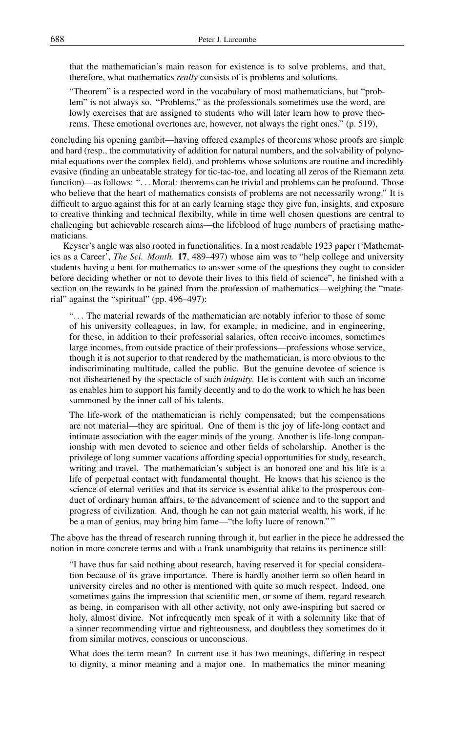> that the mathematician's main reason for existence is to solve problems, and that, therefore, what mathematics *really* consists of is problems and solutions.
>
> "Theorem" is a respected word in the vocabulary of most mathematicians, but "problem" is not always so. "Problems," as the professionals sometimes use the word, are lowly exercises that are assigned to students who will later learn how to prove theorems. These emotional overtones are, however, not always the right ones." (p. 519),

concluding his opening gambit—having offered examples of theorems whose proofs are simple and hard (resp., the commutativity of addition for natural numbers, and the solvability of polynomial equations over the complex field), and problems whose solutions are routine and incredibly evasive (finding an unbeatable strategy for tic-tac-toe, and locating all zeros of the Riemann zeta function)—as follows: ". . . Moral: theorems can be trivial and problems can be profound. Those who believe that the heart of mathematics consists of problems are not necessarily wrong." It is difficult to argue against this for at an early learning stage they give fun, insights, and exposure to creative thinking and technical flexibilty, while in time well chosen questions are central to challenging but achievable research aims—the lifeblood of huge numbers of practising mathematicians.

Keyser's angle was also rooted in functionalities. In a most readable 1923 paper ('Mathematics as a Career', *The Sci. Month.* **17**, 489–497) whose aim was to "help college and university students having a bent for mathematics to answer some of the questions they ought to consider before deciding whether or not to devote their lives to this field of science", he finished with a section on the rewards to be gained from the profession of mathematics—weighing the "material" against the "spiritual" (pp. 496–497):

> ". . . The material rewards of the mathematician are notably inferior to those of some of his university colleagues, in law, for example, in medicine, and in engineering, for these, in addition to their professorial salaries, often receive incomes, sometimes large incomes, from outside practice of their professions—professions whose service, though it is not superior to that rendered by the mathematician, is more obvious to the indiscriminating multitude, called the public. But the genuine devotee of science is not disheartened by the spectacle of such *iniquity*. He is content with such an income as enables him to support his family decently and to do the work to which he has been summoned by the inner call of his talents.
>
> The life-work of the mathematician is richly compensated; but the compensations are not material—they are spiritual. One of them is the joy of life-long contact and intimate association with the eager minds of the young. Another is life-long companionship with men devoted to science and other fields of scholarship. Another is the privilege of long summer vacations affording special opportunities for study, research, writing and travel. The mathematician's subject is an honored one and his life is a life of perpetual contact with fundamental thought. He knows that his science is the science of eternal verities and that its service is essential alike to the prosperous conduct of ordinary human affairs, to the advancement of science and to the support and progress of civilization. And, though he can not gain material wealth, his work, if he be a man of genius, may bring him fame—"the lofty lucre of renown." "

The above has the thread of research running through it, but earlier in the piece he addressed the notion in more concrete terms and with a frank unambiguity that retains its pertinence still:

> "I have thus far said nothing about research, having reserved it for special consideration because of its grave importance. There is hardly another term so often heard in university circles and no other is mentioned with quite so much respect. Indeed, one sometimes gains the impression that scientific men, or some of them, regard research as being, in comparison with all other activity, not only awe-inspiring but sacred or holy, almost divine. Not infrequently men speak of it with a solemnity like that of a sinner recommending virtue and righteousness, and doubtless they sometimes do it from similar motives, conscious or unconscious.
>
> What does the term mean? In current use it has two meanings, differing in respect to dignity, a minor meaning and a major one. In mathematics the minor meaning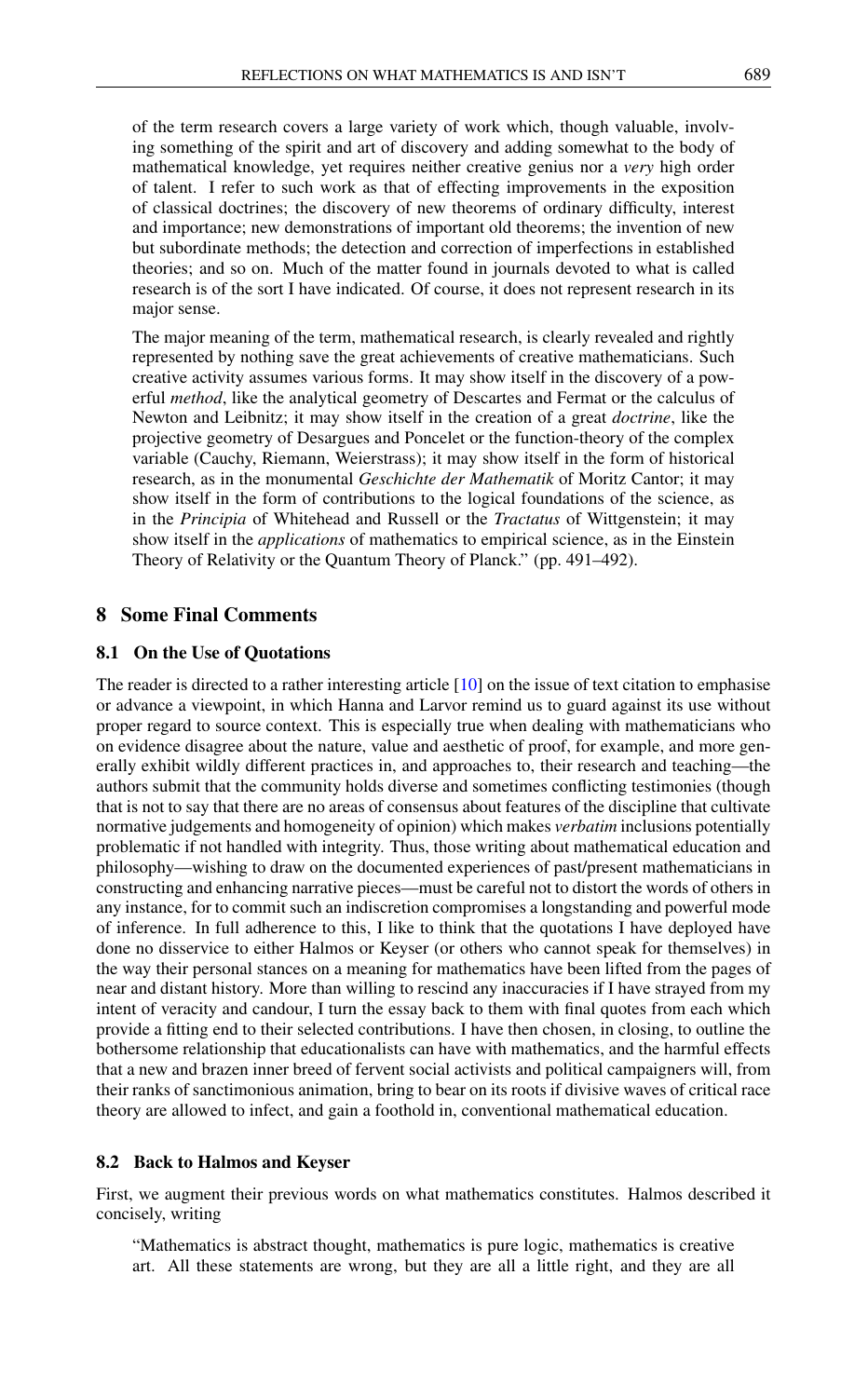of the term research covers a large variety of work which, though valuable, involving something of the spirit and art of discovery and adding somewhat to the body of mathematical knowledge, yet requires neither creative genius nor a *very* high order of talent. I refer to such work as that of effecting improvements in the exposition of classical doctrines; the discovery of new theorems of ordinary difficulty, interest and importance; new demonstrations of important old theorems; the invention of new but subordinate methods; the detection and correction of imperfections in established theories; and so on. Much of the matter found in journals devoted to what is called research is of the sort I have indicated. Of course, it does not represent research in its major sense.

> The major meaning of the term, mathematical research, is clearly revealed and rightly represented by nothing save the great achievements of creative mathematicians. Such creative activity assumes various forms. It may show itself in the discovery of a powerful *method*, like the analytical geometry of Descartes and Fermat or the calculus of Newton and Leibnitz; it may show itself in the creation of a great *doctrine*, like the projective geometry of Desargues and Poncelet or the function-theory of the complex variable (Cauchy, Riemann, Weierstrass); it may show itself in the form of historical research, as in the monumental *Geschichte der Mathematik* of Moritz Cantor; it may show itself in the form of contributions to the logical foundations of the science, as in the *Principia* of Whitehead and Russell or the *Tractatus* of Wittgenstein; it may show itself in the *applications* of mathematics to empirical science, as in the Einstein Theory of Relativity or the Quantum Theory of Planck." (pp. 491–492).

## 8 Some Final Comments

### 8.1 On the Use of Quotations

The reader is directed to a rather interesting article [10] on the issue of text citation to emphasise or advance a viewpoint, in which Hanna and Larvor remind us to guard against its use without proper regard to source context. This is especially true when dealing with mathematicians who on evidence disagree about the nature, value and aesthetic of proof, for example, and more generally exhibit wildly different practices in, and approaches to, their research and teaching—the authors submit that the community holds diverse and sometimes conflicting testimonies (though that is not to say that there are no areas of consensus about features of the discipline that cultivate normative judgements and homogeneity of opinion) which makes *verbatim* inclusions potentially problematic if not handled with integrity. Thus, those writing about mathematical education and philosophy—wishing to draw on the documented experiences of past/present mathematicians in constructing and enhancing narrative pieces—must be careful not to distort the words of others in any instance, for to commit such an indiscretion compromises a longstanding and powerful mode of inference. In full adherence to this, I like to think that the quotations I have deployed have done no disservice to either Halmos or Keyser (or others who cannot speak for themselves) in the way their personal stances on a meaning for mathematics have been lifted from the pages of near and distant history. More than willing to rescind any inaccuracies if I have strayed from my intent of veracity and candour, I turn the essay back to them with final quotes from each which provide a fitting end to their selected contributions. I have then chosen, in closing, to outline the bothersome relationship that educationalists can have with mathematics, and the harmful effects that a new and brazen inner breed of fervent social activists and political campaigners will, from their ranks of sanctimonious animation, bring to bear on its roots if divisive waves of critical race theory are allowed to infect, and gain a foothold in, conventional mathematical education.

### 8.2 Back to Halmos and Keyser

First, we augment their previous words on what mathematics constitutes. Halmos described it concisely, writing

> "Mathematics is abstract thought, mathematics is pure logic, mathematics is creative art. All these statements are wrong, but they are all a little right, and they are all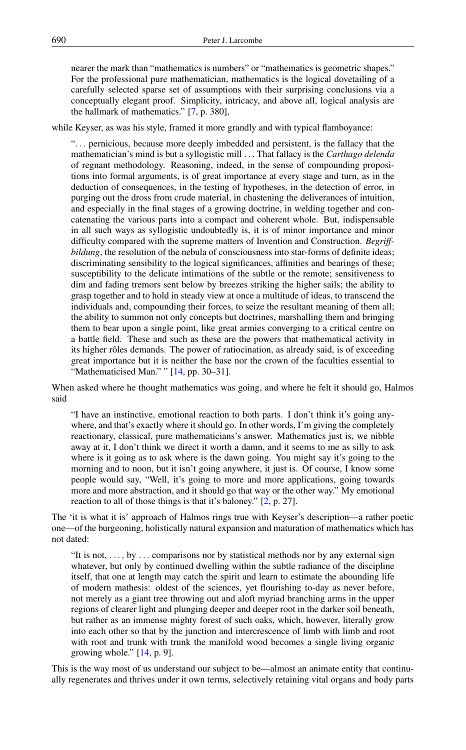nearer the mark than "mathematics is numbers" or "mathematics is geometric shapes." For the professional pure mathematician, mathematics is the logical dovetailing of a carefully selected sparse set of assumptions with their surprising conclusions via a conceptually elegant proof. Simplicity, intricacy, and above all, logical analysis are the hallmark of mathematics." [7, p. 380],

while Keyser, as was his style, framed it more grandly and with typical flamboyance:

> ". . . pernicious, because more deeply imbedded and persistent, is the fallacy that the mathematician's mind is but a syllogistic mill . . . That fallacy is the *Carthago delenda* of regnant methodology. Reasoning, indeed, in the sense of compounding propositions into formal arguments, is of great importance at every stage and turn, as in the deduction of consequences, in the testing of hypotheses, in the detection of error, in purging out the dross from crude material, in chastening the deliverances of intuition, and especially in the final stages of a growing doctrine, in welding together and concatenating the various parts into a compact and coherent whole. But, indispensable in all such ways as syllogistic undoubtedly is, it is of minor importance and minor difficulty compared with the supreme matters of Invention and Construction. *Begriffbildung*, the resolution of the nebula of consciousness into star-forms of definite ideas; discriminating sensibility to the logical significances, affinities and bearings of these; susceptibility to the delicate intimations of the subtle or the remote; sensitiveness to dim and fading tremors sent below by breezes striking the higher sails; the ability to grasp together and to hold in steady view at once a multitude of ideas, to transcend the individuals and, compounding their forces, to seize the resultant meaning of them all; the ability to summon not only concepts but doctrines, marshalling them and bringing them to bear upon a single point, like great armies converging to a critical centre on a battle field. These and such as these are the powers that mathematical activity in its higher rôles demands. The power of ratiocination, as already said, is of exceeding great importance but it is neither the base nor the crown of the faculties essential to "Mathematicised Man." " [14, pp. 30–31].

When asked where he thought mathematics was going, and where he felt it should go, Halmos said

> "I have an instinctive, emotional reaction to both parts. I don't think it's going anywhere, and that's exactly where it should go. In other words, I'm giving the completely reactionary, classical, pure mathematicians's answer. Mathematics just is, we nibble away at it, I don't think we direct it worth a damn, and it seems to me as silly to ask where is it going as to ask where is the dawn going. You might say it's going to the morning and to noon, but it isn't going anywhere, it just is. Of course, I know some people would say, "Well, it's going to more and more applications, going towards more and more abstraction, and it should go that way or the other way." My emotional reaction to all of those things is that it's baloney." [2, p. 27].

The 'it is what it is' approach of Halmos rings true with Keyser's description—a rather poetic one—of the burgeoning, holistically natural expansion and maturation of mathematics which has not dated:

> "It is not, . . . , by . . . comparisons nor by statistical methods nor by any external sign whatever, but only by continued dwelling within the subtle radiance of the discipline itself, that one at length may catch the spirit and learn to estimate the abounding life of modern mathesis: oldest of the sciences, yet flourishing to-day as never before, not merely as a giant tree throwing out and aloft myriad branching arms in the upper regions of clearer light and plunging deeper and deeper root in the darker soil beneath, but rather as an immense mighty forest of such oaks, which, however, literally grow into each other so that by the junction and intercrescence of limb with limb and root with root and trunk with trunk the manifold wood becomes a single living organic growing whole." [14, p. 9].

This is the way most of us understand our subject to be—almost an animate entity that continually regenerates and thrives under it own terms, selectively retaining vital organs and body parts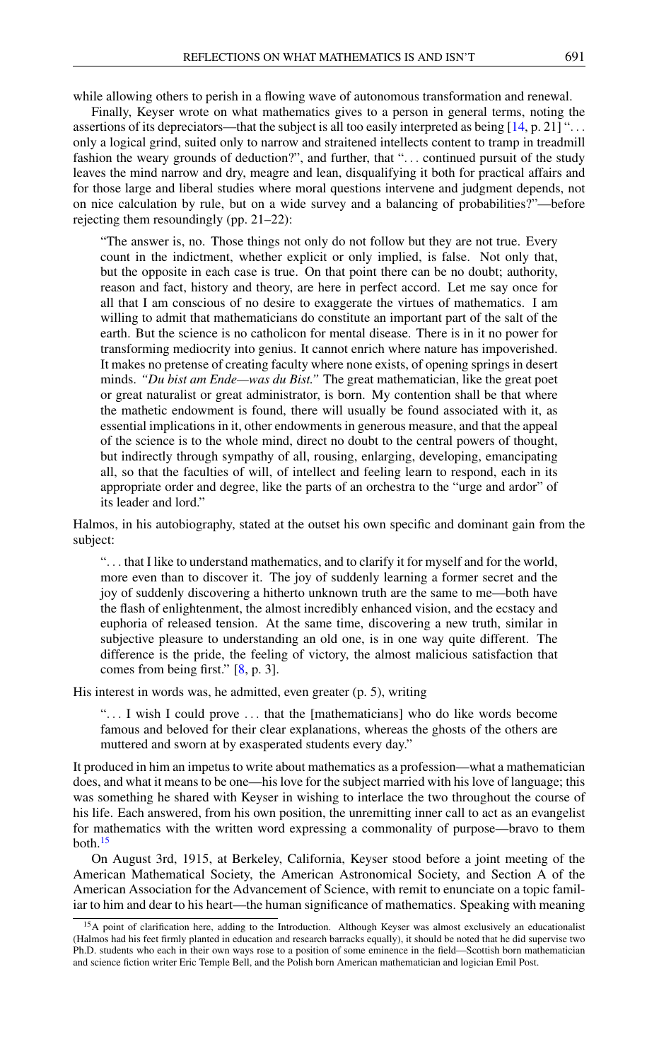while allowing others to perish in a flowing wave of autonomous transformation and renewal.

Finally, Keyser wrote on what mathematics gives to a person in general terms, noting the assertions of its depreciators—that the subject is all too easily interpreted as being [14, p. 21] "... only a logical grind, suited only to narrow and straitened intellects content to tramp in treadmill fashion the weary grounds of deduction?", and further, that "... continued pursuit of the study leaves the mind narrow and dry, meagre and lean, disqualifying it both for practical affairs and for those large and liberal studies where moral questions intervene and judgment depends, not on nice calculation by rule, but on a wide survey and a balancing of probabilities?"—before rejecting them resoundingly (pp. 21–22):

> "The answer is, no. Those things not only do not follow but they are not true. Every count in the indictment, whether explicit or only implied, is false. Not only that, but the opposite in each case is true. On that point there can be no doubt; authority, reason and fact, history and theory, are here in perfect accord. Let me say once for all that I am conscious of no desire to exaggerate the virtues of mathematics. I am willing to admit that mathematicians do constitute an important part of the salt of the earth. But the science is no catholicon for mental disease. There is in it no power for transforming mediocrity into genius. It cannot enrich where nature has impoverished. It makes no pretense of creating faculty where none exists, of opening springs in desert minds. *"Du bist am Ende—was du Bist."* The great mathematician, like the great poet or great naturalist or great administrator, is born. My contention shall be that where the mathetic endowment is found, there will usually be found associated with it, as essential implications in it, other endowments in generous measure, and that the appeal of the science is to the whole mind, direct no doubt to the central powers of thought, but indirectly through sympathy of all, rousing, enlarging, developing, emancipating all, so that the faculties of will, of intellect and feeling learn to respond, each in its appropriate order and degree, like the parts of an orchestra to the "urge and ardor" of its leader and lord."

Halmos, in his autobiography, stated at the outset his own specific and dominant gain from the subject:

> "... that I like to understand mathematics, and to clarify it for myself and for the world, more even than to discover it. The joy of suddenly learning a former secret and the joy of suddenly discovering a hitherto unknown truth are the same to me—both have the flash of enlightenment, the almost incredibly enhanced vision, and the ecstacy and euphoria of released tension. At the same time, discovering a new truth, similar in subjective pleasure to understanding an old one, is in one way quite different. The difference is the pride, the feeling of victory, the almost malicious satisfaction that comes from being first." [8, p. 3].

His interest in words was, he admitted, even greater (p. 5), writing

> "... I wish I could prove ... that the [mathematicians] who do like words become famous and beloved for their clear explanations, whereas the ghosts of the others are muttered and sworn at by exasperated students every day."

It produced in him an impetus to write about mathematics as a profession—what a mathematician does, and what it means to be one—his love for the subject married with his love of language; this was something he shared with Keyser in wishing to interlace the two throughout the course of his life. Each answered, from his own position, the unremitting inner call to act as an evangelist for mathematics with the written word expressing a commonality of purpose—bravo to them both.[15]

On August 3rd, 1915, at Berkeley, California, Keyser stood before a joint meeting of the American Mathematical Society, the American Astronomical Society, and Section A of the American Association for the Advancement of Science, with remit to enunciate on a topic familiar to him and dear to his heart—the human significance of mathematics. Speaking with meaning

[15] A point of clarification here, adding to the Introduction. Although Keyser was almost exclusively an educationalist (Halmos had his feet firmly planted in education and research barracks equally), it should be noted that he did supervise two Ph.D. students who each in their own ways rose to a position of some eminence in the field—Scottish born mathematician and science fiction writer Eric Temple Bell, and the Polish born American mathematician and logician Emil Post.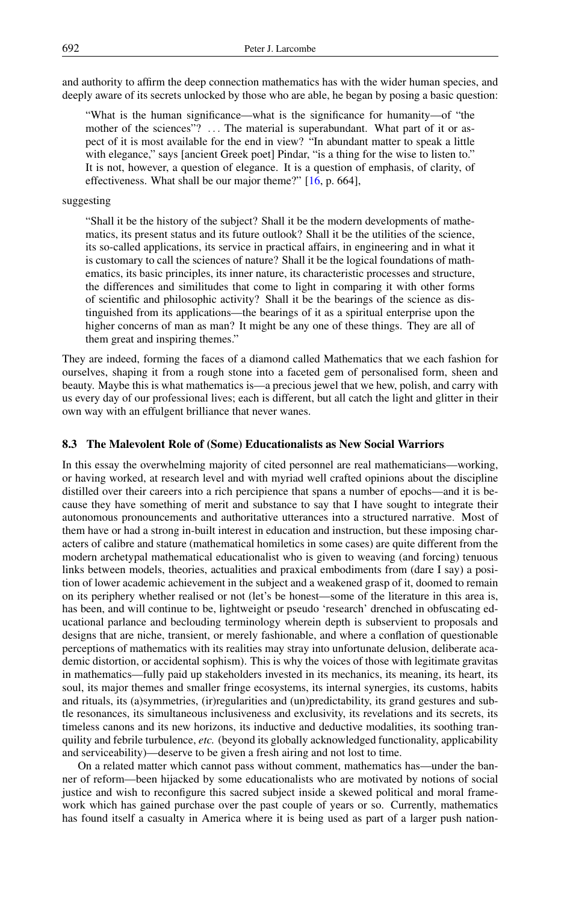and authority to affirm the deep connection mathematics has with the wider human species, and deeply aware of its secrets unlocked by those who are able, he began by posing a basic question:

> "What is the human significance—what is the significance for humanity—of "the mother of the sciences"? ... The material is superabundant. What part of it or aspect of it is most available for the end in view? "In abundant matter to speak a little with elegance," says [ancient Greek poet] Pindar, "is a thing for the wise to listen to." It is not, however, a question of elegance. It is a question of emphasis, of clarity, of effectiveness. What shall be our major theme?" [16, p. 664],

suggesting

> "Shall it be the history of the subject? Shall it be the modern developments of mathematics, its present status and its future outlook? Shall it be the utilities of the science, its so-called applications, its service in practical affairs, in engineering and in what it is customary to call the sciences of nature? Shall it be the logical foundations of mathematics, its basic principles, its inner nature, its characteristic processes and structure, the differences and similitudes that come to light in comparing it with other forms of scientific and philosophic activity? Shall it be the bearings of the science as distinguished from its applications—the bearings of it as a spiritual enterprise upon the higher concerns of man as man? It might be any one of these things. They are all of them great and inspiring themes."

They are indeed, forming the faces of a diamond called Mathematics that we each fashion for ourselves, shaping it from a rough stone into a faceted gem of personalised form, sheen and beauty. Maybe this is what mathematics is—a precious jewel that we hew, polish, and carry with us every day of our professional lives; each is different, but all catch the light and glitter in their own way with an effulgent brilliance that never wanes.

### 8.3 The Malevolent Role of (Some) Educationalists as New Social Warriors

In this essay the overwhelming majority of cited personnel are real mathematicians—working, or having worked, at research level and with myriad well crafted opinions about the discipline distilled over their careers into a rich percipience that spans a number of epochs—and it is because they have something of merit and substance to say that I have sought to integrate their autonomous pronouncements and authoritative utterances into a structured narrative. Most of them have or had a strong in-built interest in education and instruction, but these imposing characters of calibre and stature (mathematical homiletics in some cases) are quite different from the modern archetypal mathematical educationalist who is given to weaving (and forcing) tenuous links between models, theories, actualities and praxical embodiments from (dare I say) a position of lower academic achievement in the subject and a weakened grasp of it, doomed to remain on its periphery whether realised or not (let's be honest—some of the literature in this area is, has been, and will continue to be, lightweight or pseudo 'research' drenched in obfuscating educational parlance and beclouding terminology wherein depth is subservient to proposals and designs that are niche, transient, or merely fashionable, and where a conflation of questionable perceptions of mathematics with its realities may stray into unfortunate delusion, deliberate academic distortion, or accidental sophism). This is why the voices of those with legitimate gravitas in mathematics—fully paid up stakeholders invested in its mechanics, its meaning, its heart, its soul, its major themes and smaller fringe ecosystems, its internal synergies, its customs, habits and rituals, its (a)symmetries, (ir)regularities and (un)predictability, its grand gestures and subtle resonances, its simultaneous inclusiveness and exclusivity, its revelations and its secrets, its timeless canons and its new horizons, its inductive and deductive modalities, its soothing tranquility and febrile turbulence, *etc.* (beyond its globally acknowledged functionality, applicability and serviceability)—deserve to be given a fresh airing and not lost to time.

On a related matter which cannot pass without comment, mathematics has—under the banner of reform—been hijacked by some educationalists who are motivated by notions of social justice and wish to reconfigure this sacred subject inside a skewed political and moral framework which has gained purchase over the past couple of years or so. Currently, mathematics has found itself a casualty in America where it is being used as part of a larger push nation-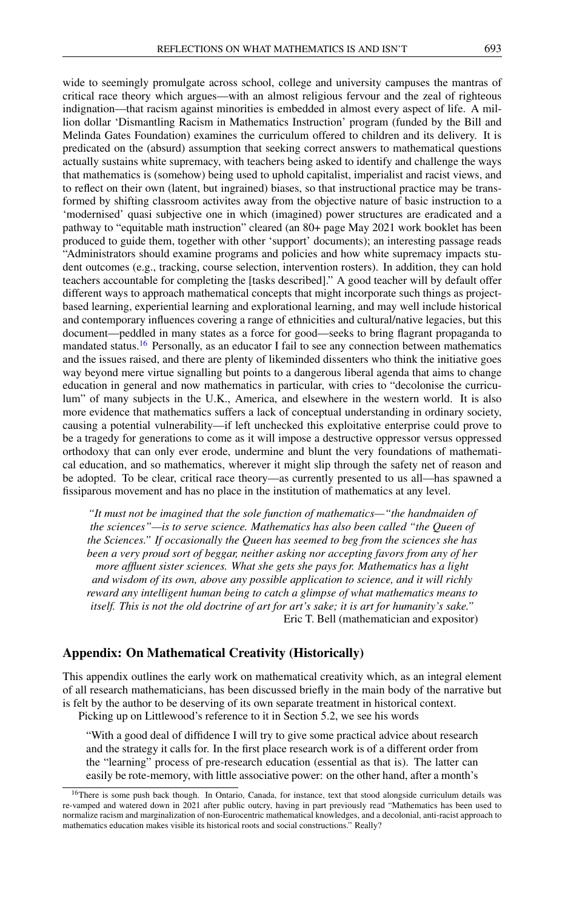wide to seemingly promulgate across school, college and university campuses the mantras of critical race theory which argues—with an almost religious fervour and the zeal of righteous indignation—that racism against minorities is embedded in almost every aspect of life. A million dollar 'Dismantling Racism in Mathematics Instruction' program (funded by the Bill and Melinda Gates Foundation) examines the curriculum offered to children and its delivery. It is predicated on the (absurd) assumption that seeking correct answers to mathematical questions actually sustains white supremacy, with teachers being asked to identify and challenge the ways that mathematics is (somehow) being used to uphold capitalist, imperialist and racist views, and to reflect on their own (latent, but ingrained) biases, so that instructional practice may be transformed by shifting classroom activites away from the objective nature of basic instruction to a 'modernised' quasi subjective one in which (imagined) power structures are eradicated and a pathway to "equitable math instruction" cleared (an 80+ page May 2021 work booklet has been produced to guide them, together with other 'support' documents); an interesting passage reads "Administrators should examine programs and policies and how white supremacy impacts student outcomes (e.g., tracking, course selection, intervention rosters). In addition, they can hold teachers accountable for completing the [tasks described]." A good teacher will by default offer different ways to approach mathematical concepts that might incorporate such things as project-based learning, experiential learning and explorational learning, and may well include historical and contemporary influences covering a range of ethnicities and cultural/native legacies, but this document—peddled in many states as a force for good—seeks to bring flagrant propaganda to mandated status.[16] Personally, as an educator I fail to see any connection between mathematics and the issues raised, and there are plenty of likeminded dissenters who think the initiative goes way beyond mere virtue signalling but points to a dangerous liberal agenda that aims to change education in general and now mathematics in particular, with cries to "decolonise the curriculum" of many subjects in the U.K., America, and elsewhere in the western world. It is also more evidence that mathematics suffers a lack of conceptual understanding in ordinary society, causing a potential vulnerability—if left unchecked this exploitative enterprise could prove to be a tragedy for generations to come as it will impose a destructive oppressor versus oppressed orthodoxy that can only ever erode, undermine and blunt the very foundations of mathematical education, and so mathematics, wherever it might slip through the safety net of reason and be adopted. To be clear, critical race theory—as currently presented to us all—has spawned a fissiparous movement and has no place in the institution of mathematics at any level.

> *"It must not be imagined that the sole function of mathematics—"the handmaiden of the sciences"—is to serve science. Mathematics has also been called "the Queen of the Sciences." If occasionally the Queen has seemed to beg from the sciences she has been a very proud sort of beggar, neither asking nor accepting favors from any of her more affluent sister sciences. What she gets she pays for. Mathematics has a light and wisdom of its own, above any possible application to science, and it will richly reward any intelligent human being to catch a glimpse of what mathematics means to itself. This is not the old doctrine of art for art's sake; it is art for humanity's sake."*
>
> Eric T. Bell (mathematician and expositor)

## Appendix: On Mathematical Creativity (Historically)

This appendix outlines the early work on mathematical creativity which, as an integral element of all research mathematicians, has been discussed briefly in the main body of the narrative but is felt by the author to be deserving of its own separate treatment in historical context.

Picking up on Littlewood's reference to it in Section 5.2, we see his words

> "With a good deal of diffidence I will try to give some practical advice about research and the strategy it calls for. In the first place research work is of a different order from the "learning" process of pre-research education (essential as that is). The latter can easily be rote-memory, with little associative power: on the other hand, after a month's

[16] There is some push back though. In Ontario, Canada, for instance, text that stood alongside curriculum details was re-vamped and watered down in 2021 after public outcry, having in part previously read "Mathematics has been used to normalize racism and marginalization of non-Eurocentric mathematical knowledges, and a decolonial, anti-racist approach to mathematics education makes visible its historical roots and social constructions." Really?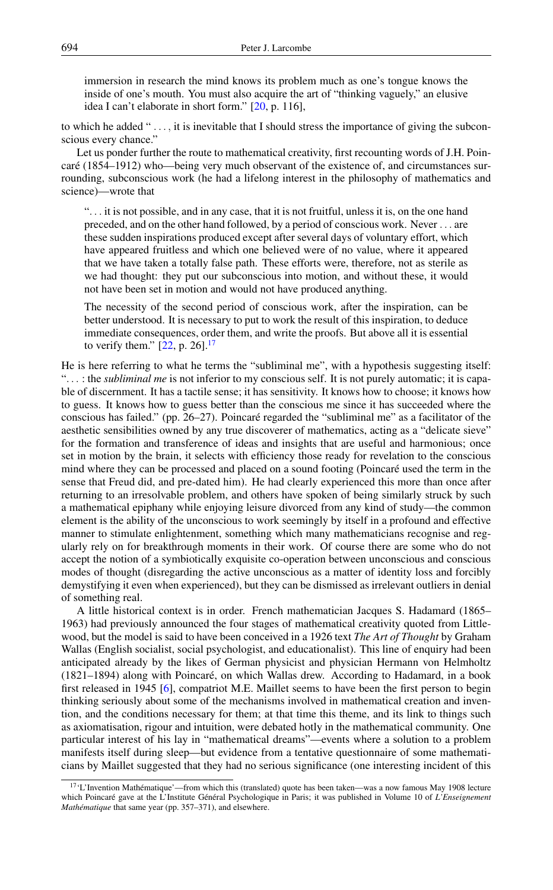immersion in research the mind knows its problem much as one's tongue knows the inside of one's mouth. You must also acquire the art of "thinking vaguely," an elusive idea I can't elaborate in short form." [20, p. 116],

to which he added " . . . , it is inevitable that I should stress the importance of giving the subconscious every chance."

Let us ponder further the route to mathematical creativity, first recounting words of J.H. Poincaré (1854–1912) who—being very much observant of the existence of, and circumstances surrounding, subconscious work (he had a lifelong interest in the philosophy of mathematics and science)—wrote that

> ". . . it is not possible, and in any case, that it is not fruitful, unless it is, on the one hand preceded, and on the other hand followed, by a period of conscious work. Never . . . are these sudden inspirations produced except after several days of voluntary effort, which have appeared fruitless and which one believed were of no value, where it appeared that we have taken a totally false path. These efforts were, therefore, not as sterile as we had thought: they put our subconscious into motion, and without these, it would not have been set in motion and would not have produced anything.
>
> The necessity of the second period of conscious work, after the inspiration, can be better understood. It is necessary to put to work the result of this inspiration, to deduce immediate consequences, order them, and write the proofs. But above all it is essential to verify them." [22, p. 26].[17]

He is here referring to what he terms the "subliminal me", with a hypothesis suggesting itself: ". . . : the *subliminal me* is not inferior to my conscious self. It is not purely automatic; it is capable of discernment. It has a tactile sense; it has sensitivity. It knows how to choose; it knows how to guess. It knows how to guess better than the conscious me since it has succeeded where the conscious has failed." (pp. 26–27). Poincaré regarded the "subliminal me" as a facilitator of the aesthetic sensibilities owned by any true discoverer of mathematics, acting as a "delicate sieve" for the formation and transference of ideas and insights that are useful and harmonious; once set in motion by the brain, it selects with efficiency those ready for revelation to the conscious mind where they can be processed and placed on a sound footing (Poincaré used the term in the sense that Freud did, and pre-dated him). He had clearly experienced this more than once after returning to an irresolvable problem, and others have spoken of being similarly struck by such a mathematical epiphany while enjoying leisure divorced from any kind of study—the common element is the ability of the unconscious to work seemingly by itself in a profound and effective manner to stimulate enlightenment, something which many mathematicians recognise and regularly rely on for breakthrough moments in their work. Of course there are some who do not accept the notion of a symbiotically exquisite co-operation between unconscious and conscious modes of thought (disregarding the active unconscious as a matter of identity loss and forcibly demystifying it even when experienced), but they can be dismissed as irrelevant outliers in denial of something real.

A little historical context is in order. French mathematician Jacques S. Hadamard (1865–1963) had previously announced the four stages of mathematical creativity quoted from Littlewood, but the model is said to have been conceived in a 1926 text *The Art of Thought* by Graham Wallas (English socialist, social psychologist, and educationalist). This line of enquiry had been anticipated already by the likes of German physicist and physician Hermann von Helmholtz (1821–1894) along with Poincaré, on which Wallas drew. According to Hadamard, in a book first released in 1945 [6], compatriot M.E. Maillet seems to have been the first person to begin thinking seriously about some of the mechanisms involved in mathematical creation and invention, and the conditions necessary for them; at that time this theme, and its link to things such as axiomatisation, rigour and intuition, were debated hotly in the mathematical community. One particular interest of his lay in "mathematical dreams"—events where a solution to a problem manifests itself during sleep—but evidence from a tentative questionnaire of some mathematicians by Maillet suggested that they had no serious significance (one interesting incident of this

---

[17] 'L'Invention Mathématique'—from which this (translated) quote has been taken—was a now famous May 1908 lecture which Poincaré gave at the L'Institute Général Psychologique in Paris; it was published in Volume 10 of *L'Enseignement Mathématique* that same year (pp. 357–371), and elsewhere.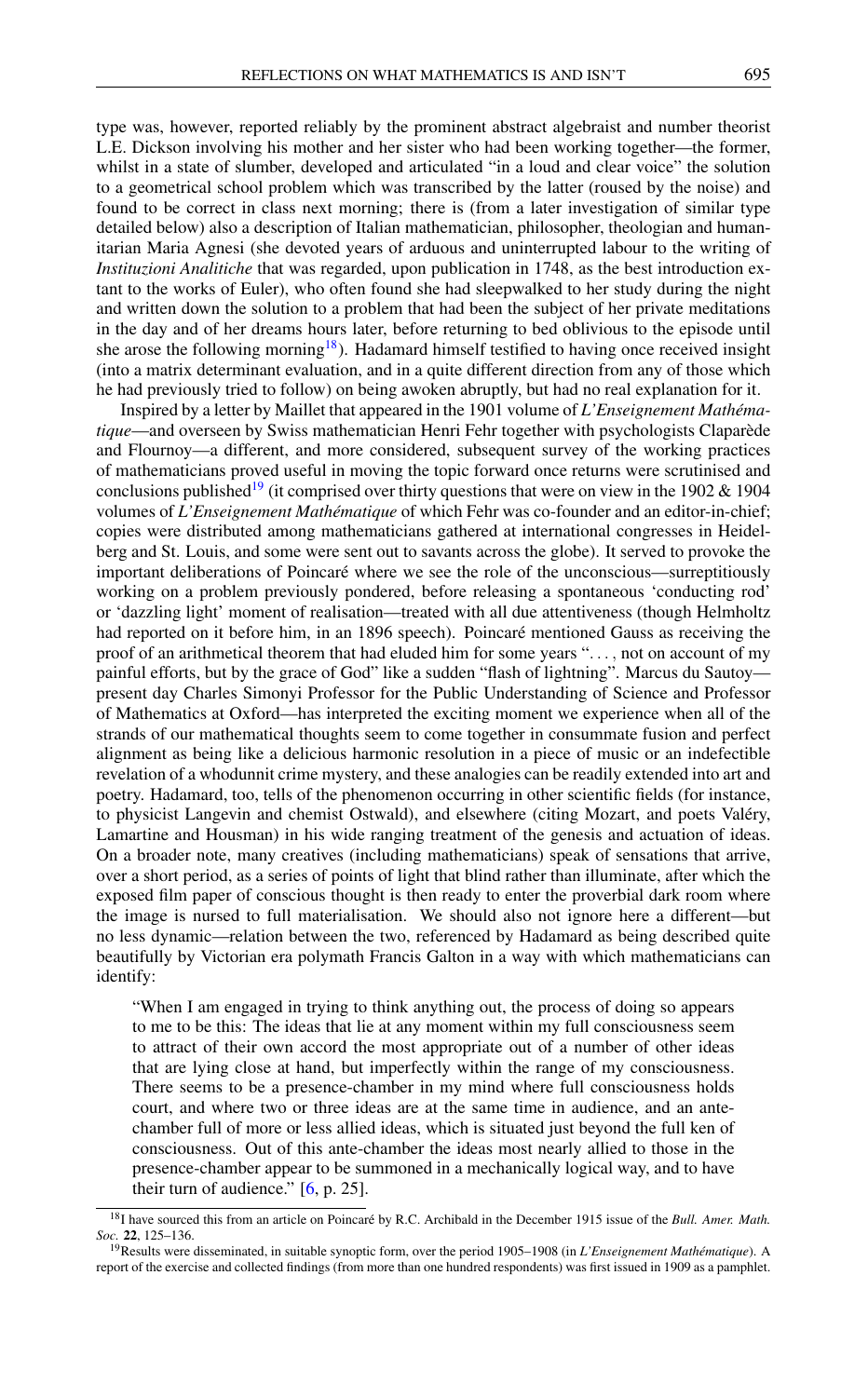type was, however, reported reliably by the prominent abstract algebraist and number theorist L.E. Dickson involving his mother and her sister who had been working together—the former, whilst in a state of slumber, developed and articulated "in a loud and clear voice" the solution to a geometrical school problem which was transcribed by the latter (roused by the noise) and found to be correct in class next morning; there is (from a later investigation of similar type detailed below) also a description of Italian mathematician, philosopher, theologian and humanitarian Maria Agnesi (she devoted years of arduous and uninterrupted labour to the writing of *Instituzioni Analitiche* that was regarded, upon publication in 1748, as the best introduction extant to the works of Euler), who often found she had sleepwalked to her study during the night and written down the solution to a problem that had been the subject of her private meditations in the day and of her dreams hours later, before returning to bed oblivious to the episode until she arose the following morning[18]). Hadamard himself testified to having once received insight (into a matrix determinant evaluation, and in a quite different direction from any of those which he had previously tried to follow) on being awoken abruptly, but had no real explanation for it.

Inspired by a letter by Maillet that appeared in the 1901 volume of *L'Enseignement Mathématique*—and overseen by Swiss mathematician Henri Fehr together with psychologists Claparède and Flournoy—a different, and more considered, subsequent survey of the working practices of mathematicians proved useful in moving the topic forward once returns were scrutinised and conclusions published[19] (it comprised over thirty questions that were on view in the 1902 & 1904 volumes of *L'Enseignement Mathématique* of which Fehr was co-founder and an editor-in-chief; copies were distributed among mathematicians gathered at international congresses in Heidelberg and St. Louis, and some were sent out to savants across the globe). It served to provoke the important deliberations of Poincaré where we see the role of the unconscious—surreptitiously working on a problem previously pondered, before releasing a spontaneous 'conducting rod' or 'dazzling light' moment of realisation—treated with all due attentiveness (though Helmholtz had reported on it before him, in an 1896 speech). Poincaré mentioned Gauss as receiving the proof of an arithmetical theorem that had eluded him for some years "..., not on account of my painful efforts, but by the grace of God" like a sudden "flash of lightning". Marcus du Sautoy—present day Charles Simonyi Professor for the Public Understanding of Science and Professor of Mathematics at Oxford—has interpreted the exciting moment we experience when all of the strands of our mathematical thoughts seem to come together in consummate fusion and perfect alignment as being like a delicious harmonic resolution in a piece of music or an indefectible revelation of a whodunnit crime mystery, and these analogies can be readily extended into art and poetry. Hadamard, too, tells of the phenomenon occurring in other scientific fields (for instance, to physicist Langevin and chemist Ostwald), and elsewhere (citing Mozart, and poets Valéry, Lamartine and Housman) in his wide ranging treatment of the genesis and actuation of ideas. On a broader note, many creatives (including mathematicians) speak of sensations that arrive, over a short period, as a series of points of light that blind rather than illuminate, after which the exposed film paper of conscious thought is then ready to enter the proverbial dark room where the image is nursed to full materialisation. We should also not ignore here a different—but no less dynamic—relation between the two, referenced by Hadamard as being described quite beautifully by Victorian era polymath Francis Galton in a way with which mathematicians can identify:

> "When I am engaged in trying to think anything out, the process of doing so appears to me to be this: The ideas that lie at any moment within my full consciousness seem to attract of their own accord the most appropriate out of a number of other ideas that are lying close at hand, but imperfectly within the range of my consciousness. There seems to be a presence-chamber in my mind where full consciousness holds court, and where two or three ideas are at the same time in audience, and an antechamber full of more or less allied ideas, which is situated just beyond the full ken of consciousness. Out of this ante-chamber the ideas most nearly allied to those in the presence-chamber appear to be summoned in a mechanically logical way, and to have their turn of audience." [6, p. 25].

[18] I have sourced this from an article on Poincaré by R.C. Archibald in the December 1915 issue of the *Bull. Amer. Math. Soc.* **22**, 125–136.

[19] Results were disseminated, in suitable synoptic form, over the period 1905–1908 (in *L'Enseignement Mathématique*). A report of the exercise and collected findings (from more than one hundred respondents) was first issued in 1909 as a pamphlet.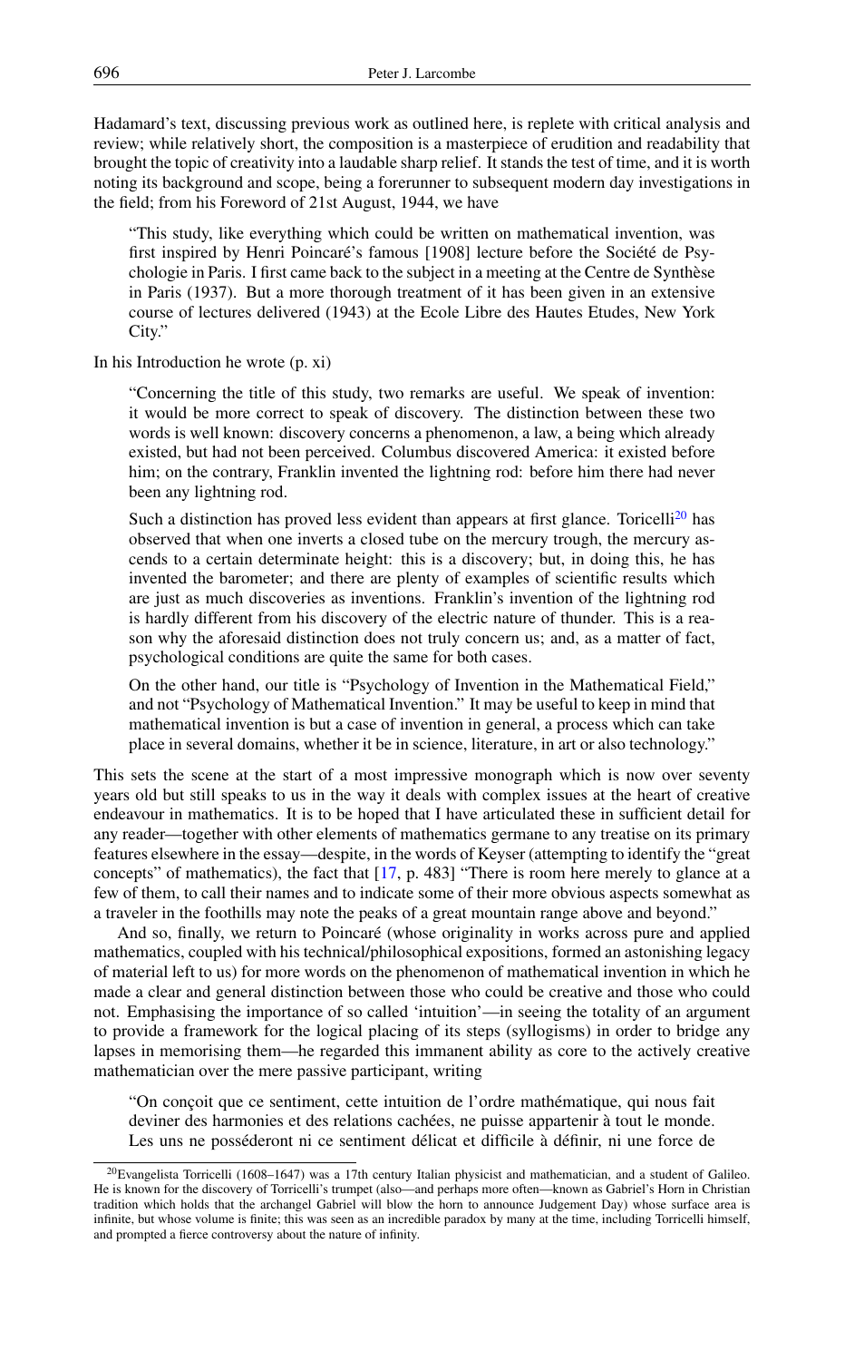Hadamard's text, discussing previous work as outlined here, is replete with critical analysis and review; while relatively short, the composition is a masterpiece of erudition and readability that brought the topic of creativity into a laudable sharp relief. It stands the test of time, and it is worth noting its background and scope, being a forerunner to subsequent modern day investigations in the field; from his Foreword of 21st August, 1944, we have

> "This study, like everything which could be written on mathematical invention, was first inspired by Henri Poincaré's famous [1908] lecture before the Société de Psychologie in Paris. I first came back to the subject in a meeting at the Centre de Synthèse in Paris (1937). But a more thorough treatment of it has been given in an extensive course of lectures delivered (1943) at the Ecole Libre des Hautes Etudes, New York City."

In his Introduction he wrote (p. xi)

> "Concerning the title of this study, two remarks are useful. We speak of invention: it would be more correct to speak of discovery. The distinction between these two words is well known: discovery concerns a phenomenon, a law, a being which already existed, but had not been perceived. Columbus discovered America: it existed before him; on the contrary, Franklin invented the lightning rod: before him there had never been any lightning rod.
>
> Such a distinction has proved less evident than appears at first glance. Toricelli[20] has observed that when one inverts a closed tube on the mercury trough, the mercury ascends to a certain determinate height: this is a discovery; but, in doing this, he has invented the barometer; and there are plenty of examples of scientific results which are just as much discoveries as inventions. Franklin's invention of the lightning rod is hardly different from his discovery of the electric nature of thunder. This is a reason why the aforesaid distinction does not truly concern us; and, as a matter of fact, psychological conditions are quite the same for both cases.
>
> On the other hand, our title is "Psychology of Invention in the Mathematical Field," and not "Psychology of Mathematical Invention." It may be useful to keep in mind that mathematical invention is but a case of invention in general, a process which can take place in several domains, whether it be in science, literature, in art or also technology."

This sets the scene at the start of a most impressive monograph which is now over seventy years old but still speaks to us in the way it deals with complex issues at the heart of creative endeavour in mathematics. It is to be hoped that I have articulated these in sufficient detail for any reader—together with other elements of mathematics germane to any treatise on its primary features elsewhere in the essay—despite, in the words of Keyser (attempting to identify the "great concepts" of mathematics), the fact that [17, p. 483] "There is room here merely to glance at a few of them, to call their names and to indicate some of their more obvious aspects somewhat as a traveler in the foothills may note the peaks of a great mountain range above and beyond."

And so, finally, we return to Poincaré (whose originality in works across pure and applied mathematics, coupled with his technical/philosophical expositions, formed an astonishing legacy of material left to us) for more words on the phenomenon of mathematical invention in which he made a clear and general distinction between those who could be creative and those who could not. Emphasising the importance of so called 'intuition'—in seeing the totality of an argument to provide a framework for the logical placing of its steps (syllogisms) in order to bridge any lapses in memorising them—he regarded this immanent ability as core to the actively creative mathematician over the mere passive participant, writing

> "On conçoit que ce sentiment, cette intuition de l'ordre mathématique, qui nous fait deviner des harmonies et des relations cachées, ne puisse appartenir à tout le monde. Les uns ne posséderont ni ce sentiment délicat et difficile à définir, ni une force de

[20] Evangelista Torricelli (1608–1647) was a 17th century Italian physicist and mathematician, and a student of Galileo. He is known for the discovery of Torricelli's trumpet (also—and perhaps more often—known as Gabriel's Horn in Christian tradition which holds that the archangel Gabriel will blow the horn to announce Judgement Day) whose surface area is infinite, but whose volume is finite; this was seen as an incredible paradox by many at the time, including Torricelli himself, and prompted a fierce controversy about the nature of infinity.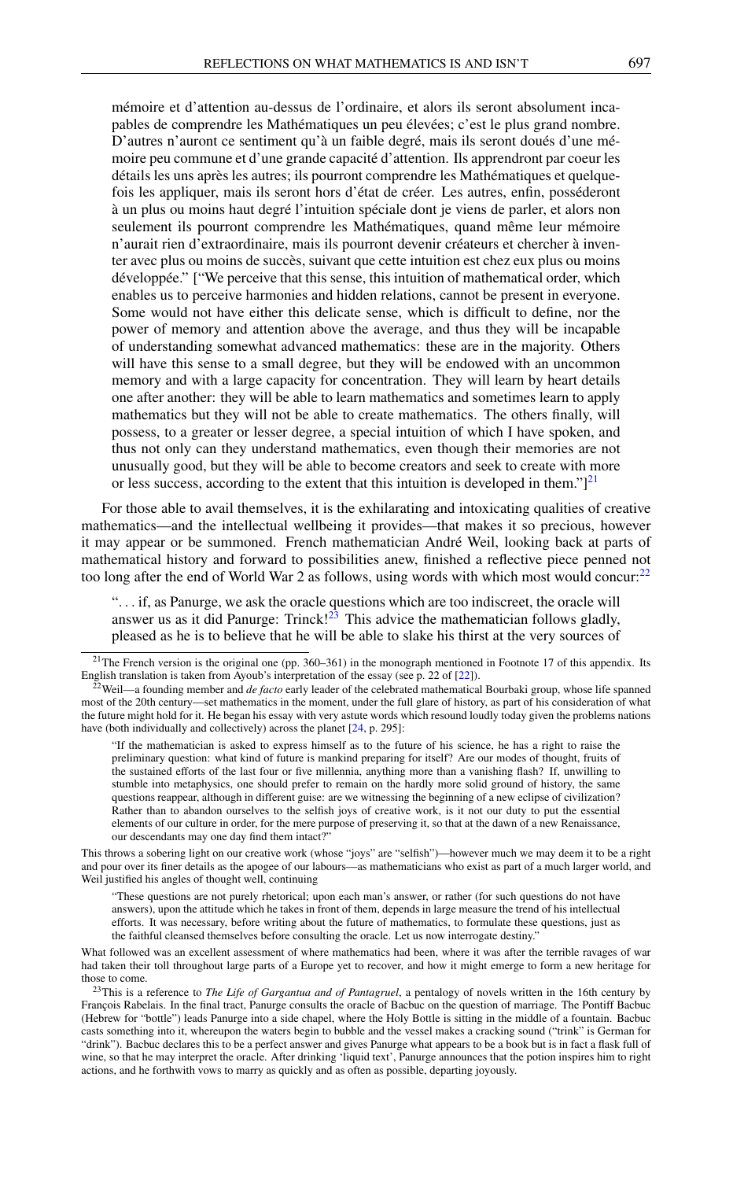> mémoire et d'attention au-dessus de l'ordinaire, et alors ils seront absolument incapables de comprendre les Mathématiques un peu élevées; c'est le plus grand nombre. D'autres n'auront ce sentiment qu'à un faible degré, mais ils seront doués d'une mémoire peu commune et d'une grande capacité d'attention. Ils apprendront par coeur les détails les uns après les autres; ils pourront comprendre les Mathématiques et quelquefois les appliquer, mais ils seront hors d'état de créer. Les autres, enfin, posséderont à un plus ou moins haut degré l'intuition spéciale dont je viens de parler, et alors non seulement ils pourront comprendre les Mathématiques, quand même leur mémoire n'aurait rien d'extraordinaire, mais ils pourront devenir créateurs et chercher à inventer avec plus ou moins de succès, suivant que cette intuition est chez eux plus ou moins développée." ["We perceive that this sense, this intuition of mathematical order, which enables us to perceive harmonies and hidden relations, cannot be present in everyone. Some would not have either this delicate sense, which is difficult to define, nor the power of memory and attention above the average, and thus they will be incapable of understanding somewhat advanced mathematics: these are in the majority. Others will have this sense to a small degree, but they will be endowed with an uncommon memory and with a large capacity for concentration. They will learn by heart details one after another: they will be able to learn mathematics and sometimes learn to apply mathematics but they will not be able to create mathematics. The others finally, will possess, to a greater or lesser degree, a special intuition of which I have spoken, and thus not only can they understand mathematics, even though their memories are not unusually good, but they will be able to become creators and seek to create with more or less success, according to the extent that this intuition is developed in them."][21]

For those able to avail themselves, it is the exhilarating and intoxicating qualities of creative mathematics—and the intellectual wellbeing it provides—that makes it so precious, however it may appear or be summoned. French mathematician André Weil, looking back at parts of mathematical history and forward to possibilities anew, finished a reflective piece penned not too long after the end of World War 2 as follows, using words with which most would concur:[22]

> ". . . if, as Panurge, we ask the oracle questions which are too indiscreet, the oracle will answer us as it did Panurge: Trinck![23] This advice the mathematician follows gladly, pleased as he is to believe that he will be able to slake his thirst at the very sources of

---

[21] The French version is the original one (pp. 360–361) in the monograph mentioned in Footnote 17 of this appendix. Its English translation is taken from Ayoub's interpretation of the essay (see p. 22 of [22]).

[22] Weil—a founding member and *de facto* early leader of the celebrated mathematical Bourbaki group, whose life spanned most of the 20th century—set mathematics in the moment, under the full glare of history, as part of his consideration of what the future might hold for it. He began his essay with very astute words which resound loudly today given the problems nations have (both individually and collectively) across the planet [24, p. 295]:

> "If the mathematician is asked to express himself as to the future of his science, he has a right to raise the preliminary question: what kind of future is mankind preparing for itself? Are our modes of thought, fruits of the sustained efforts of the last four or five millennia, anything more than a vanishing flash? If, unwilling to stumble into metaphysics, one should prefer to remain on the hardly more solid ground of history, the same questions reappear, although in different guise: are we witnessing the beginning of a new eclipse of civilization? Rather than to abandon ourselves to the selfish joys of creative work, is it not our duty to put the essential elements of our culture in order, for the mere purpose of preserving it, so that at the dawn of a new Renaissance, our descendants may one day find them intact?"

This throws a sobering light on our creative work (whose "joys" are "selfish")—however much we may deem it to be a right and pour over its finer details as the apogee of our labours—as mathematicians who exist as part of a much larger world, and Weil justified his angles of thought well, continuing

> "These questions are not purely rhetorical; upon each man's answer, or rather (for such questions do not have answers), upon the attitude which he takes in front of them, depends in large measure the trend of his intellectual efforts. It was necessary, before writing about the future of mathematics, to formulate these questions, just as the faithful cleansed themselves before consulting the oracle. Let us now interrogate destiny."

What followed was an excellent assessment of where mathematics had been, where it was after the terrible ravages of war had taken their toll throughout large parts of a Europe yet to recover, and how it might emerge to form a new heritage for those to come.

[23] This is a reference to *The Life of Gargantua and of Pantagruel*, a pentalogy of novels written in the 16th century by François Rabelais. In the final tract, Panurge consults the oracle of Bacbuc on the question of marriage. The Pontiff Bacbuc (Hebrew for "bottle") leads Panurge into a side chapel, where the Holy Bottle is sitting in the middle of a fountain. Bacbuc casts something into it, whereupon the waters begin to bubble and the vessel makes a cracking sound ("trink" is German for "drink"). Bacbuc declares this to be a perfect answer and gives Panurge what appears to be a book but is in fact a flask full of wine, so that he may interpret the oracle. After drinking 'liquid text', Panurge announces that the potion inspires him to right actions, and he forthwith vows to marry as quickly and as often as possible, departing joyously.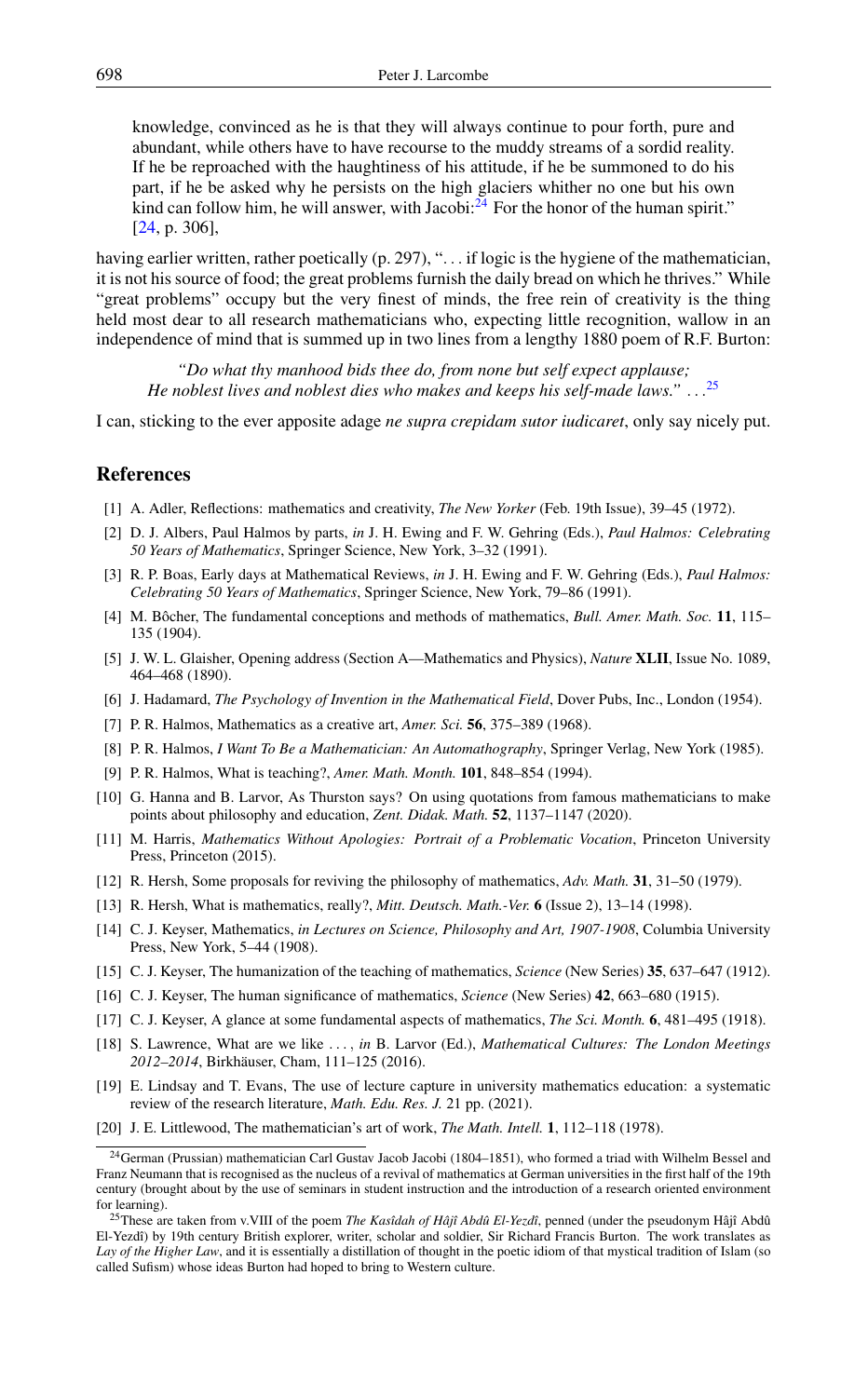> knowledge, convinced as he is that they will always continue to pour forth, pure and abundant, while others have to have recourse to the muddy streams of a sordid reality. If he be reproached with the haughtiness of his attitude, if he be summoned to do his part, if he be asked why he persists on the high glaciers whither no one but his own kind can follow him, he will answer, with Jacobi:[24] For the honor of the human spirit." [24, p. 306],

having earlier written, rather poetically (p. 297), "... if logic is the hygiene of the mathematician, it is not his source of food; the great problems furnish the daily bread on which he thrives." While "great problems" occupy but the very finest of minds, the free rein of creativity is the thing held most dear to all research mathematicians who, expecting little recognition, wallow in an independence of mind that is summed up in two lines from a lengthy 1880 poem of R.F. Burton:

> *"Do what thy manhood bids thee do, from none but self expect applause;*
> *He noblest lives and noblest dies who makes and keeps his self-made laws."* ...[25]

I can, sticking to the ever apposite adage *ne supra crepidam sutor iudicaret*, only say nicely put.

## References

[1] A. Adler, Reflections: mathematics and creativity, *The New Yorker* (Feb. 19th Issue), 39–45 (1972).

[2] D. J. Albers, Paul Halmos by parts, *in* J. H. Ewing and F. W. Gehring (Eds.), *Paul Halmos: Celebrating 50 Years of Mathematics*, Springer Science, New York, 3–32 (1991).

[3] R. P. Boas, Early days at Mathematical Reviews, *in* J. H. Ewing and F. W. Gehring (Eds.), *Paul Halmos: Celebrating 50 Years of Mathematics*, Springer Science, New York, 79–86 (1991).

[4] M. Bôcher, The fundamental conceptions and methods of mathematics, *Bull. Amer. Math. Soc.* **11**, 115–135 (1904).

[5] J. W. L. Glaisher, Opening address (Section A—Mathematics and Physics), *Nature* **XLII**, Issue No. 1089, 464–468 (1890).

[6] J. Hadamard, *The Psychology of Invention in the Mathematical Field*, Dover Pubs, Inc., London (1954).

[7] P. R. Halmos, Mathematics as a creative art, *Amer. Sci.* **56**, 375–389 (1968).

[8] P. R. Halmos, *I Want To Be a Mathematician: An Automathography*, Springer Verlag, New York (1985).

[9] P. R. Halmos, What is teaching?, *Amer. Math. Month.* **101**, 848–854 (1994).

[10] G. Hanna and B. Larvor, As Thurston says? On using quotations from famous mathematicians to make points about philosophy and education, *Zent. Didak. Math.* **52**, 1137–1147 (2020).

[11] M. Harris, *Mathematics Without Apologies: Portrait of a Problematic Vocation*, Princeton University Press, Princeton (2015).

[12] R. Hersh, Some proposals for reviving the philosophy of mathematics, *Adv. Math.* **31**, 31–50 (1979).

[13] R. Hersh, What is mathematics, really?, *Mitt. Deutsch. Math.-Ver.* **6** (Issue 2), 13–14 (1998).

[14] C. J. Keyser, Mathematics, *in Lectures on Science, Philosophy and Art, 1907-1908*, Columbia University Press, New York, 5–44 (1908).

[15] C. J. Keyser, The humanization of the teaching of mathematics, *Science* (New Series) **35**, 637–647 (1912).

[16] C. J. Keyser, The human significance of mathematics, *Science* (New Series) **42**, 663–680 (1915).

[17] C. J. Keyser, A glance at some fundamental aspects of mathematics, *The Sci. Month.* **6**, 481–495 (1918).

[18] S. Lawrence, What are we like ..., *in* B. Larvor (Ed.), *Mathematical Cultures: The London Meetings 2012–2014*, Birkhäuser, Cham, 111–125 (2016).

[19] E. Lindsay and T. Evans, The use of lecture capture in university mathematics education: a systematic review of the research literature, *Math. Edu. Res. J.* 21 pp. (2021).

[20] J. E. Littlewood, The mathematician's art of work, *The Math. Intell.* **1**, 112–118 (1978).

---

[24] German (Prussian) mathematician Carl Gustav Jacob Jacobi (1804–1851), who formed a triad with Wilhelm Bessel and Franz Neumann that is recognised as the nucleus of a revival of mathematics at German universities in the first half of the 19th century (brought about by the use of seminars in student instruction and the introduction of a research oriented environment for learning).

[25] These are taken from v.VIII of the poem *The Kasîdah of Hâjî Abdû El-Yezdî*, penned (under the pseudonym Hâjî Abdû El-Yezdî) by 19th century British explorer, writer, scholar and soldier, Sir Richard Francis Burton. The work translates as *Lay of the Higher Law*, and it is essentially a distillation of thought in the poetic idiom of that mystical tradition of Islam (so called Sufism) whose ideas Burton had hoped to bring to Western culture.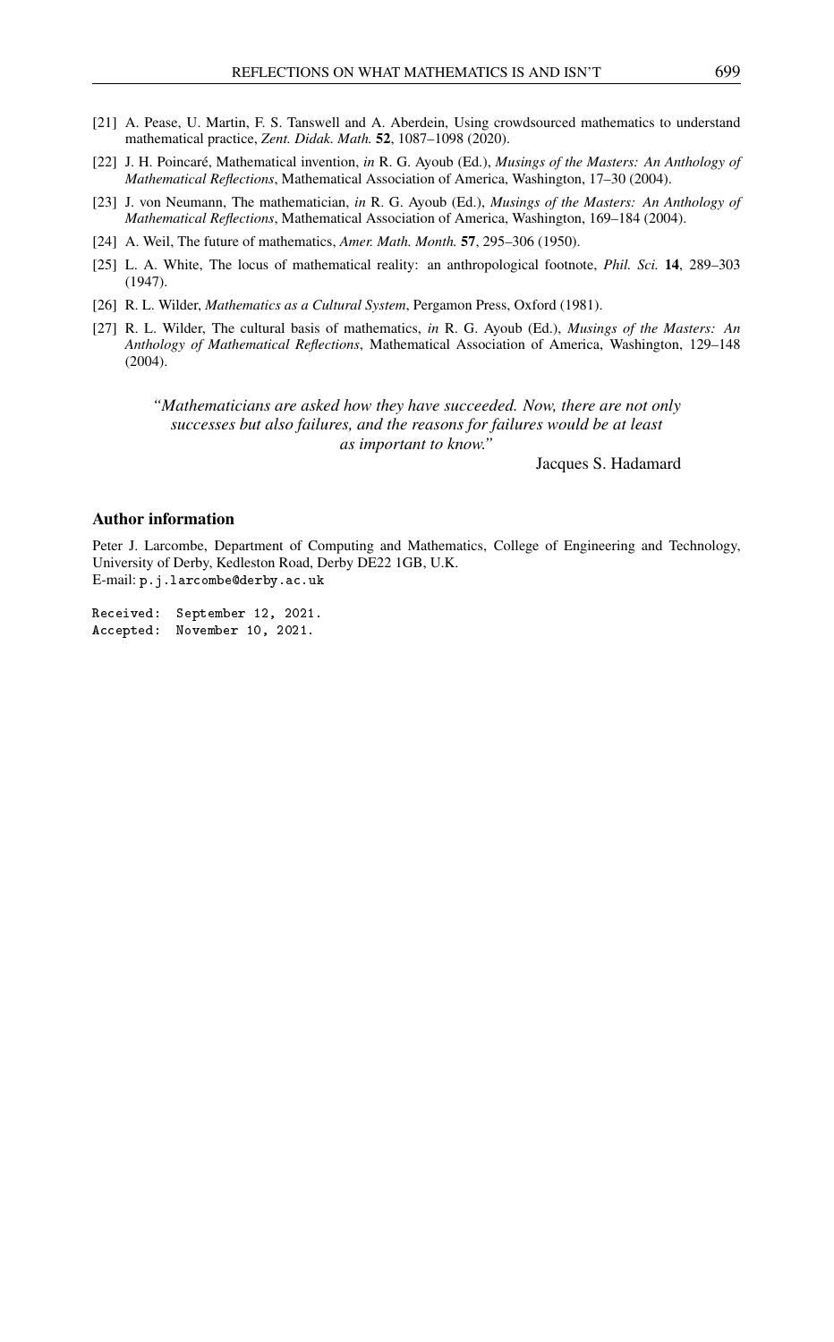[21] A. Pease, U. Martin, F. S. Tanswell and A. Aberdein, Using crowdsourced mathematics to understand mathematical practice, *Zent. Didak. Math.* **52**, 1087–1098 (2020).

[22] J. H. Poincaré, Mathematical invention, *in* R. G. Ayoub (Ed.), *Musings of the Masters: An Anthology of Mathematical Reflections*, Mathematical Association of America, Washington, 17–30 (2004).

[23] J. von Neumann, The mathematician, *in* R. G. Ayoub (Ed.), *Musings of the Masters: An Anthology of Mathematical Reflections*, Mathematical Association of America, Washington, 169–184 (2004).

[24] A. Weil, The future of mathematics, *Amer. Math. Month.* **57**, 295–306 (1950).

[25] L. A. White, The locus of mathematical reality: an anthropological footnote, *Phil. Sci.* **14**, 289–303 (1947).

[26] R. L. Wilder, *Mathematics as a Cultural System*, Pergamon Press, Oxford (1981).

[27] R. L. Wilder, The cultural basis of mathematics, *in* R. G. Ayoub (Ed.), *Musings of the Masters: An Anthology of Mathematical Reflections*, Mathematical Association of America, Washington, 129–148 (2004).

*"Mathematicians are asked how they have succeeded. Now, there are not only successes but also failures, and the reasons for failures would be at least as important to know."*

Jacques S. Hadamard

### Author information

Peter J. Larcombe, Department of Computing and Mathematics, College of Engineering and Technology, University of Derby, Kedleston Road, Derby DE22 1GB, U.K.
E-mail: p.j.larcombe@derby.ac.uk

Received: September 12, 2021.
Accepted: November 10, 2021.